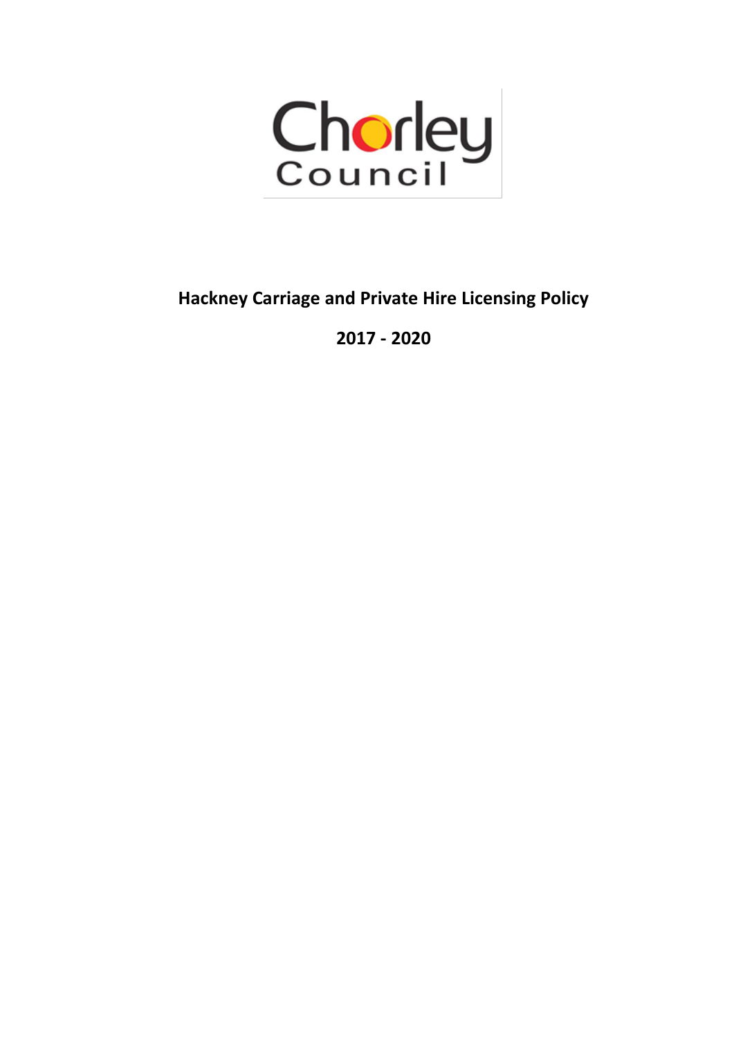Chorley Council

# Hackney Carriage and Private Hire Licensing Policy

## 2017 - 2020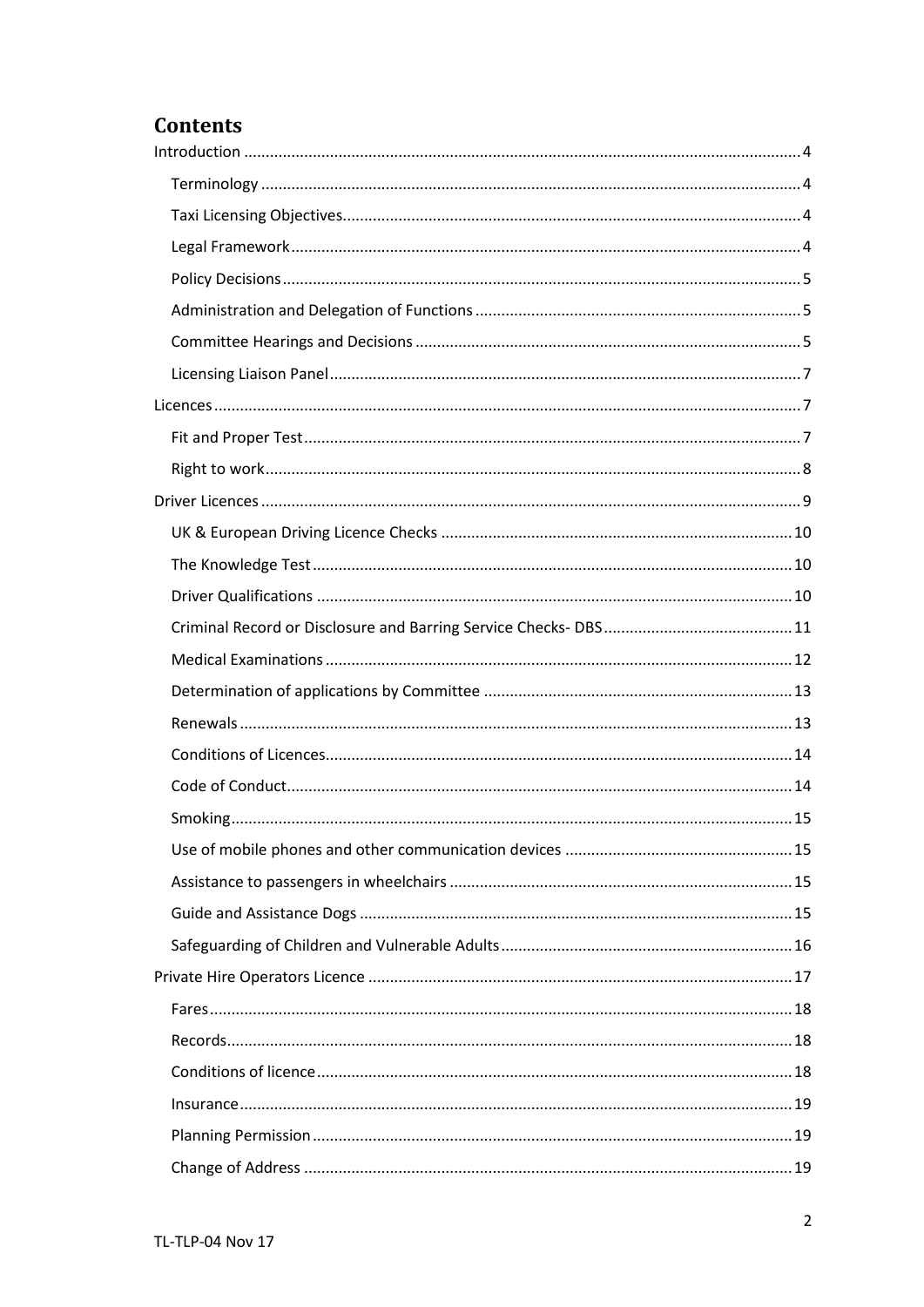## Contents

- Introduction ... 4
  - Terminology ... 4
  - Taxi Licensing Objectives ... 4
  - Legal Framework ... 4
  - Policy Decisions ... 5
  - Administration and Delegation of Functions ... 5
  - Committee Hearings and Decisions ... 5
  - Licensing Liaison Panel ... 7
- Licences ... 7
  - Fit and Proper Test ... 7
  - Right to work ... 8
- Driver Licences ... 9
  - UK & European Driving Licence Checks ... 10
  - The Knowledge Test ... 10
  - Driver Qualifications ... 10
  - Criminal Record or Disclosure and Barring Service Checks- DBS ... 11
  - Medical Examinations ... 12
  - Determination of applications by Committee ... 13
  - Renewals ... 13
  - Conditions of Licences ... 14
  - Code of Conduct ... 14
  - Smoking ... 15
  - Use of mobile phones and other communication devices ... 15
  - Assistance to passengers in wheelchairs ... 15
  - Guide and Assistance Dogs ... 15
  - Safeguarding of Children and Vulnerable Adults ... 16
- Private Hire Operators Licence ... 17
  - Fares ... 18
  - Records ... 18
  - Conditions of licence ... 18
  - Insurance ... 19
  - Planning Permission ... 19
  - Change of Address ... 19

TL-TLP-04 Nov 17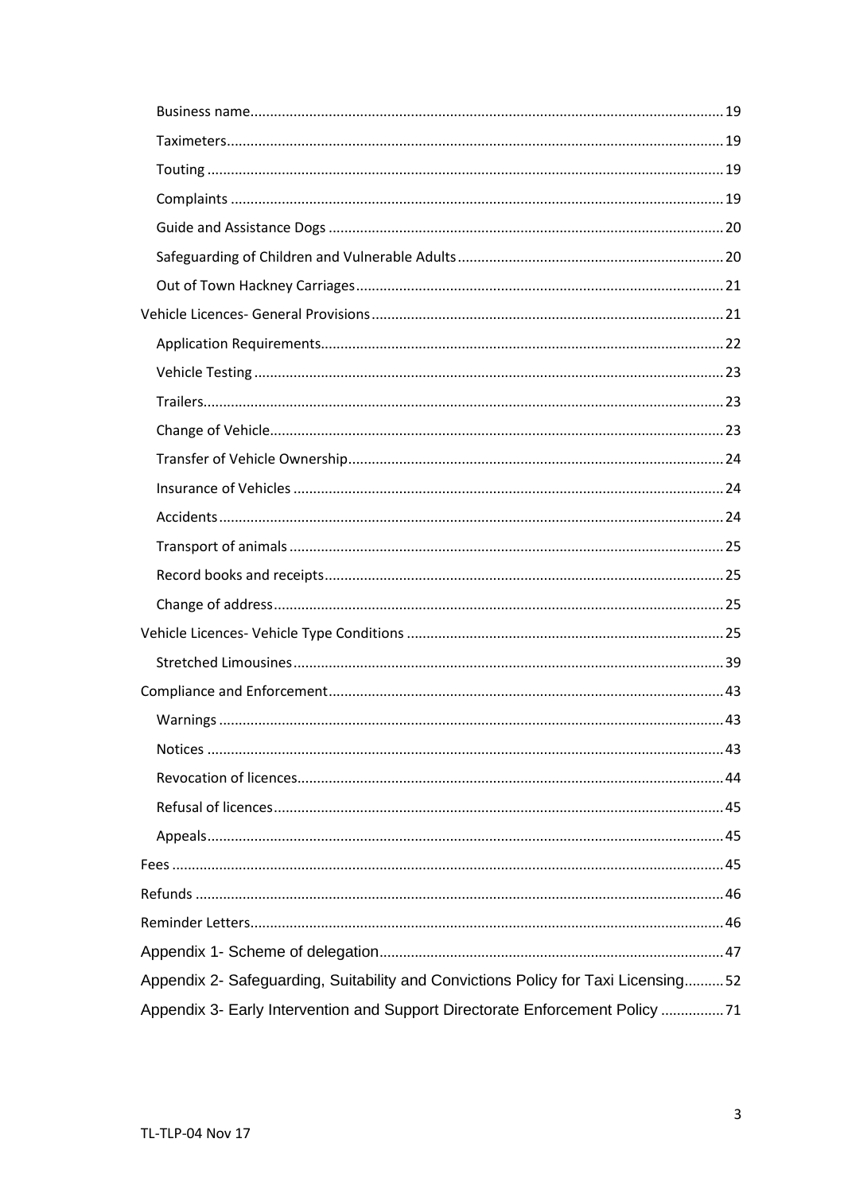- Business name ... 19
- Taximeters ... 19
- Touting ... 19
- Complaints ... 19
- Guide and Assistance Dogs ... 20
- Safeguarding of Children and Vulnerable Adults ... 20
- Out of Town Hackney Carriages ... 21

Vehicle Licences- General Provisions ... 21

- Application Requirements ... 22
- Vehicle Testing ... 23
- Trailers ... 23
- Change of Vehicle ... 23
- Transfer of Vehicle Ownership ... 24
- Insurance of Vehicles ... 24
- Accidents ... 24
- Transport of animals ... 25
- Record books and receipts ... 25
- Change of address ... 25

Vehicle Licences- Vehicle Type Conditions ... 25

- Stretched Limousines ... 39

Compliance and Enforcement ... 43

- Warnings ... 43
- Notices ... 43
- Revocation of licences ... 44
- Refusal of licences ... 45
- Appeals ... 45

Fees ... 45

Refunds ... 46

Reminder Letters ... 46

Appendix 1- Scheme of delegation ... 47

Appendix 2- Safeguarding, Suitability and Convictions Policy for Taxi Licensing ... 52

Appendix 3- Early Intervention and Support Directorate Enforcement Policy ... 71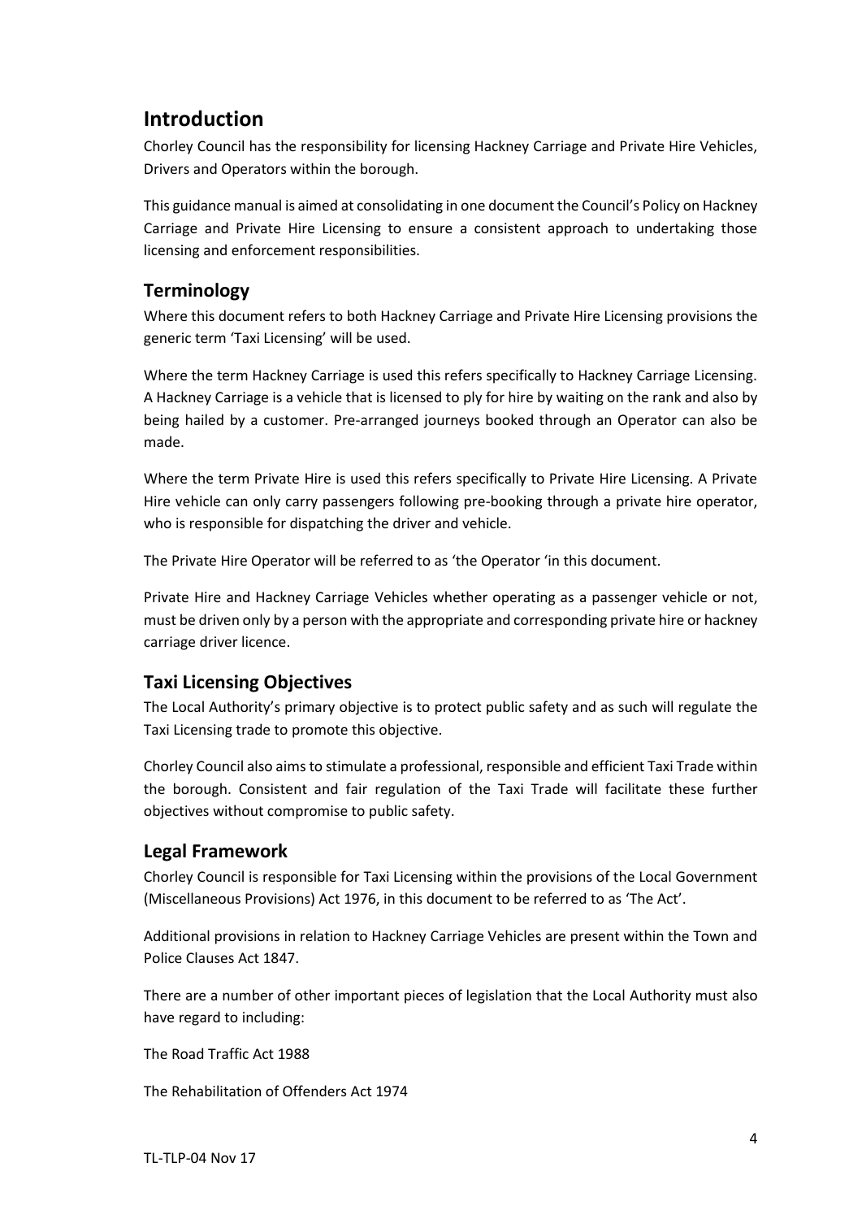## Introduction

Chorley Council has the responsibility for licensing Hackney Carriage and Private Hire Vehicles, Drivers and Operators within the borough.

This guidance manual is aimed at consolidating in one document the Council's Policy on Hackney Carriage and Private Hire Licensing to ensure a consistent approach to undertaking those licensing and enforcement responsibilities.

### Terminology

Where this document refers to both Hackney Carriage and Private Hire Licensing provisions the generic term 'Taxi Licensing' will be used.

Where the term Hackney Carriage is used this refers specifically to Hackney Carriage Licensing. A Hackney Carriage is a vehicle that is licensed to ply for hire by waiting on the rank and also by being hailed by a customer. Pre-arranged journeys booked through an Operator can also be made.

Where the term Private Hire is used this refers specifically to Private Hire Licensing. A Private Hire vehicle can only carry passengers following pre-booking through a private hire operator, who is responsible for dispatching the driver and vehicle.

The Private Hire Operator will be referred to as 'the Operator 'in this document.

Private Hire and Hackney Carriage Vehicles whether operating as a passenger vehicle or not, must be driven only by a person with the appropriate and corresponding private hire or hackney carriage driver licence.

### Taxi Licensing Objectives

The Local Authority's primary objective is to protect public safety and as such will regulate the Taxi Licensing trade to promote this objective.

Chorley Council also aims to stimulate a professional, responsible and efficient Taxi Trade within the borough. Consistent and fair regulation of the Taxi Trade will facilitate these further objectives without compromise to public safety.

### Legal Framework

Chorley Council is responsible for Taxi Licensing within the provisions of the Local Government (Miscellaneous Provisions) Act 1976, in this document to be referred to as 'The Act'.

Additional provisions in relation to Hackney Carriage Vehicles are present within the Town and Police Clauses Act 1847.

There are a number of other important pieces of legislation that the Local Authority must also have regard to including:

The Road Traffic Act 1988

The Rehabilitation of Offenders Act 1974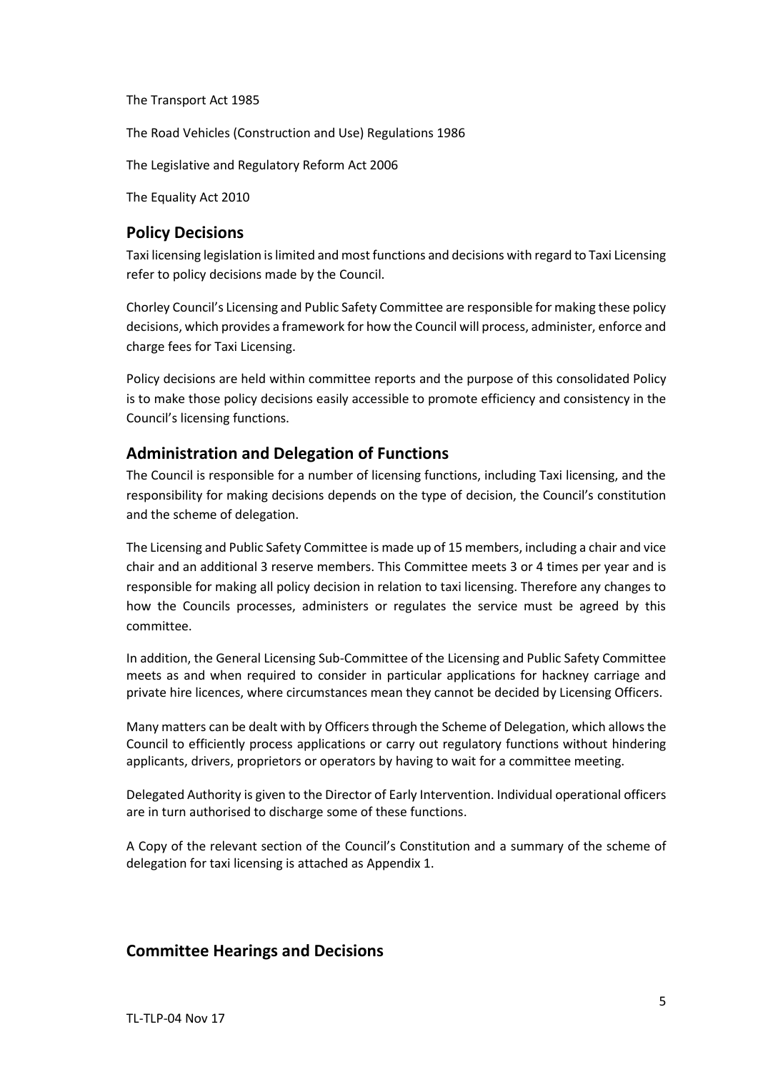The Transport Act 1985

The Road Vehicles (Construction and Use) Regulations 1986

The Legislative and Regulatory Reform Act 2006

The Equality Act 2010

## Policy Decisions

Taxi licensing legislation is limited and most functions and decisions with regard to Taxi Licensing refer to policy decisions made by the Council.

Chorley Council's Licensing and Public Safety Committee are responsible for making these policy decisions, which provides a framework for how the Council will process, administer, enforce and charge fees for Taxi Licensing.

Policy decisions are held within committee reports and the purpose of this consolidated Policy is to make those policy decisions easily accessible to promote efficiency and consistency in the Council's licensing functions.

## Administration and Delegation of Functions

The Council is responsible for a number of licensing functions, including Taxi licensing, and the responsibility for making decisions depends on the type of decision, the Council's constitution and the scheme of delegation.

The Licensing and Public Safety Committee is made up of 15 members, including a chair and vice chair and an additional 3 reserve members. This Committee meets 3 or 4 times per year and is responsible for making all policy decision in relation to taxi licensing. Therefore any changes to how the Councils processes, administers or regulates the service must be agreed by this committee.

In addition, the General Licensing Sub-Committee of the Licensing and Public Safety Committee meets as and when required to consider in particular applications for hackney carriage and private hire licences, where circumstances mean they cannot be decided by Licensing Officers.

Many matters can be dealt with by Officers through the Scheme of Delegation, which allows the Council to efficiently process applications or carry out regulatory functions without hindering applicants, drivers, proprietors or operators by having to wait for a committee meeting.

Delegated Authority is given to the Director of Early Intervention. Individual operational officers are in turn authorised to discharge some of these functions.

A Copy of the relevant section of the Council's Constitution and a summary of the scheme of delegation for taxi licensing is attached as Appendix 1.

## Committee Hearings and Decisions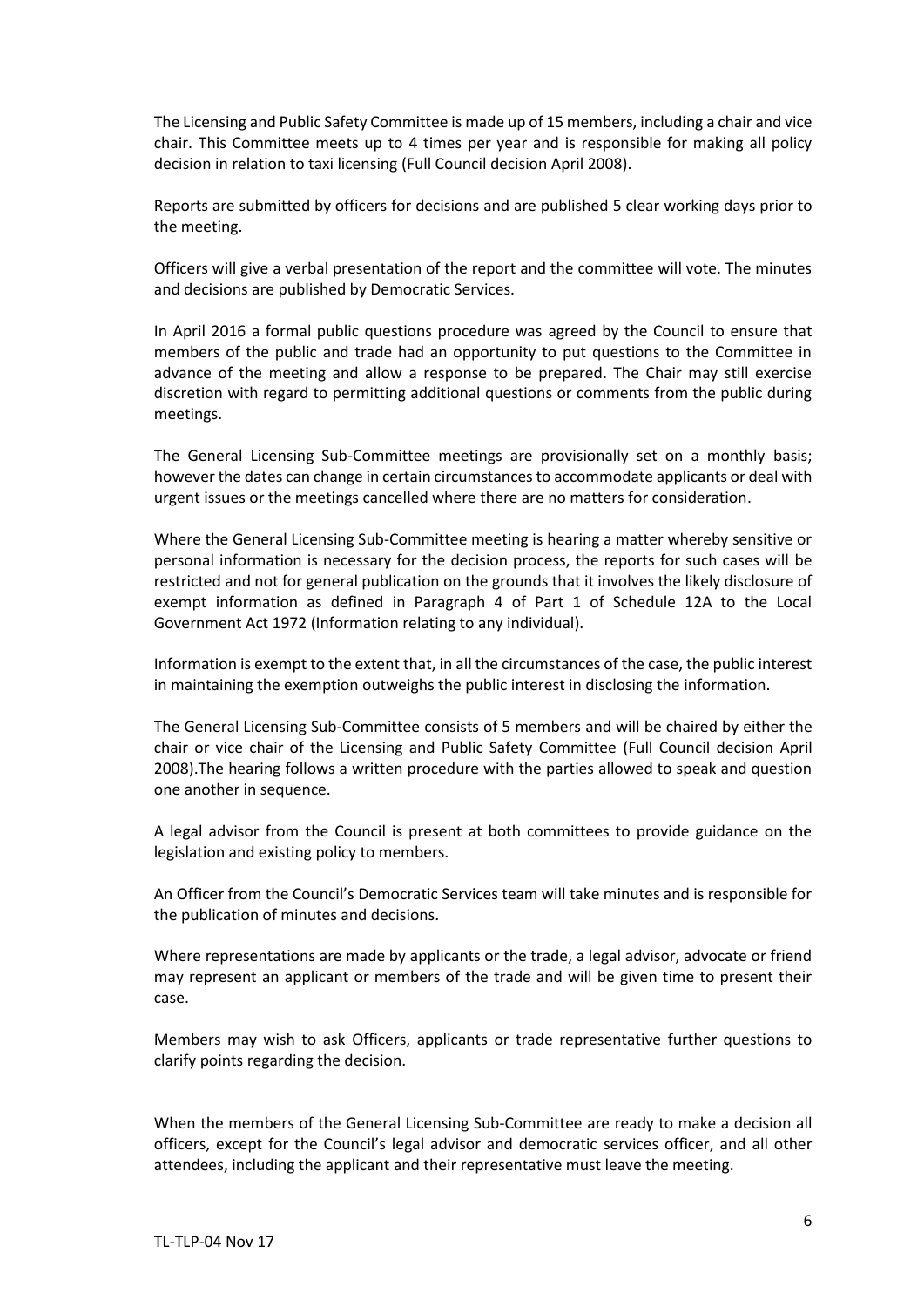The Licensing and Public Safety Committee is made up of 15 members, including a chair and vice chair. This Committee meets up to 4 times per year and is responsible for making all policy decision in relation to taxi licensing (Full Council decision April 2008).

Reports are submitted by officers for decisions and are published 5 clear working days prior to the meeting.

Officers will give a verbal presentation of the report and the committee will vote. The minutes and decisions are published by Democratic Services.

In April 2016 a formal public questions procedure was agreed by the Council to ensure that members of the public and trade had an opportunity to put questions to the Committee in advance of the meeting and allow a response to be prepared. The Chair may still exercise discretion with regard to permitting additional questions or comments from the public during meetings.

The General Licensing Sub-Committee meetings are provisionally set on a monthly basis; however the dates can change in certain circumstances to accommodate applicants or deal with urgent issues or the meetings cancelled where there are no matters for consideration.

Where the General Licensing Sub-Committee meeting is hearing a matter whereby sensitive or personal information is necessary for the decision process, the reports for such cases will be restricted and not for general publication on the grounds that it involves the likely disclosure of exempt information as defined in Paragraph 4 of Part 1 of Schedule 12A to the Local Government Act 1972 (Information relating to any individual).

Information is exempt to the extent that, in all the circumstances of the case, the public interest in maintaining the exemption outweighs the public interest in disclosing the information.

The General Licensing Sub-Committee consists of 5 members and will be chaired by either the chair or vice chair of the Licensing and Public Safety Committee (Full Council decision April 2008).The hearing follows a written procedure with the parties allowed to speak and question one another in sequence.

A legal advisor from the Council is present at both committees to provide guidance on the legislation and existing policy to members.

An Officer from the Council's Democratic Services team will take minutes and is responsible for the publication of minutes and decisions.

Where representations are made by applicants or the trade, a legal advisor, advocate or friend may represent an applicant or members of the trade and will be given time to present their case.

Members may wish to ask Officers, applicants or trade representative further questions to clarify points regarding the decision.

When the members of the General Licensing Sub-Committee are ready to make a decision all officers, except for the Council's legal advisor and democratic services officer, and all other attendees, including the applicant and their representative must leave the meeting.

TL-TLP-04 Nov 17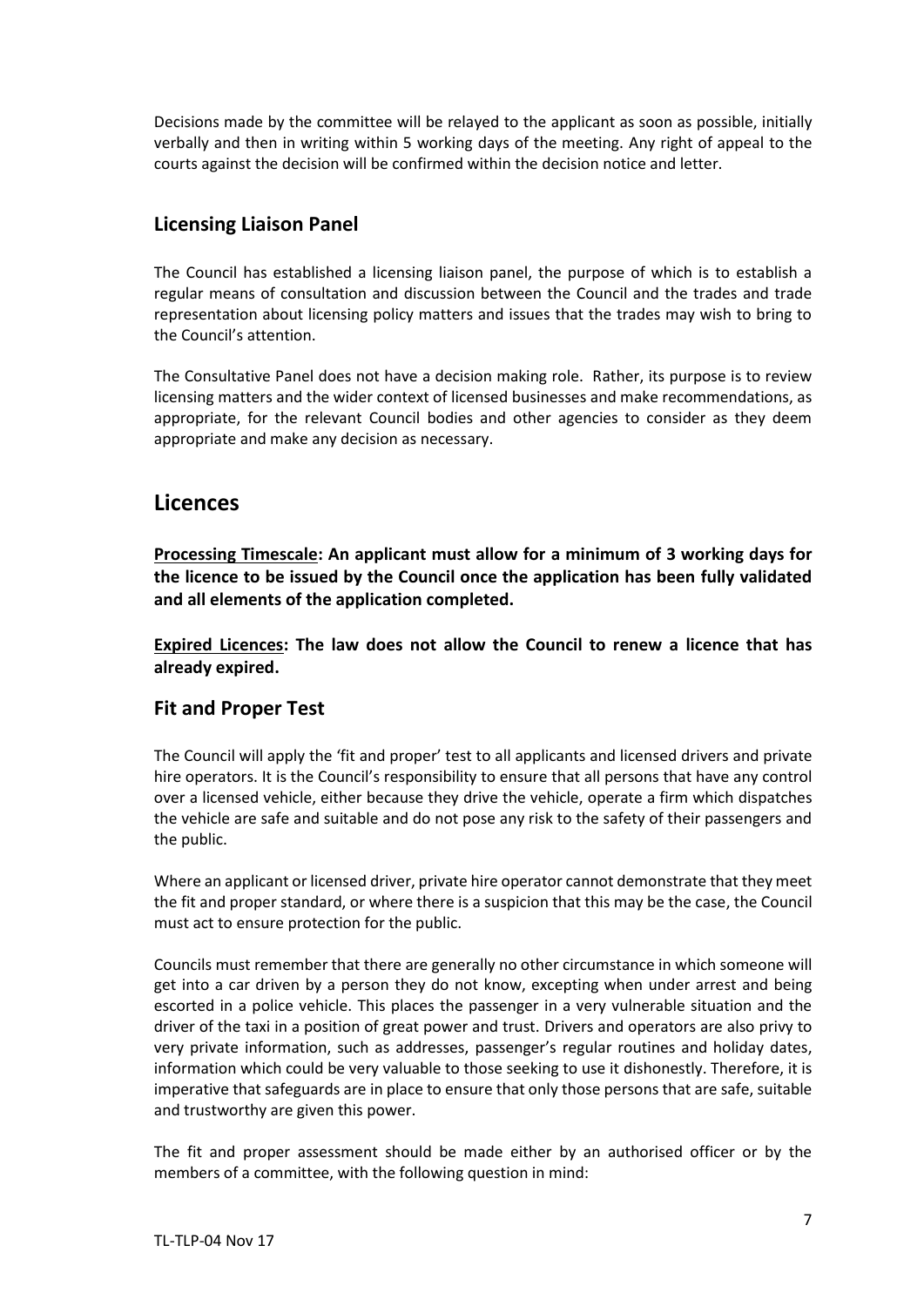Decisions made by the committee will be relayed to the applicant as soon as possible, initially verbally and then in writing within 5 working days of the meeting. Any right of appeal to the courts against the decision will be confirmed within the decision notice and letter.

## Licensing Liaison Panel

The Council has established a licensing liaison panel, the purpose of which is to establish a regular means of consultation and discussion between the Council and the trades and trade representation about licensing policy matters and issues that the trades may wish to bring to the Council's attention.

The Consultative Panel does not have a decision making role. Rather, its purpose is to review licensing matters and the wider context of licensed businesses and make recommendations, as appropriate, for the relevant Council bodies and other agencies to consider as they deem appropriate and make any decision as necessary.

# Licences

**Processing Timescale: An applicant must allow for a minimum of 3 working days for the licence to be issued by the Council once the application has been fully validated and all elements of the application completed.**

**Expired Licences: The law does not allow the Council to renew a licence that has already expired.**

## Fit and Proper Test

The Council will apply the 'fit and proper' test to all applicants and licensed drivers and private hire operators. It is the Council's responsibility to ensure that all persons that have any control over a licensed vehicle, either because they drive the vehicle, operate a firm which dispatches the vehicle are safe and suitable and do not pose any risk to the safety of their passengers and the public.

Where an applicant or licensed driver, private hire operator cannot demonstrate that they meet the fit and proper standard, or where there is a suspicion that this may be the case, the Council must act to ensure protection for the public.

Councils must remember that there are generally no other circumstance in which someone will get into a car driven by a person they do not know, excepting when under arrest and being escorted in a police vehicle. This places the passenger in a very vulnerable situation and the driver of the taxi in a position of great power and trust. Drivers and operators are also privy to very private information, such as addresses, passenger's regular routines and holiday dates, information which could be very valuable to those seeking to use it dishonestly. Therefore, it is imperative that safeguards are in place to ensure that only those persons that are safe, suitable and trustworthy are given this power.

The fit and proper assessment should be made either by an authorised officer or by the members of a committee, with the following question in mind: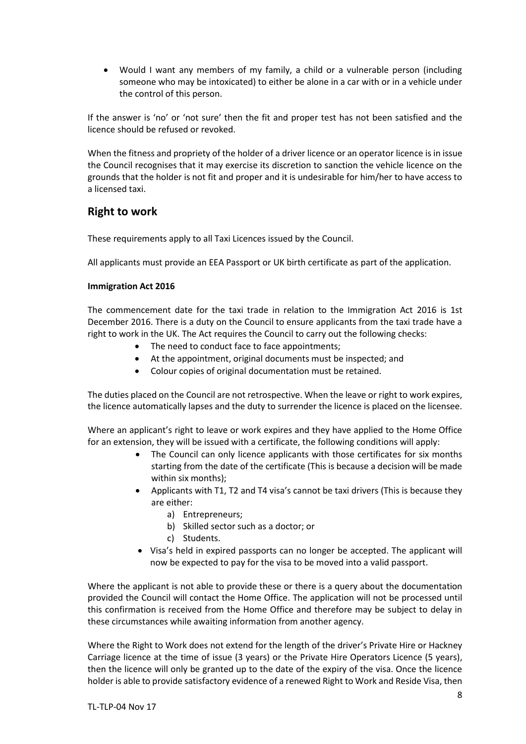- Would I want any members of my family, a child or a vulnerable person (including someone who may be intoxicated) to either be alone in a car with or in a vehicle under the control of this person.

If the answer is 'no' or 'not sure' then the fit and proper test has not been satisfied and the licence should be refused or revoked.

When the fitness and propriety of the holder of a driver licence or an operator licence is in issue the Council recognises that it may exercise its discretion to sanction the vehicle licence on the grounds that the holder is not fit and proper and it is undesirable for him/her to have access to a licensed taxi.

## Right to work

These requirements apply to all Taxi Licences issued by the Council.

All applicants must provide an EEA Passport or UK birth certificate as part of the application.

**Immigration Act 2016**

The commencement date for the taxi trade in relation to the Immigration Act 2016 is 1st December 2016. There is a duty on the Council to ensure applicants from the taxi trade have a right to work in the UK. The Act requires the Council to carry out the following checks:

- The need to conduct face to face appointments;
- At the appointment, original documents must be inspected; and
- Colour copies of original documentation must be retained.

The duties placed on the Council are not retrospective. When the leave or right to work expires, the licence automatically lapses and the duty to surrender the licence is placed on the licensee.

Where an applicant's right to leave or work expires and they have applied to the Home Office for an extension, they will be issued with a certificate, the following conditions will apply:

- The Council can only licence applicants with those certificates for six months starting from the date of the certificate (This is because a decision will be made within six months);
- Applicants with T1, T2 and T4 visa's cannot be taxi drivers (This is because they are either:
  a) Entrepreneurs;
  b) Skilled sector such as a doctor; or
  c) Students.
- Visa's held in expired passports can no longer be accepted. The applicant will now be expected to pay for the visa to be moved into a valid passport.

Where the applicant is not able to provide these or there is a query about the documentation provided the Council will contact the Home Office. The application will not be processed until this confirmation is received from the Home Office and therefore may be subject to delay in these circumstances while awaiting information from another agency.

Where the Right to Work does not extend for the length of the driver's Private Hire or Hackney Carriage licence at the time of issue (3 years) or the Private Hire Operators Licence (5 years), then the licence will only be granted up to the date of the expiry of the visa. Once the licence holder is able to provide satisfactory evidence of a renewed Right to Work and Reside Visa, then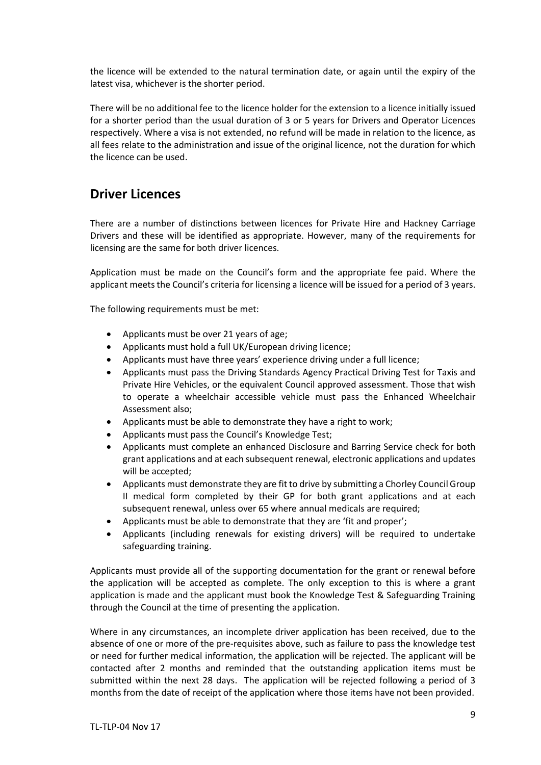the licence will be extended to the natural termination date, or again until the expiry of the latest visa, whichever is the shorter period.

There will be no additional fee to the licence holder for the extension to a licence initially issued for a shorter period than the usual duration of 3 or 5 years for Drivers and Operator Licences respectively. Where a visa is not extended, no refund will be made in relation to the licence, as all fees relate to the administration and issue of the original licence, not the duration for which the licence can be used.

## Driver Licences

There are a number of distinctions between licences for Private Hire and Hackney Carriage Drivers and these will be identified as appropriate. However, many of the requirements for licensing are the same for both driver licences.

Application must be made on the Council's form and the appropriate fee paid. Where the applicant meets the Council's criteria for licensing a licence will be issued for a period of 3 years.

The following requirements must be met:

- Applicants must be over 21 years of age;
- Applicants must hold a full UK/European driving licence;
- Applicants must have three years' experience driving under a full licence;
- Applicants must pass the Driving Standards Agency Practical Driving Test for Taxis and Private Hire Vehicles, or the equivalent Council approved assessment. Those that wish to operate a wheelchair accessible vehicle must pass the Enhanced Wheelchair Assessment also;
- Applicants must be able to demonstrate they have a right to work;
- Applicants must pass the Council's Knowledge Test;
- Applicants must complete an enhanced Disclosure and Barring Service check for both grant applications and at each subsequent renewal, electronic applications and updates will be accepted;
- Applicants must demonstrate they are fit to drive by submitting a Chorley Council Group II medical form completed by their GP for both grant applications and at each subsequent renewal, unless over 65 where annual medicals are required;
- Applicants must be able to demonstrate that they are 'fit and proper';
- Applicants (including renewals for existing drivers) will be required to undertake safeguarding training.

Applicants must provide all of the supporting documentation for the grant or renewal before the application will be accepted as complete. The only exception to this is where a grant application is made and the applicant must book the Knowledge Test & Safeguarding Training through the Council at the time of presenting the application.

Where in any circumstances, an incomplete driver application has been received, due to the absence of one or more of the pre-requisites above, such as failure to pass the knowledge test or need for further medical information, the application will be rejected. The applicant will be contacted after 2 months and reminded that the outstanding application items must be submitted within the next 28 days. The application will be rejected following a period of 3 months from the date of receipt of the application where those items have not been provided.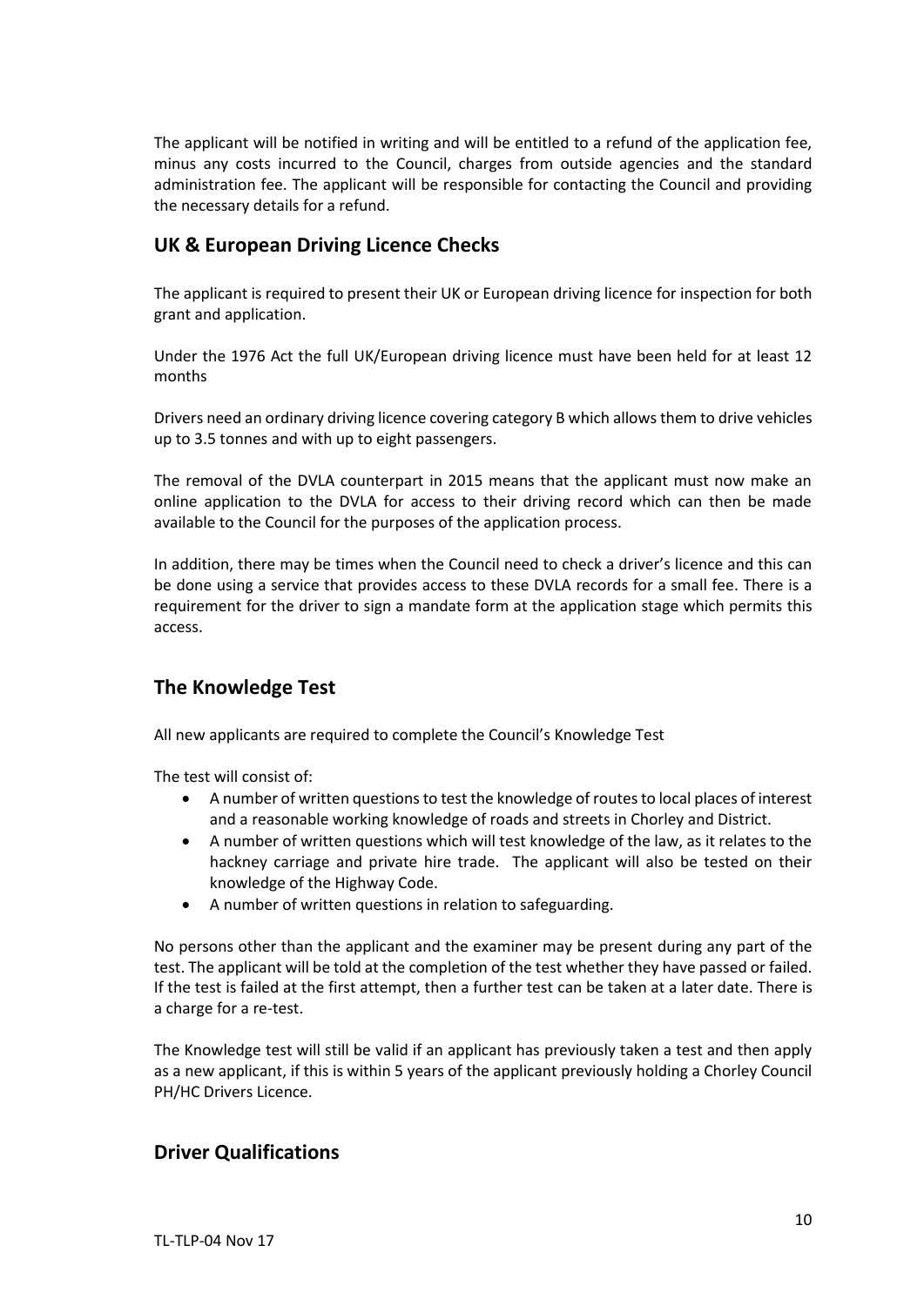The applicant will be notified in writing and will be entitled to a refund of the application fee, minus any costs incurred to the Council, charges from outside agencies and the standard administration fee. The applicant will be responsible for contacting the Council and providing the necessary details for a refund.

## UK & European Driving Licence Checks

The applicant is required to present their UK or European driving licence for inspection for both grant and application.

Under the 1976 Act the full UK/European driving licence must have been held for at least 12 months

Drivers need an ordinary driving licence covering category B which allows them to drive vehicles up to 3.5 tonnes and with up to eight passengers.

The removal of the DVLA counterpart in 2015 means that the applicant must now make an online application to the DVLA for access to their driving record which can then be made available to the Council for the purposes of the application process.

In addition, there may be times when the Council need to check a driver's licence and this can be done using a service that provides access to these DVLA records for a small fee. There is a requirement for the driver to sign a mandate form at the application stage which permits this access.

## The Knowledge Test

All new applicants are required to complete the Council's Knowledge Test

The test will consist of:

- A number of written questions to test the knowledge of routes to local places of interest and a reasonable working knowledge of roads and streets in Chorley and District.
- A number of written questions which will test knowledge of the law, as it relates to the hackney carriage and private hire trade. The applicant will also be tested on their knowledge of the Highway Code.
- A number of written questions in relation to safeguarding.

No persons other than the applicant and the examiner may be present during any part of the test. The applicant will be told at the completion of the test whether they have passed or failed. If the test is failed at the first attempt, then a further test can be taken at a later date. There is a charge for a re-test.

The Knowledge test will still be valid if an applicant has previously taken a test and then apply as a new applicant, if this is within 5 years of the applicant previously holding a Chorley Council PH/HC Drivers Licence.

## Driver Qualifications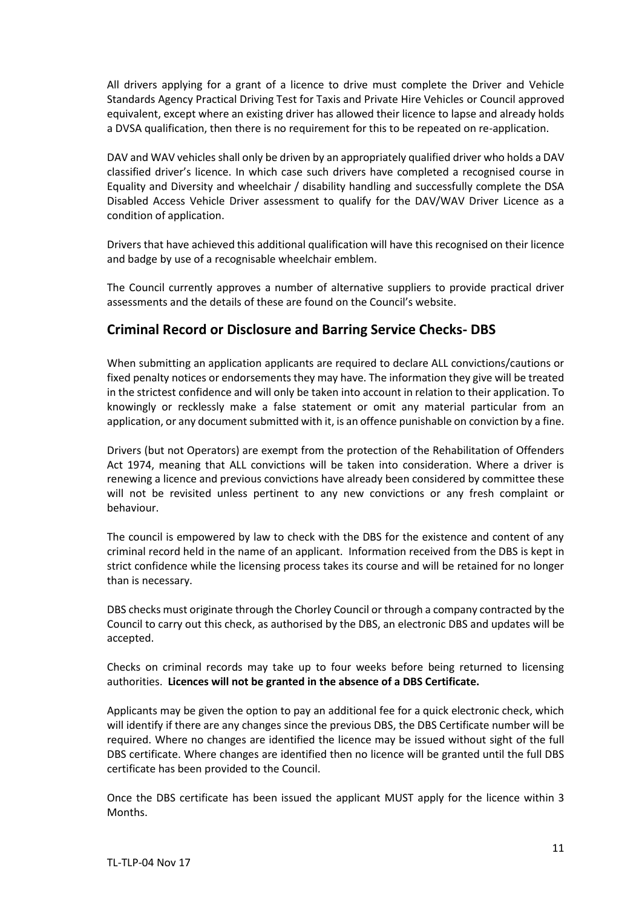All drivers applying for a grant of a licence to drive must complete the Driver and Vehicle Standards Agency Practical Driving Test for Taxis and Private Hire Vehicles or Council approved equivalent, except where an existing driver has allowed their licence to lapse and already holds a DVSA qualification, then there is no requirement for this to be repeated on re-application.

DAV and WAV vehicles shall only be driven by an appropriately qualified driver who holds a DAV classified driver's licence. In which case such drivers have completed a recognised course in Equality and Diversity and wheelchair / disability handling and successfully complete the DSA Disabled Access Vehicle Driver assessment to qualify for the DAV/WAV Driver Licence as a condition of application.

Drivers that have achieved this additional qualification will have this recognised on their licence and badge by use of a recognisable wheelchair emblem.

The Council currently approves a number of alternative suppliers to provide practical driver assessments and the details of these are found on the Council's website.

## Criminal Record or Disclosure and Barring Service Checks- DBS

When submitting an application applicants are required to declare ALL convictions/cautions or fixed penalty notices or endorsements they may have. The information they give will be treated in the strictest confidence and will only be taken into account in relation to their application. To knowingly or recklessly make a false statement or omit any material particular from an application, or any document submitted with it, is an offence punishable on conviction by a fine.

Drivers (but not Operators) are exempt from the protection of the Rehabilitation of Offenders Act 1974, meaning that ALL convictions will be taken into consideration. Where a driver is renewing a licence and previous convictions have already been considered by committee these will not be revisited unless pertinent to any new convictions or any fresh complaint or behaviour.

The council is empowered by law to check with the DBS for the existence and content of any criminal record held in the name of an applicant. Information received from the DBS is kept in strict confidence while the licensing process takes its course and will be retained for no longer than is necessary.

DBS checks must originate through the Chorley Council or through a company contracted by the Council to carry out this check, as authorised by the DBS, an electronic DBS and updates will be accepted.

Checks on criminal records may take up to four weeks before being returned to licensing authorities. **Licences will not be granted in the absence of a DBS Certificate.**

Applicants may be given the option to pay an additional fee for a quick electronic check, which will identify if there are any changes since the previous DBS, the DBS Certificate number will be required. Where no changes are identified the licence may be issued without sight of the full DBS certificate. Where changes are identified then no licence will be granted until the full DBS certificate has been provided to the Council.

Once the DBS certificate has been issued the applicant MUST apply for the licence within 3 Months.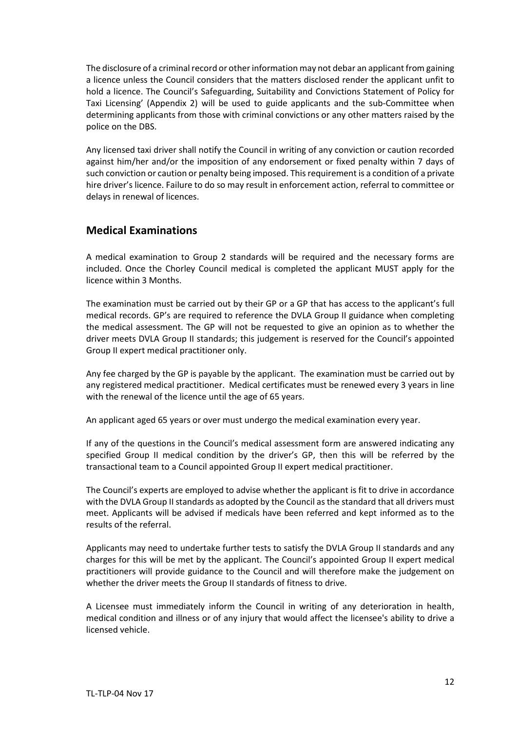The disclosure of a criminal record or other information may not debar an applicant from gaining a licence unless the Council considers that the matters disclosed render the applicant unfit to hold a licence. The Council's Safeguarding, Suitability and Convictions Statement of Policy for Taxi Licensing' (Appendix 2) will be used to guide applicants and the sub-Committee when determining applicants from those with criminal convictions or any other matters raised by the police on the DBS.

Any licensed taxi driver shall notify the Council in writing of any conviction or caution recorded against him/her and/or the imposition of any endorsement or fixed penalty within 7 days of such conviction or caution or penalty being imposed. This requirement is a condition of a private hire driver's licence. Failure to do so may result in enforcement action, referral to committee or delays in renewal of licences.

## Medical Examinations

A medical examination to Group 2 standards will be required and the necessary forms are included. Once the Chorley Council medical is completed the applicant MUST apply for the licence within 3 Months.

The examination must be carried out by their GP or a GP that has access to the applicant's full medical records. GP's are required to reference the DVLA Group II guidance when completing the medical assessment. The GP will not be requested to give an opinion as to whether the driver meets DVLA Group II standards; this judgement is reserved for the Council's appointed Group II expert medical practitioner only.

Any fee charged by the GP is payable by the applicant. The examination must be carried out by any registered medical practitioner. Medical certificates must be renewed every 3 years in line with the renewal of the licence until the age of 65 years.

An applicant aged 65 years or over must undergo the medical examination every year.

If any of the questions in the Council's medical assessment form are answered indicating any specified Group II medical condition by the driver's GP, then this will be referred by the transactional team to a Council appointed Group II expert medical practitioner.

The Council's experts are employed to advise whether the applicant is fit to drive in accordance with the DVLA Group II standards as adopted by the Council as the standard that all drivers must meet. Applicants will be advised if medicals have been referred and kept informed as to the results of the referral.

Applicants may need to undertake further tests to satisfy the DVLA Group II standards and any charges for this will be met by the applicant. The Council's appointed Group II expert medical practitioners will provide guidance to the Council and will therefore make the judgement on whether the driver meets the Group II standards of fitness to drive.

A Licensee must immediately inform the Council in writing of any deterioration in health, medical condition and illness or of any injury that would affect the licensee's ability to drive a licensed vehicle.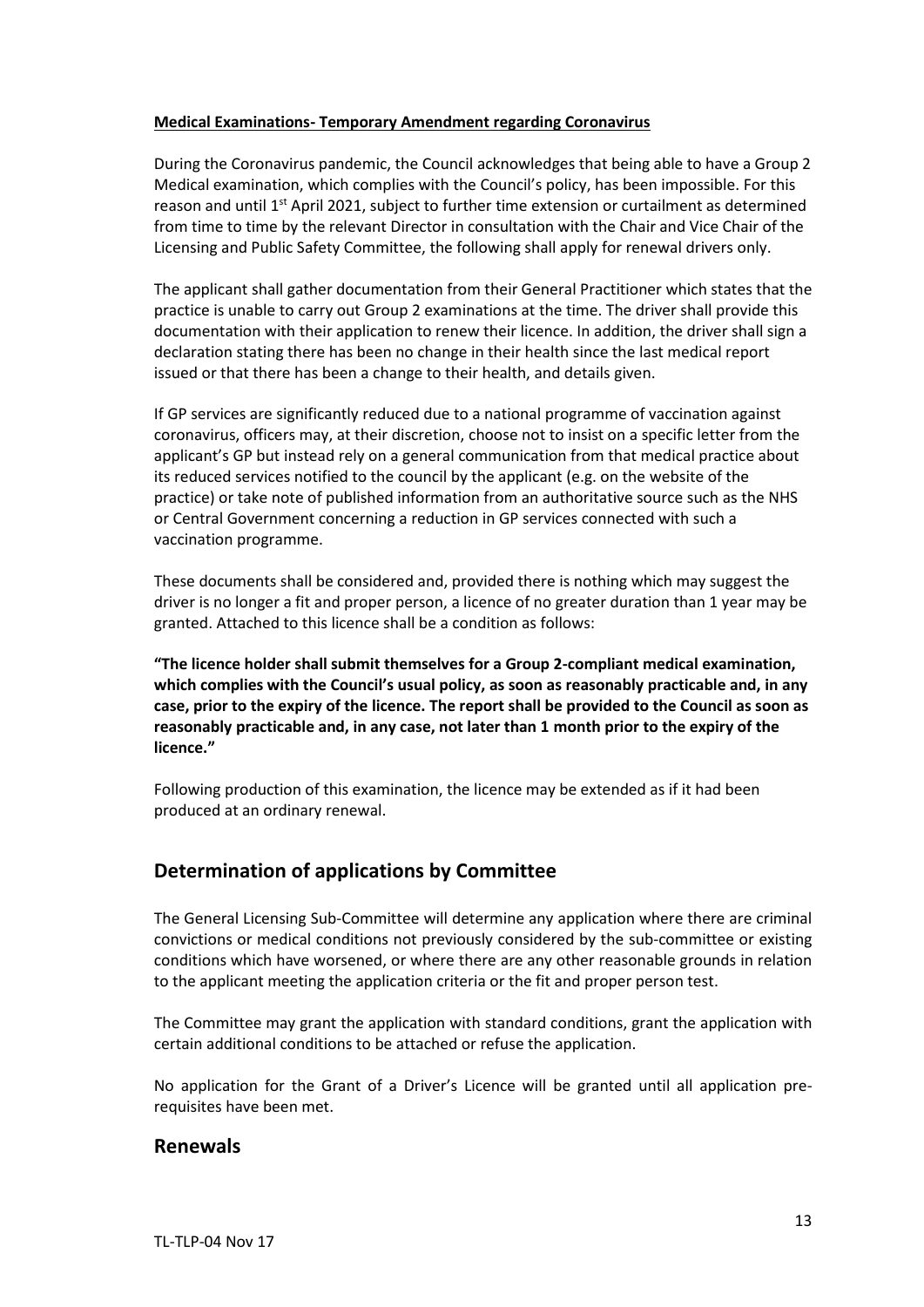**Medical Examinations- Temporary Amendment regarding Coronavirus**

During the Coronavirus pandemic, the Council acknowledges that being able to have a Group 2 Medical examination, which complies with the Council's policy, has been impossible. For this reason and until 1st April 2021, subject to further time extension or curtailment as determined from time to time by the relevant Director in consultation with the Chair and Vice Chair of the Licensing and Public Safety Committee, the following shall apply for renewal drivers only.

The applicant shall gather documentation from their General Practitioner which states that the practice is unable to carry out Group 2 examinations at the time. The driver shall provide this documentation with their application to renew their licence. In addition, the driver shall sign a declaration stating there has been no change in their health since the last medical report issued or that there has been a change to their health, and details given.

If GP services are significantly reduced due to a national programme of vaccination against coronavirus, officers may, at their discretion, choose not to insist on a specific letter from the applicant's GP but instead rely on a general communication from that medical practice about its reduced services notified to the council by the applicant (e.g. on the website of the practice) or take note of published information from an authoritative source such as the NHS or Central Government concerning a reduction in GP services connected with such a vaccination programme.

These documents shall be considered and, provided there is nothing which may suggest the driver is no longer a fit and proper person, a licence of no greater duration than 1 year may be granted. Attached to this licence shall be a condition as follows:

**"The licence holder shall submit themselves for a Group 2-compliant medical examination, which complies with the Council's usual policy, as soon as reasonably practicable and, in any case, prior to the expiry of the licence. The report shall be provided to the Council as soon as reasonably practicable and, in any case, not later than 1 month prior to the expiry of the licence."**

Following production of this examination, the licence may be extended as if it had been produced at an ordinary renewal.

## Determination of applications by Committee

The General Licensing Sub-Committee will determine any application where there are criminal convictions or medical conditions not previously considered by the sub-committee or existing conditions which have worsened, or where there are any other reasonable grounds in relation to the applicant meeting the application criteria or the fit and proper person test.

The Committee may grant the application with standard conditions, grant the application with certain additional conditions to be attached or refuse the application.

No application for the Grant of a Driver's Licence will be granted until all application pre-requisites have been met.

## Renewals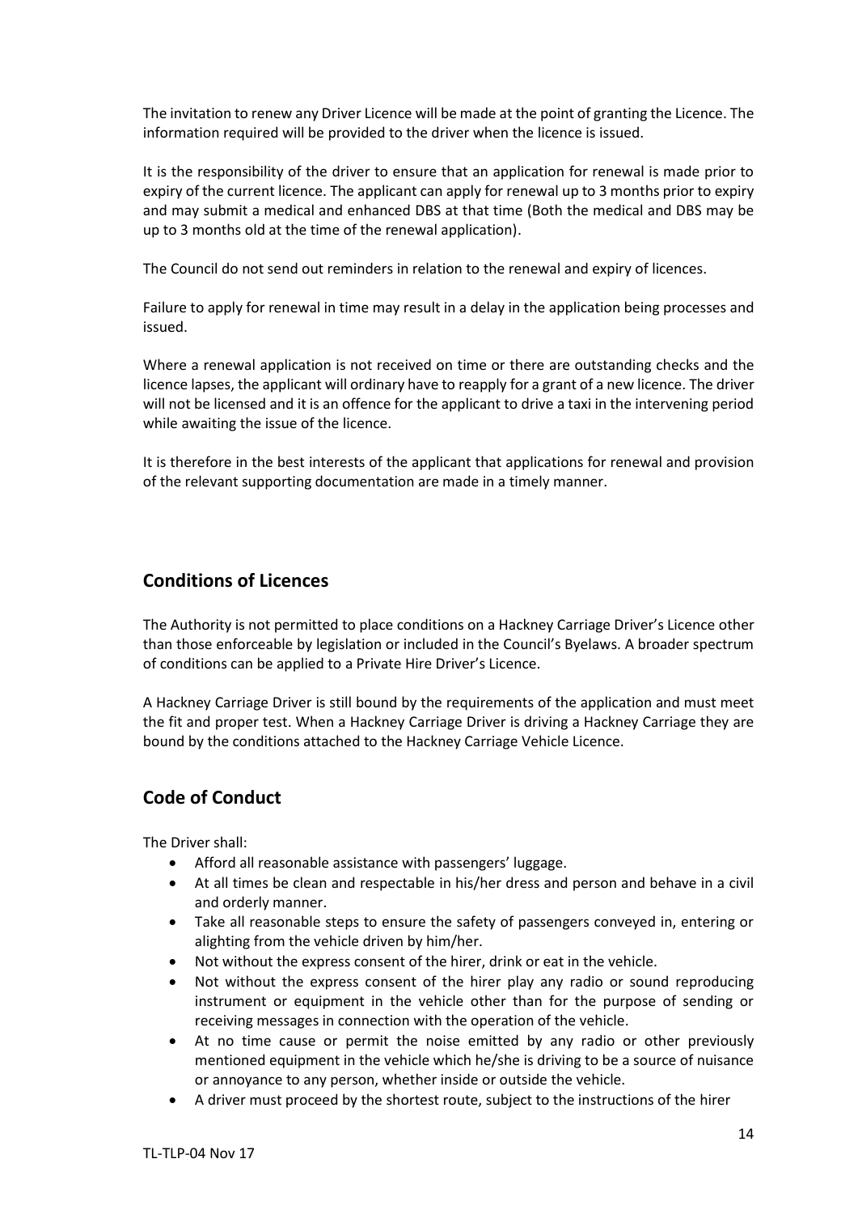The invitation to renew any Driver Licence will be made at the point of granting the Licence. The information required will be provided to the driver when the licence is issued.

It is the responsibility of the driver to ensure that an application for renewal is made prior to expiry of the current licence. The applicant can apply for renewal up to 3 months prior to expiry and may submit a medical and enhanced DBS at that time (Both the medical and DBS may be up to 3 months old at the time of the renewal application).

The Council do not send out reminders in relation to the renewal and expiry of licences.

Failure to apply for renewal in time may result in a delay in the application being processes and issued.

Where a renewal application is not received on time or there are outstanding checks and the licence lapses, the applicant will ordinary have to reapply for a grant of a new licence. The driver will not be licensed and it is an offence for the applicant to drive a taxi in the intervening period while awaiting the issue of the licence.

It is therefore in the best interests of the applicant that applications for renewal and provision of the relevant supporting documentation are made in a timely manner.

## Conditions of Licences

The Authority is not permitted to place conditions on a Hackney Carriage Driver's Licence other than those enforceable by legislation or included in the Council's Byelaws. A broader spectrum of conditions can be applied to a Private Hire Driver's Licence.

A Hackney Carriage Driver is still bound by the requirements of the application and must meet the fit and proper test. When a Hackney Carriage Driver is driving a Hackney Carriage they are bound by the conditions attached to the Hackney Carriage Vehicle Licence.

## Code of Conduct

The Driver shall:

- Afford all reasonable assistance with passengers' luggage.
- At all times be clean and respectable in his/her dress and person and behave in a civil and orderly manner.
- Take all reasonable steps to ensure the safety of passengers conveyed in, entering or alighting from the vehicle driven by him/her.
- Not without the express consent of the hirer, drink or eat in the vehicle.
- Not without the express consent of the hirer play any radio or sound reproducing instrument or equipment in the vehicle other than for the purpose of sending or receiving messages in connection with the operation of the vehicle.
- At no time cause or permit the noise emitted by any radio or other previously mentioned equipment in the vehicle which he/she is driving to be a source of nuisance or annoyance to any person, whether inside or outside the vehicle.
- A driver must proceed by the shortest route, subject to the instructions of the hirer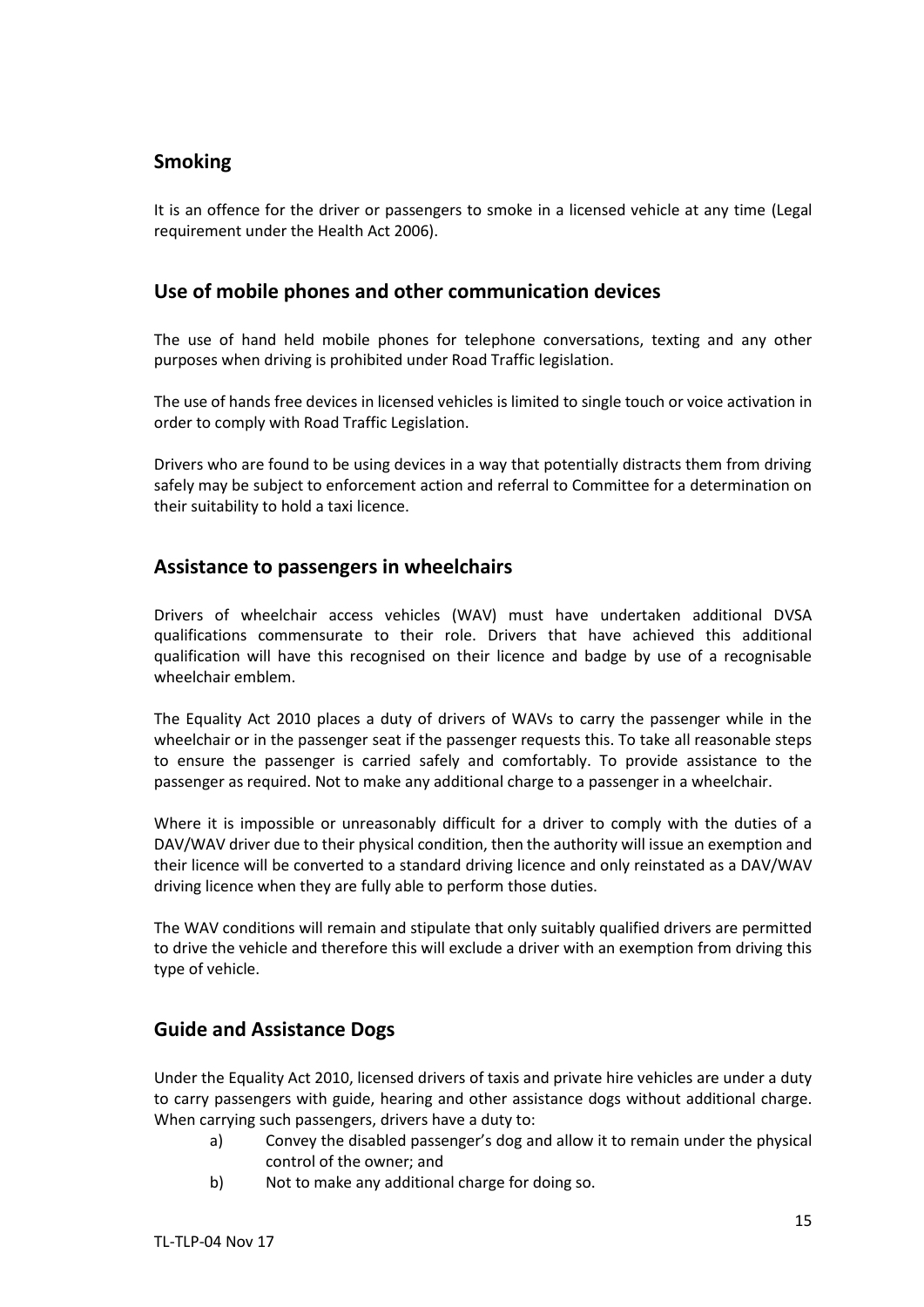## Smoking

It is an offence for the driver or passengers to smoke in a licensed vehicle at any time (Legal requirement under the Health Act 2006).

## Use of mobile phones and other communication devices

The use of hand held mobile phones for telephone conversations, texting and any other purposes when driving is prohibited under Road Traffic legislation.

The use of hands free devices in licensed vehicles is limited to single touch or voice activation in order to comply with Road Traffic Legislation.

Drivers who are found to be using devices in a way that potentially distracts them from driving safely may be subject to enforcement action and referral to Committee for a determination on their suitability to hold a taxi licence.

## Assistance to passengers in wheelchairs

Drivers of wheelchair access vehicles (WAV) must have undertaken additional DVSA qualifications commensurate to their role. Drivers that have achieved this additional qualification will have this recognised on their licence and badge by use of a recognisable wheelchair emblem.

The Equality Act 2010 places a duty of drivers of WAVs to carry the passenger while in the wheelchair or in the passenger seat if the passenger requests this. To take all reasonable steps to ensure the passenger is carried safely and comfortably. To provide assistance to the passenger as required. Not to make any additional charge to a passenger in a wheelchair.

Where it is impossible or unreasonably difficult for a driver to comply with the duties of a DAV/WAV driver due to their physical condition, then the authority will issue an exemption and their licence will be converted to a standard driving licence and only reinstated as a DAV/WAV driving licence when they are fully able to perform those duties.

The WAV conditions will remain and stipulate that only suitably qualified drivers are permitted to drive the vehicle and therefore this will exclude a driver with an exemption from driving this type of vehicle.

## Guide and Assistance Dogs

Under the Equality Act 2010, licensed drivers of taxis and private hire vehicles are under a duty to carry passengers with guide, hearing and other assistance dogs without additional charge. When carrying such passengers, drivers have a duty to:

a) Convey the disabled passenger's dog and allow it to remain under the physical control of the owner; and
b) Not to make any additional charge for doing so.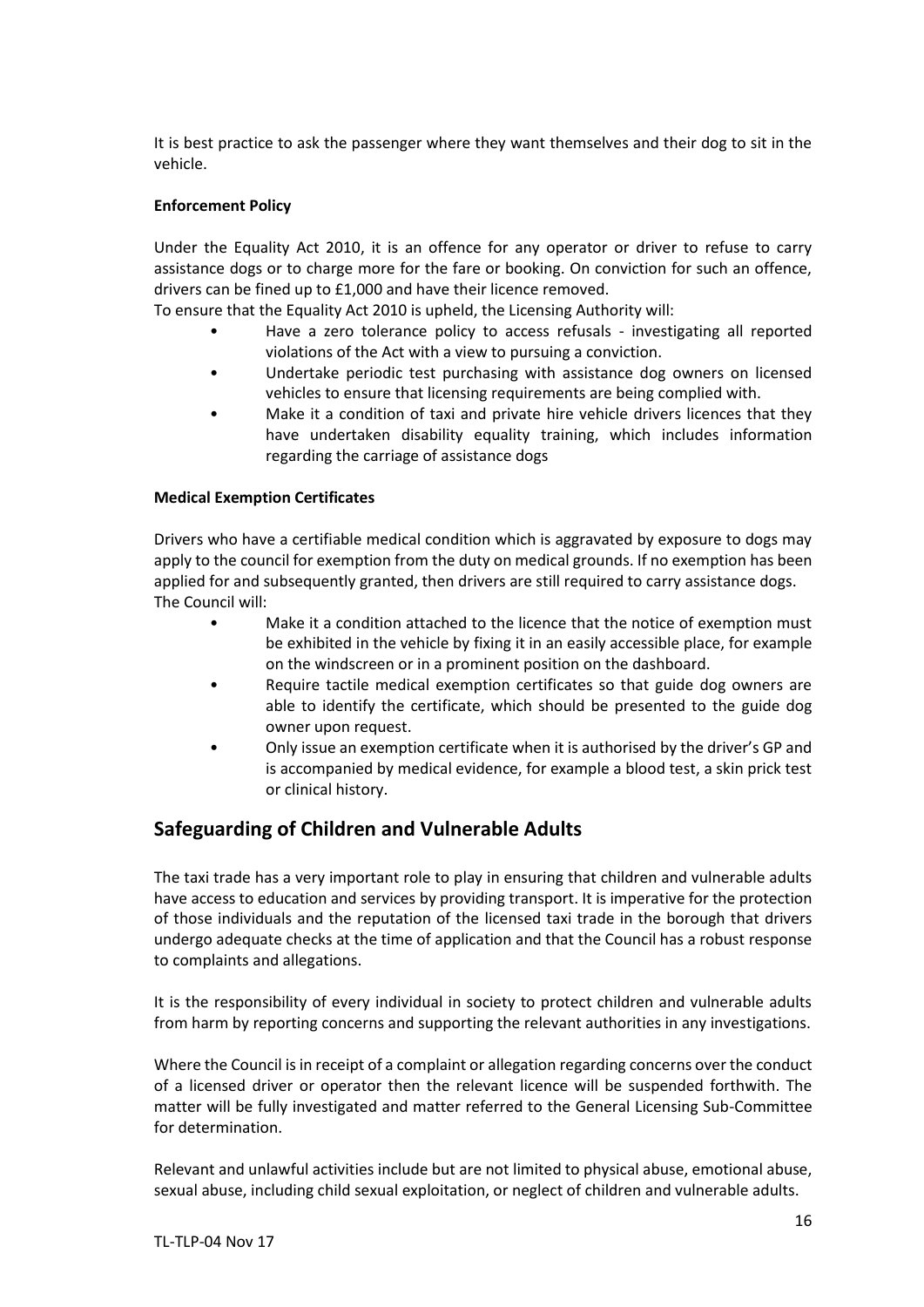It is best practice to ask the passenger where they want themselves and their dog to sit in the vehicle.

**Enforcement Policy**

Under the Equality Act 2010, it is an offence for any operator or driver to refuse to carry assistance dogs or to charge more for the fare or booking. On conviction for such an offence, drivers can be fined up to £1,000 and have their licence removed.

To ensure that the Equality Act 2010 is upheld, the Licensing Authority will:

- Have a zero tolerance policy to access refusals - investigating all reported violations of the Act with a view to pursuing a conviction.
- Undertake periodic test purchasing with assistance dog owners on licensed vehicles to ensure that licensing requirements are being complied with.
- Make it a condition of taxi and private hire vehicle drivers licences that they have undertaken disability equality training, which includes information regarding the carriage of assistance dogs

**Medical Exemption Certificates**

Drivers who have a certifiable medical condition which is aggravated by exposure to dogs may apply to the council for exemption from the duty on medical grounds. If no exemption has been applied for and subsequently granted, then drivers are still required to carry assistance dogs.

The Council will:

- Make it a condition attached to the licence that the notice of exemption must be exhibited in the vehicle by fixing it in an easily accessible place, for example on the windscreen or in a prominent position on the dashboard.
- Require tactile medical exemption certificates so that guide dog owners are able to identify the certificate, which should be presented to the guide dog owner upon request.
- Only issue an exemption certificate when it is authorised by the driver's GP and is accompanied by medical evidence, for example a blood test, a skin prick test or clinical history.

## Safeguarding of Children and Vulnerable Adults

The taxi trade has a very important role to play in ensuring that children and vulnerable adults have access to education and services by providing transport. It is imperative for the protection of those individuals and the reputation of the licensed taxi trade in the borough that drivers undergo adequate checks at the time of application and that the Council has a robust response to complaints and allegations.

It is the responsibility of every individual in society to protect children and vulnerable adults from harm by reporting concerns and supporting the relevant authorities in any investigations.

Where the Council is in receipt of a complaint or allegation regarding concerns over the conduct of a licensed driver or operator then the relevant licence will be suspended forthwith. The matter will be fully investigated and matter referred to the General Licensing Sub-Committee for determination.

Relevant and unlawful activities include but are not limited to physical abuse, emotional abuse, sexual abuse, including child sexual exploitation, or neglect of children and vulnerable adults.

TL-TLP-04 Nov 17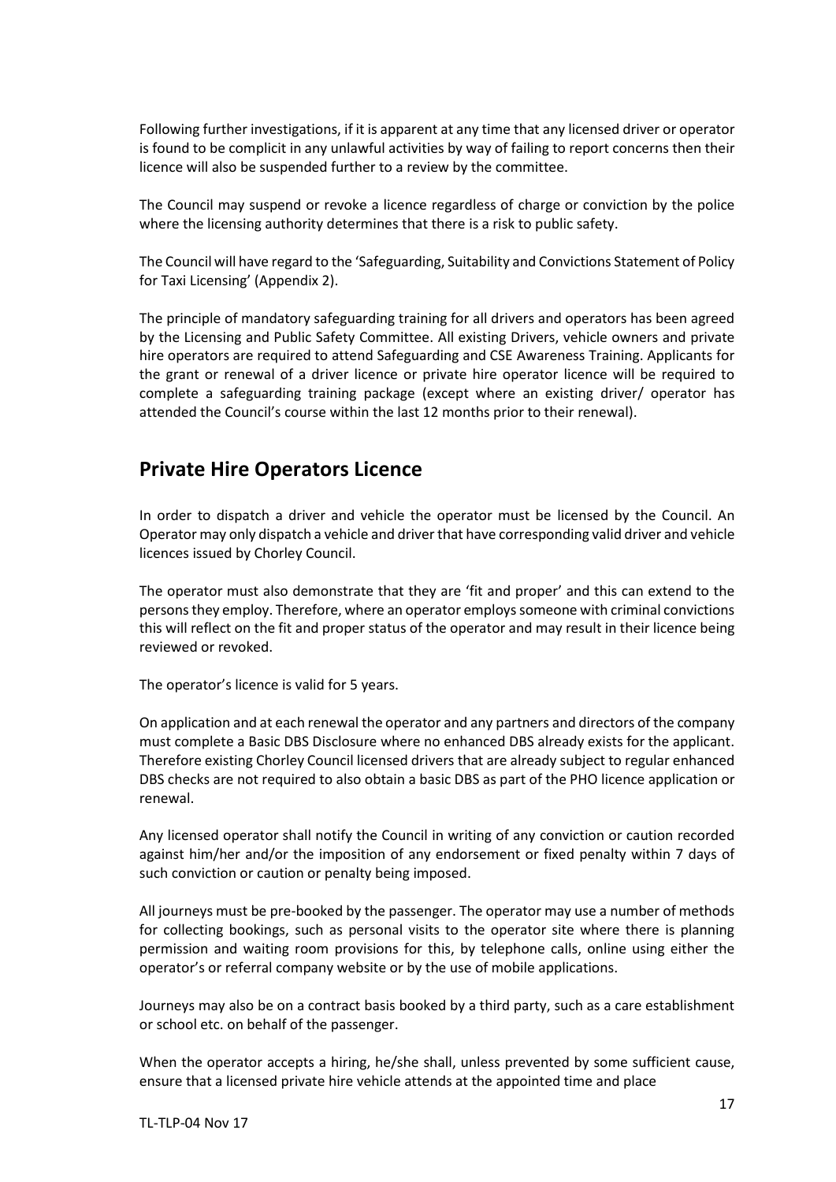Following further investigations, if it is apparent at any time that any licensed driver or operator is found to be complicit in any unlawful activities by way of failing to report concerns then their licence will also be suspended further to a review by the committee.

The Council may suspend or revoke a licence regardless of charge or conviction by the police where the licensing authority determines that there is a risk to public safety.

The Council will have regard to the 'Safeguarding, Suitability and Convictions Statement of Policy for Taxi Licensing' (Appendix 2).

The principle of mandatory safeguarding training for all drivers and operators has been agreed by the Licensing and Public Safety Committee. All existing Drivers, vehicle owners and private hire operators are required to attend Safeguarding and CSE Awareness Training. Applicants for the grant or renewal of a driver licence or private hire operator licence will be required to complete a safeguarding training package (except where an existing driver/ operator has attended the Council's course within the last 12 months prior to their renewal).

## Private Hire Operators Licence

In order to dispatch a driver and vehicle the operator must be licensed by the Council. An Operator may only dispatch a vehicle and driver that have corresponding valid driver and vehicle licences issued by Chorley Council.

The operator must also demonstrate that they are 'fit and proper' and this can extend to the persons they employ. Therefore, where an operator employs someone with criminal convictions this will reflect on the fit and proper status of the operator and may result in their licence being reviewed or revoked.

The operator's licence is valid for 5 years.

On application and at each renewal the operator and any partners and directors of the company must complete a Basic DBS Disclosure where no enhanced DBS already exists for the applicant. Therefore existing Chorley Council licensed drivers that are already subject to regular enhanced DBS checks are not required to also obtain a basic DBS as part of the PHO licence application or renewal.

Any licensed operator shall notify the Council in writing of any conviction or caution recorded against him/her and/or the imposition of any endorsement or fixed penalty within 7 days of such conviction or caution or penalty being imposed.

All journeys must be pre-booked by the passenger. The operator may use a number of methods for collecting bookings, such as personal visits to the operator site where there is planning permission and waiting room provisions for this, by telephone calls, online using either the operator's or referral company website or by the use of mobile applications.

Journeys may also be on a contract basis booked by a third party, such as a care establishment or school etc. on behalf of the passenger.

When the operator accepts a hiring, he/she shall, unless prevented by some sufficient cause, ensure that a licensed private hire vehicle attends at the appointed time and place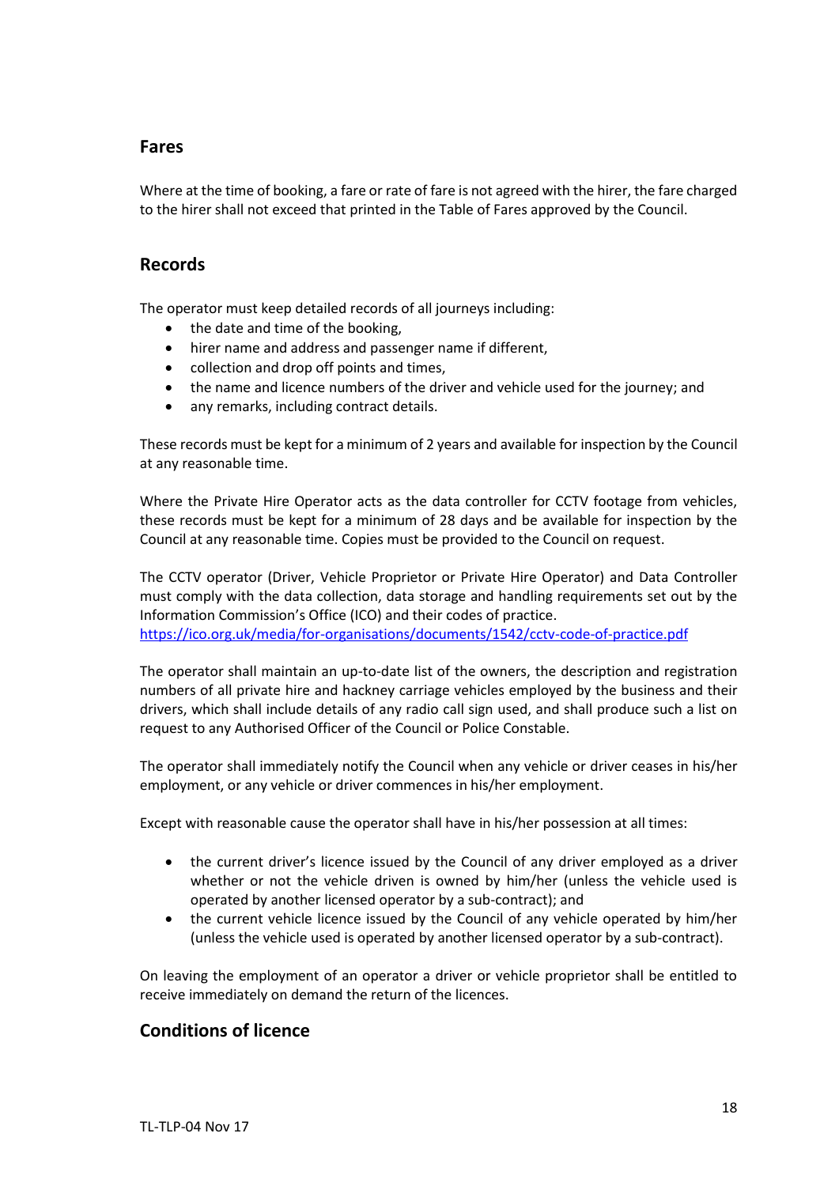## Fares

Where at the time of booking, a fare or rate of fare is not agreed with the hirer, the fare charged to the hirer shall not exceed that printed in the Table of Fares approved by the Council.

## Records

The operator must keep detailed records of all journeys including:

- the date and time of the booking,
- hirer name and address and passenger name if different,
- collection and drop off points and times,
- the name and licence numbers of the driver and vehicle used for the journey; and
- any remarks, including contract details.

These records must be kept for a minimum of 2 years and available for inspection by the Council at any reasonable time.

Where the Private Hire Operator acts as the data controller for CCTV footage from vehicles, these records must be kept for a minimum of 28 days and be available for inspection by the Council at any reasonable time. Copies must be provided to the Council on request.

The CCTV operator (Driver, Vehicle Proprietor or Private Hire Operator) and Data Controller must comply with the data collection, data storage and handling requirements set out by the Information Commission's Office (ICO) and their codes of practice.
https://ico.org.uk/media/for-organisations/documents/1542/cctv-code-of-practice.pdf

The operator shall maintain an up-to-date list of the owners, the description and registration numbers of all private hire and hackney carriage vehicles employed by the business and their drivers, which shall include details of any radio call sign used, and shall produce such a list on request to any Authorised Officer of the Council or Police Constable.

The operator shall immediately notify the Council when any vehicle or driver ceases in his/her employment, or any vehicle or driver commences in his/her employment.

Except with reasonable cause the operator shall have in his/her possession at all times:

- the current driver's licence issued by the Council of any driver employed as a driver whether or not the vehicle driven is owned by him/her (unless the vehicle used is operated by another licensed operator by a sub-contract); and
- the current vehicle licence issued by the Council of any vehicle operated by him/her (unless the vehicle used is operated by another licensed operator by a sub-contract).

On leaving the employment of an operator a driver or vehicle proprietor shall be entitled to receive immediately on demand the return of the licences.

## Conditions of licence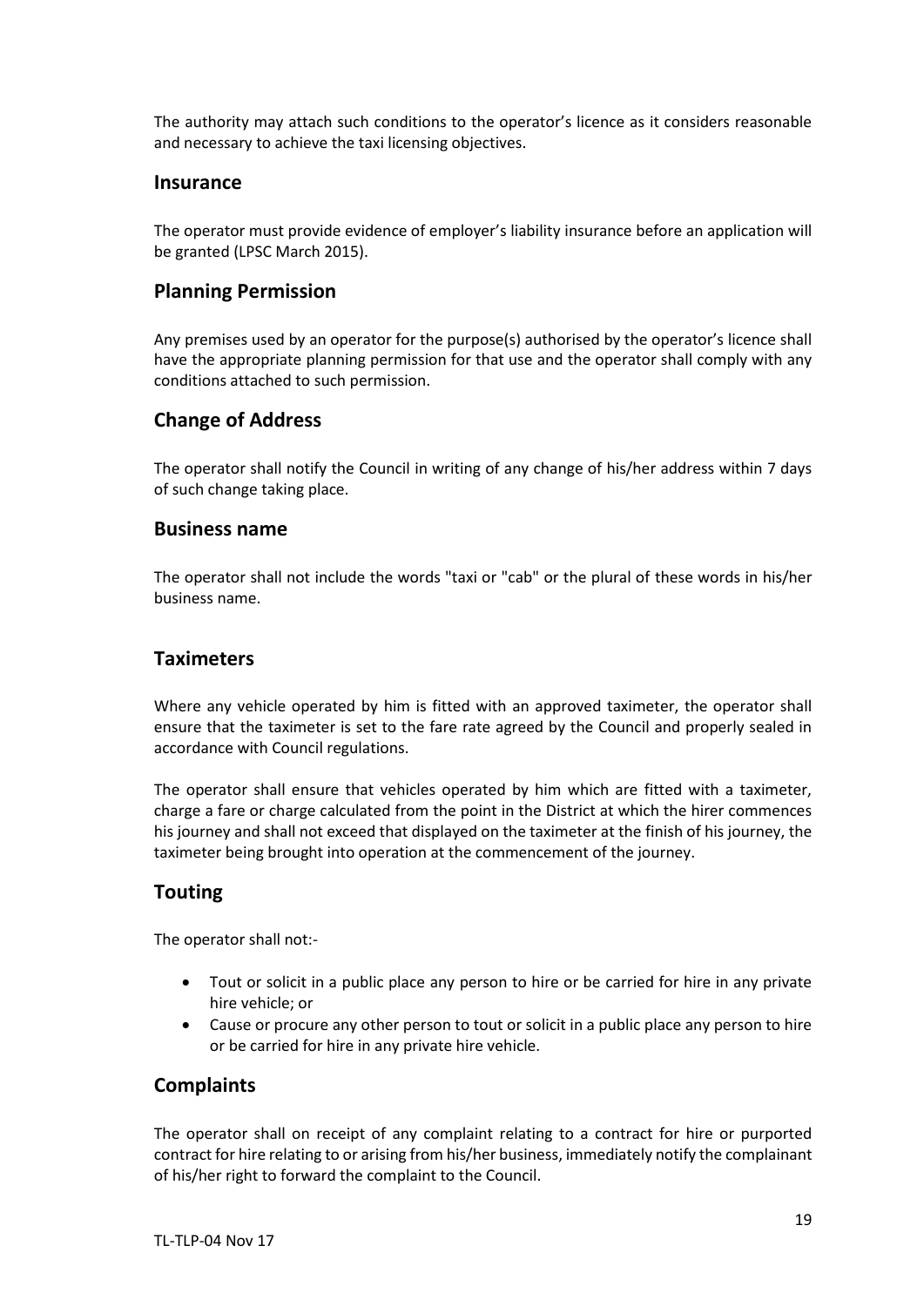The authority may attach such conditions to the operator's licence as it considers reasonable and necessary to achieve the taxi licensing objectives.

## Insurance

The operator must provide evidence of employer's liability insurance before an application will be granted (LPSC March 2015).

## Planning Permission

Any premises used by an operator for the purpose(s) authorised by the operator's licence shall have the appropriate planning permission for that use and the operator shall comply with any conditions attached to such permission.

## Change of Address

The operator shall notify the Council in writing of any change of his/her address within 7 days of such change taking place.

## Business name

The operator shall not include the words "taxi or "cab" or the plural of these words in his/her business name.

## Taximeters

Where any vehicle operated by him is fitted with an approved taximeter, the operator shall ensure that the taximeter is set to the fare rate agreed by the Council and properly sealed in accordance with Council regulations.

The operator shall ensure that vehicles operated by him which are fitted with a taximeter, charge a fare or charge calculated from the point in the District at which the hirer commences his journey and shall not exceed that displayed on the taximeter at the finish of his journey, the taximeter being brought into operation at the commencement of the journey.

## Touting

The operator shall not:-

- Tout or solicit in a public place any person to hire or be carried for hire in any private hire vehicle; or
- Cause or procure any other person to tout or solicit in a public place any person to hire or be carried for hire in any private hire vehicle.

## Complaints

The operator shall on receipt of any complaint relating to a contract for hire or purported contract for hire relating to or arising from his/her business, immediately notify the complainant of his/her right to forward the complaint to the Council.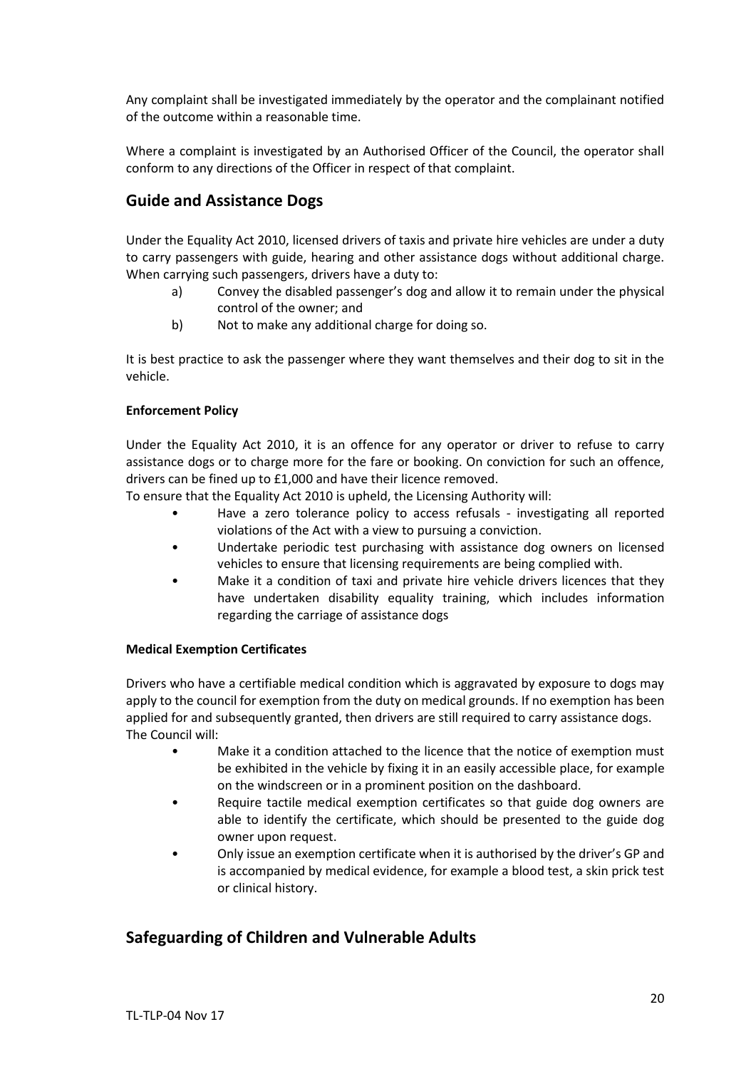Any complaint shall be investigated immediately by the operator and the complainant notified of the outcome within a reasonable time.

Where a complaint is investigated by an Authorised Officer of the Council, the operator shall conform to any directions of the Officer in respect of that complaint.

## Guide and Assistance Dogs

Under the Equality Act 2010, licensed drivers of taxis and private hire vehicles are under a duty to carry passengers with guide, hearing and other assistance dogs without additional charge. When carrying such passengers, drivers have a duty to:

a) Convey the disabled passenger's dog and allow it to remain under the physical control of the owner; and
b) Not to make any additional charge for doing so.

It is best practice to ask the passenger where they want themselves and their dog to sit in the vehicle.

**Enforcement Policy**

Under the Equality Act 2010, it is an offence for any operator or driver to refuse to carry assistance dogs or to charge more for the fare or booking. On conviction for such an offence, drivers can be fined up to £1,000 and have their licence removed.
To ensure that the Equality Act 2010 is upheld, the Licensing Authority will:

- Have a zero tolerance policy to access refusals - investigating all reported violations of the Act with a view to pursuing a conviction.
- Undertake periodic test purchasing with assistance dog owners on licensed vehicles to ensure that licensing requirements are being complied with.
- Make it a condition of taxi and private hire vehicle drivers licences that they have undertaken disability equality training, which includes information regarding the carriage of assistance dogs

**Medical Exemption Certificates**

Drivers who have a certifiable medical condition which is aggravated by exposure to dogs may apply to the council for exemption from the duty on medical grounds. If no exemption has been applied for and subsequently granted, then drivers are still required to carry assistance dogs.
The Council will:

- Make it a condition attached to the licence that the notice of exemption must be exhibited in the vehicle by fixing it in an easily accessible place, for example on the windscreen or in a prominent position on the dashboard.
- Require tactile medical exemption certificates so that guide dog owners are able to identify the certificate, which should be presented to the guide dog owner upon request.
- Only issue an exemption certificate when it is authorised by the driver's GP and is accompanied by medical evidence, for example a blood test, a skin prick test or clinical history.

## Safeguarding of Children and Vulnerable Adults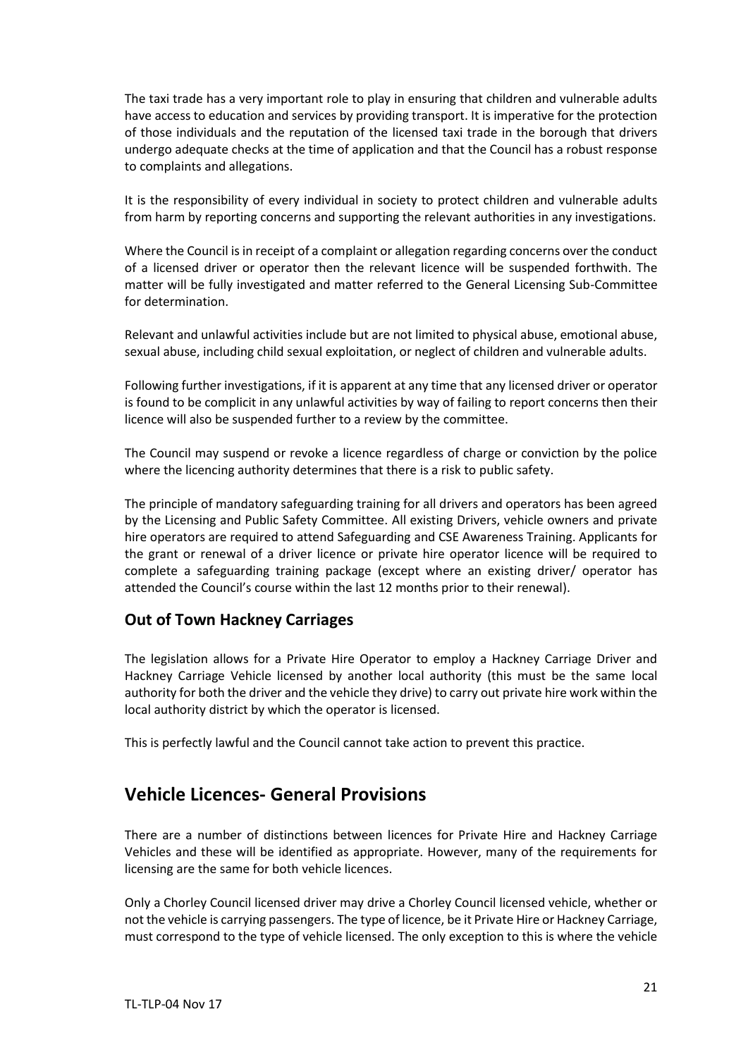The taxi trade has a very important role to play in ensuring that children and vulnerable adults have access to education and services by providing transport. It is imperative for the protection of those individuals and the reputation of the licensed taxi trade in the borough that drivers undergo adequate checks at the time of application and that the Council has a robust response to complaints and allegations.

It is the responsibility of every individual in society to protect children and vulnerable adults from harm by reporting concerns and supporting the relevant authorities in any investigations.

Where the Council is in receipt of a complaint or allegation regarding concerns over the conduct of a licensed driver or operator then the relevant licence will be suspended forthwith. The matter will be fully investigated and matter referred to the General Licensing Sub-Committee for determination.

Relevant and unlawful activities include but are not limited to physical abuse, emotional abuse, sexual abuse, including child sexual exploitation, or neglect of children and vulnerable adults.

Following further investigations, if it is apparent at any time that any licensed driver or operator is found to be complicit in any unlawful activities by way of failing to report concerns then their licence will also be suspended further to a review by the committee.

The Council may suspend or revoke a licence regardless of charge or conviction by the police where the licencing authority determines that there is a risk to public safety.

The principle of mandatory safeguarding training for all drivers and operators has been agreed by the Licensing and Public Safety Committee. All existing Drivers, vehicle owners and private hire operators are required to attend Safeguarding and CSE Awareness Training. Applicants for the grant or renewal of a driver licence or private hire operator licence will be required to complete a safeguarding training package (except where an existing driver/ operator has attended the Council's course within the last 12 months prior to their renewal).

### Out of Town Hackney Carriages

The legislation allows for a Private Hire Operator to employ a Hackney Carriage Driver and Hackney Carriage Vehicle licensed by another local authority (this must be the same local authority for both the driver and the vehicle they drive) to carry out private hire work within the local authority district by which the operator is licensed.

This is perfectly lawful and the Council cannot take action to prevent this practice.

## Vehicle Licences- General Provisions

There are a number of distinctions between licences for Private Hire and Hackney Carriage Vehicles and these will be identified as appropriate. However, many of the requirements for licensing are the same for both vehicle licences.

Only a Chorley Council licensed driver may drive a Chorley Council licensed vehicle, whether or not the vehicle is carrying passengers. The type of licence, be it Private Hire or Hackney Carriage, must correspond to the type of vehicle licensed. The only exception to this is where the vehicle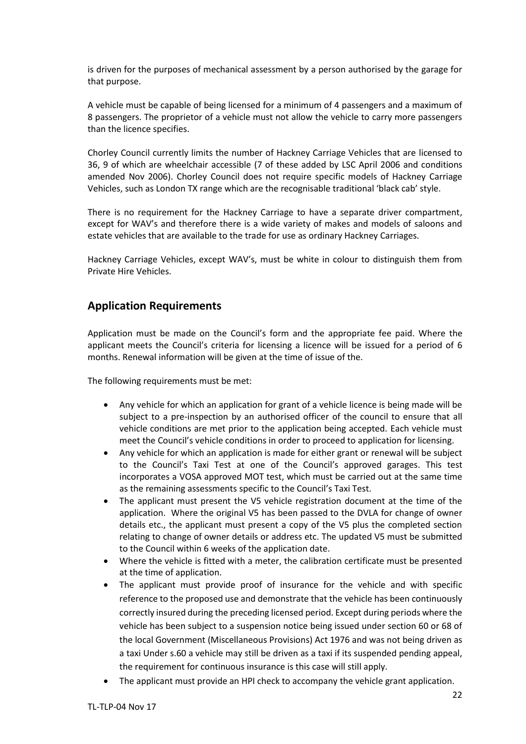is driven for the purposes of mechanical assessment by a person authorised by the garage for that purpose.

A vehicle must be capable of being licensed for a minimum of 4 passengers and a maximum of 8 passengers. The proprietor of a vehicle must not allow the vehicle to carry more passengers than the licence specifies.

Chorley Council currently limits the number of Hackney Carriage Vehicles that are licensed to 36, 9 of which are wheelchair accessible (7 of these added by LSC April 2006 and conditions amended Nov 2006). Chorley Council does not require specific models of Hackney Carriage Vehicles, such as London TX range which are the recognisable traditional 'black cab' style.

There is no requirement for the Hackney Carriage to have a separate driver compartment, except for WAV's and therefore there is a wide variety of makes and models of saloons and estate vehicles that are available to the trade for use as ordinary Hackney Carriages.

Hackney Carriage Vehicles, except WAV's, must be white in colour to distinguish them from Private Hire Vehicles.

## Application Requirements

Application must be made on the Council's form and the appropriate fee paid. Where the applicant meets the Council's criteria for licensing a licence will be issued for a period of 6 months. Renewal information will be given at the time of issue of the.

The following requirements must be met:

- Any vehicle for which an application for grant of a vehicle licence is being made will be subject to a pre-inspection by an authorised officer of the council to ensure that all vehicle conditions are met prior to the application being accepted. Each vehicle must meet the Council's vehicle conditions in order to proceed to application for licensing.
- Any vehicle for which an application is made for either grant or renewal will be subject to the Council's Taxi Test at one of the Council's approved garages. This test incorporates a VOSA approved MOT test, which must be carried out at the same time as the remaining assessments specific to the Council's Taxi Test.
- The applicant must present the V5 vehicle registration document at the time of the application. Where the original V5 has been passed to the DVLA for change of owner details etc., the applicant must present a copy of the V5 plus the completed section relating to change of owner details or address etc. The updated V5 must be submitted to the Council within 6 weeks of the application date.
- Where the vehicle is fitted with a meter, the calibration certificate must be presented at the time of application.
- The applicant must provide proof of insurance for the vehicle and with specific reference to the proposed use and demonstrate that the vehicle has been continuously correctly insured during the preceding licensed period. Except during periods where the vehicle has been subject to a suspension notice being issued under section 60 or 68 of the local Government (Miscellaneous Provisions) Act 1976 and was not being driven as a taxi Under s.60 a vehicle may still be driven as a taxi if its suspended pending appeal, the requirement for continuous insurance is this case will still apply.
- The applicant must provide an HPI check to accompany the vehicle grant application.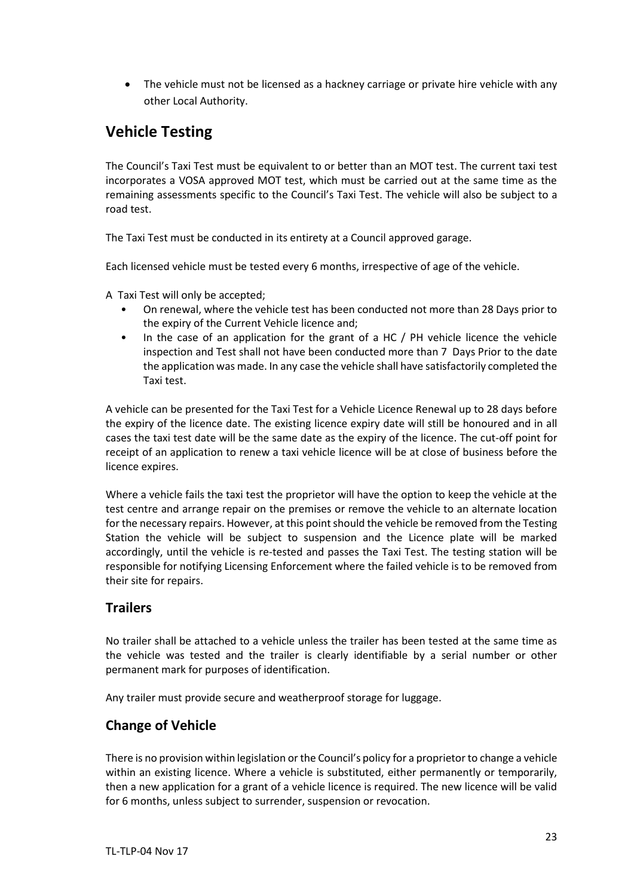- The vehicle must not be licensed as a hackney carriage or private hire vehicle with any other Local Authority.

## Vehicle Testing

The Council's Taxi Test must be equivalent to or better than an MOT test. The current taxi test incorporates a VOSA approved MOT test, which must be carried out at the same time as the remaining assessments specific to the Council's Taxi Test. The vehicle will also be subject to a road test.

The Taxi Test must be conducted in its entirety at a Council approved garage.

Each licensed vehicle must be tested every 6 months, irrespective of age of the vehicle.

A Taxi Test will only be accepted;

- On renewal, where the vehicle test has been conducted not more than 28 Days prior to the expiry of the Current Vehicle licence and;
- In the case of an application for the grant of a HC / PH vehicle licence the vehicle inspection and Test shall not have been conducted more than 7 Days Prior to the date the application was made. In any case the vehicle shall have satisfactorily completed the Taxi test.

A vehicle can be presented for the Taxi Test for a Vehicle Licence Renewal up to 28 days before the expiry of the licence date. The existing licence expiry date will still be honoured and in all cases the taxi test date will be the same date as the expiry of the licence. The cut-off point for receipt of an application to renew a taxi vehicle licence will be at close of business before the licence expires.

Where a vehicle fails the taxi test the proprietor will have the option to keep the vehicle at the test centre and arrange repair on the premises or remove the vehicle to an alternate location for the necessary repairs. However, at this point should the vehicle be removed from the Testing Station the vehicle will be subject to suspension and the Licence plate will be marked accordingly, until the vehicle is re-tested and passes the Taxi Test. The testing station will be responsible for notifying Licensing Enforcement where the failed vehicle is to be removed from their site for repairs.

### Trailers

No trailer shall be attached to a vehicle unless the trailer has been tested at the same time as the vehicle was tested and the trailer is clearly identifiable by a serial number or other permanent mark for purposes of identification.

Any trailer must provide secure and weatherproof storage for luggage.

### Change of Vehicle

There is no provision within legislation or the Council's policy for a proprietor to change a vehicle within an existing licence. Where a vehicle is substituted, either permanently or temporarily, then a new application for a grant of a vehicle licence is required. The new licence will be valid for 6 months, unless subject to surrender, suspension or revocation.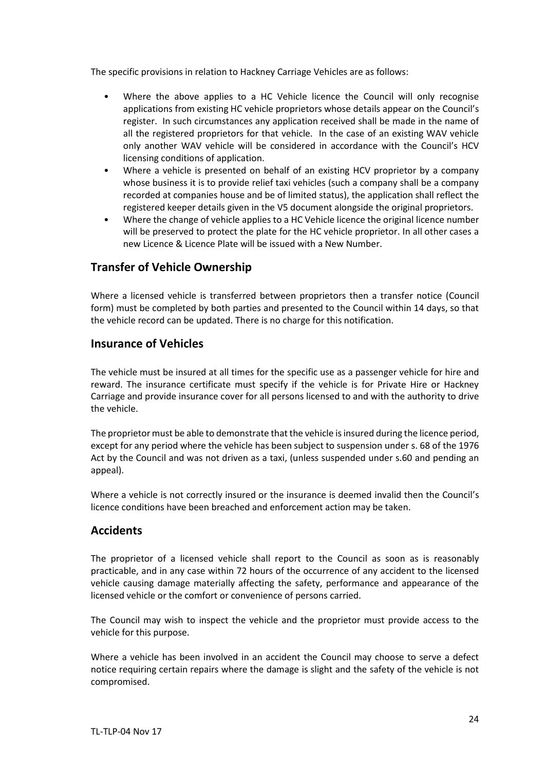The specific provisions in relation to Hackney Carriage Vehicles are as follows:

- Where the above applies to a HC Vehicle licence the Council will only recognise applications from existing HC vehicle proprietors whose details appear on the Council's register. In such circumstances any application received shall be made in the name of all the registered proprietors for that vehicle. In the case of an existing WAV vehicle only another WAV vehicle will be considered in accordance with the Council's HCV licensing conditions of application.
- Where a vehicle is presented on behalf of an existing HCV proprietor by a company whose business it is to provide relief taxi vehicles (such a company shall be a company recorded at companies house and be of limited status), the application shall reflect the registered keeper details given in the V5 document alongside the original proprietors.
- Where the change of vehicle applies to a HC Vehicle licence the original licence number will be preserved to protect the plate for the HC vehicle proprietor. In all other cases a new Licence & Licence Plate will be issued with a New Number.

## Transfer of Vehicle Ownership

Where a licensed vehicle is transferred between proprietors then a transfer notice (Council form) must be completed by both parties and presented to the Council within 14 days, so that the vehicle record can be updated. There is no charge for this notification.

## Insurance of Vehicles

The vehicle must be insured at all times for the specific use as a passenger vehicle for hire and reward. The insurance certificate must specify if the vehicle is for Private Hire or Hackney Carriage and provide insurance cover for all persons licensed to and with the authority to drive the vehicle.

The proprietor must be able to demonstrate that the vehicle is insured during the licence period, except for any period where the vehicle has been subject to suspension under s. 68 of the 1976 Act by the Council and was not driven as a taxi, (unless suspended under s.60 and pending an appeal).

Where a vehicle is not correctly insured or the insurance is deemed invalid then the Council's licence conditions have been breached and enforcement action may be taken.

## Accidents

The proprietor of a licensed vehicle shall report to the Council as soon as is reasonably practicable, and in any case within 72 hours of the occurrence of any accident to the licensed vehicle causing damage materially affecting the safety, performance and appearance of the licensed vehicle or the comfort or convenience of persons carried.

The Council may wish to inspect the vehicle and the proprietor must provide access to the vehicle for this purpose.

Where a vehicle has been involved in an accident the Council may choose to serve a defect notice requiring certain repairs where the damage is slight and the safety of the vehicle is not compromised.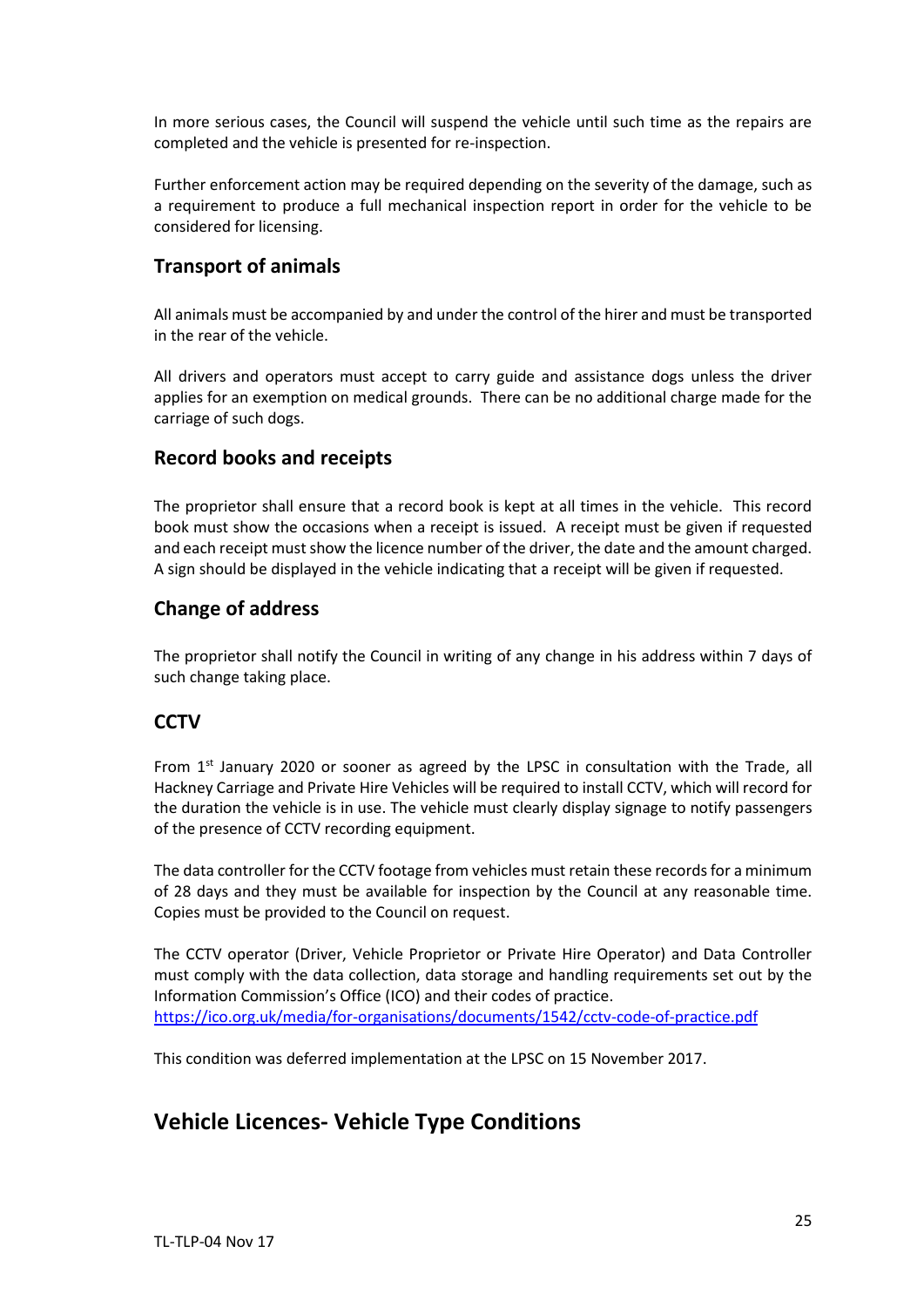In more serious cases, the Council will suspend the vehicle until such time as the repairs are completed and the vehicle is presented for re-inspection.

Further enforcement action may be required depending on the severity of the damage, such as a requirement to produce a full mechanical inspection report in order for the vehicle to be considered for licensing.

### Transport of animals

All animals must be accompanied by and under the control of the hirer and must be transported in the rear of the vehicle.

All drivers and operators must accept to carry guide and assistance dogs unless the driver applies for an exemption on medical grounds. There can be no additional charge made for the carriage of such dogs.

### Record books and receipts

The proprietor shall ensure that a record book is kept at all times in the vehicle. This record book must show the occasions when a receipt is issued. A receipt must be given if requested and each receipt must show the licence number of the driver, the date and the amount charged. A sign should be displayed in the vehicle indicating that a receipt will be given if requested.

### Change of address

The proprietor shall notify the Council in writing of any change in his address within 7 days of such change taking place.

### CCTV

From 1st January 2020 or sooner as agreed by the LPSC in consultation with the Trade, all Hackney Carriage and Private Hire Vehicles will be required to install CCTV, which will record for the duration the vehicle is in use. The vehicle must clearly display signage to notify passengers of the presence of CCTV recording equipment.

The data controller for the CCTV footage from vehicles must retain these records for a minimum of 28 days and they must be available for inspection by the Council at any reasonable time. Copies must be provided to the Council on request.

The CCTV operator (Driver, Vehicle Proprietor or Private Hire Operator) and Data Controller must comply with the data collection, data storage and handling requirements set out by the Information Commission's Office (ICO) and their codes of practice.
https://ico.org.uk/media/for-organisations/documents/1542/cctv-code-of-practice.pdf

This condition was deferred implementation at the LPSC on 15 November 2017.

## Vehicle Licences- Vehicle Type Conditions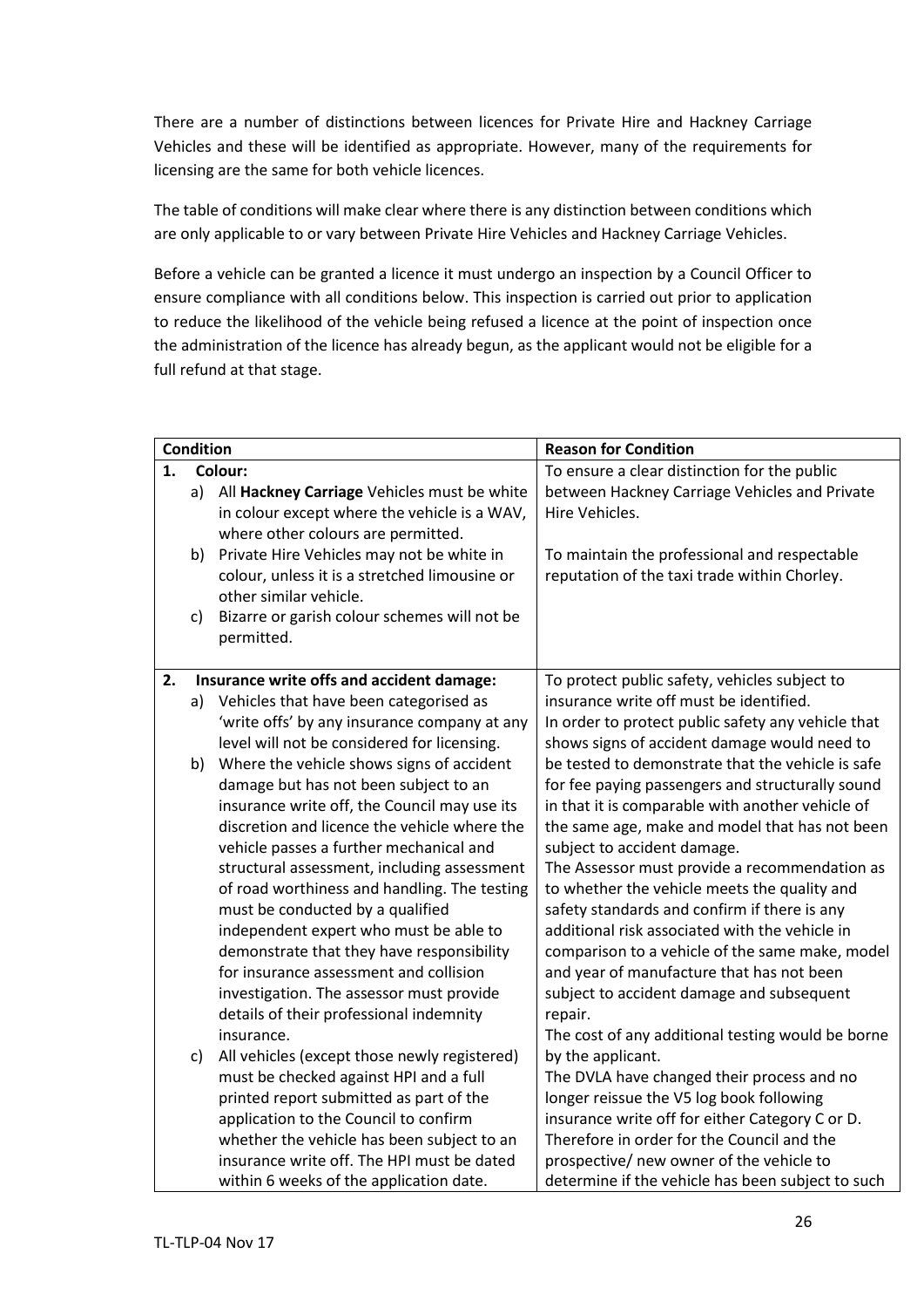There are a number of distinctions between licences for Private Hire and Hackney Carriage Vehicles and these will be identified as appropriate. However, many of the requirements for licensing are the same for both vehicle licences.

The table of conditions will make clear where there is any distinction between conditions which are only applicable to or vary between Private Hire Vehicles and Hackney Carriage Vehicles.

Before a vehicle can be granted a licence it must undergo an inspection by a Council Officer to ensure compliance with all conditions below. This inspection is carried out prior to application to reduce the likelihood of the vehicle being refused a licence at the point of inspection once the administration of the licence has already begun, as the applicant would not be eligible for a full refund at that stage.

| Condition | Reason for Condition |
|---|---|
| **1. Colour:**<br>a) All **Hackney Carriage** Vehicles must be white in colour except where the vehicle is a WAV, where other colours are permitted.<br>b) Private Hire Vehicles may not be white in colour, unless it is a stretched limousine or other similar vehicle.<br>c) Bizarre or garish colour schemes will not be permitted. | To ensure a clear distinction for the public between Hackney Carriage Vehicles and Private Hire Vehicles.<br><br>To maintain the professional and respectable reputation of the taxi trade within Chorley. |
| **2. Insurance write offs and accident damage:**<br>a) Vehicles that have been categorised as 'write offs' by any insurance company at any level will not be considered for licensing.<br>b) Where the vehicle shows signs of accident damage but has not been subject to an insurance write off, the Council may use its discretion and licence the vehicle where the vehicle passes a further mechanical and structural assessment, including assessment of road worthiness and handling. The testing must be conducted by a qualified independent expert who must be able to demonstrate that they have responsibility for insurance assessment and collision investigation. The assessor must provide details of their professional indemnity insurance.<br>c) All vehicles (except those newly registered) must be checked against HPI and a full printed report submitted as part of the application to the Council to confirm whether the vehicle has been subject to an insurance write off. The HPI must be dated within 6 weeks of the application date. | To protect public safety, vehicles subject to insurance write off must be identified.<br>In order to protect public safety any vehicle that shows signs of accident damage would need to be tested to demonstrate that the vehicle is safe for fee paying passengers and structurally sound in that it is comparable with another vehicle of the same age, make and model that has not been subject to accident damage.<br>The Assessor must provide a recommendation as to whether the vehicle meets the quality and safety standards and confirm if there is any additional risk associated with the vehicle in comparison to a vehicle of the same make, model and year of manufacture that has not been subject to accident damage and subsequent repair.<br>The cost of any additional testing would be borne by the applicant.<br>The DVLA have changed their process and no longer reissue the V5 log book following insurance write off for either Category C or D. Therefore in order for the Council and the prospective/ new owner of the vehicle to determine if the vehicle has been subject to such |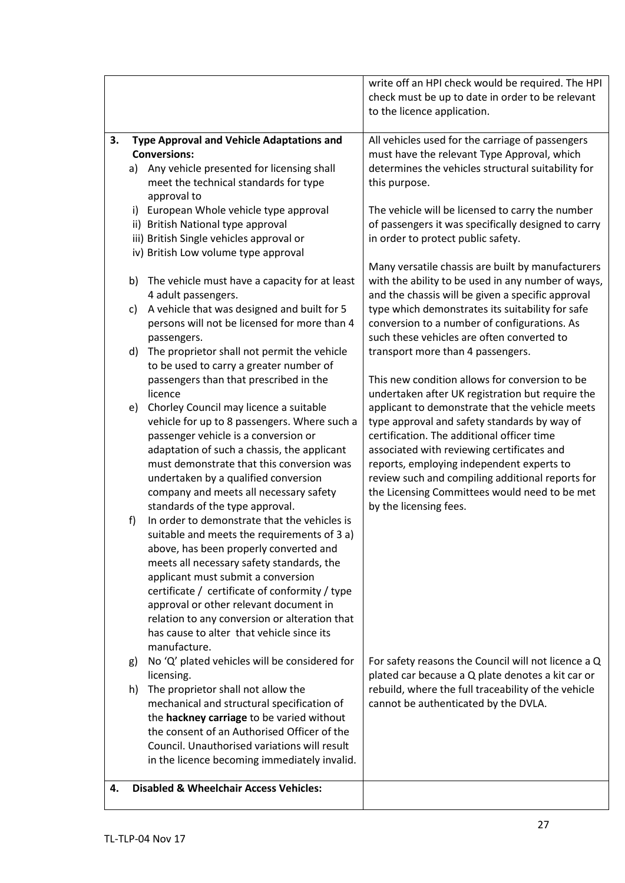| | |
|---|---|
| | write off an HPI check would be required. The HPI check must be up to date in order to be relevant to the licence application. |
| **3. Type Approval and Vehicle Adaptations and Conversions:**<br>a) Any vehicle presented for licensing shall meet the technical standards for type approval to<br>i) European Whole vehicle type approval<br>ii) British National type approval<br>iii) British Single vehicles approval or<br>iv) British Low volume type approval<br><br>b) The vehicle must have a capacity for at least 4 adult passengers.<br>c) A vehicle that was designed and built for 5 persons will not be licensed for more than 4 passengers.<br>d) The proprietor shall not permit the vehicle to be used to carry a greater number of passengers than that prescribed in the licence<br>e) Chorley Council may licence a suitable vehicle for up to 8 passengers. Where such a passenger vehicle is a conversion or adaptation of such a chassis, the applicant must demonstrate that this conversion was undertaken by a qualified conversion company and meets all necessary safety standards of the type approval.<br>f) In order to demonstrate that the vehicles is suitable and meets the requirements of 3 a) above, has been properly converted and meets all necessary safety standards, the applicant must submit a conversion certificate / certificate of conformity / type approval or other relevant document in relation to any conversion or alteration that has cause to alter that vehicle since its manufacture.<br>g) No 'Q' plated vehicles will be considered for licensing.<br>h) The proprietor shall not allow the mechanical and structural specification of the **hackney carriage** to be varied without the consent of an Authorised Officer of the Council. Unauthorised variations will result in the licence becoming immediately invalid. | All vehicles used for the carriage of passengers must have the relevant Type Approval, which determines the vehicles structural suitability for this purpose.<br><br>The vehicle will be licensed to carry the number of passengers it was specifically designed to carry in order to protect public safety.<br><br>Many versatile chassis are built by manufacturers with the ability to be used in any number of ways, and the chassis will be given a specific approval type which demonstrates its suitability for safe conversion to a number of configurations. As such these vehicles are often converted to transport more than 4 passengers.<br><br>This new condition allows for conversion to be undertaken after UK registration but require the applicant to demonstrate that the vehicle meets type approval and safety standards by way of certification. The additional officer time associated with reviewing certificates and reports, employing independent experts to review such and compiling additional reports for the Licensing Committees would need to be met by the licensing fees.<br><br>For safety reasons the Council will not licence a Q plated car because a Q plate denotes a kit car or rebuild, where the full traceability of the vehicle cannot be authenticated by the DVLA. |
| **4. Disabled & Wheelchair Access Vehicles:** | |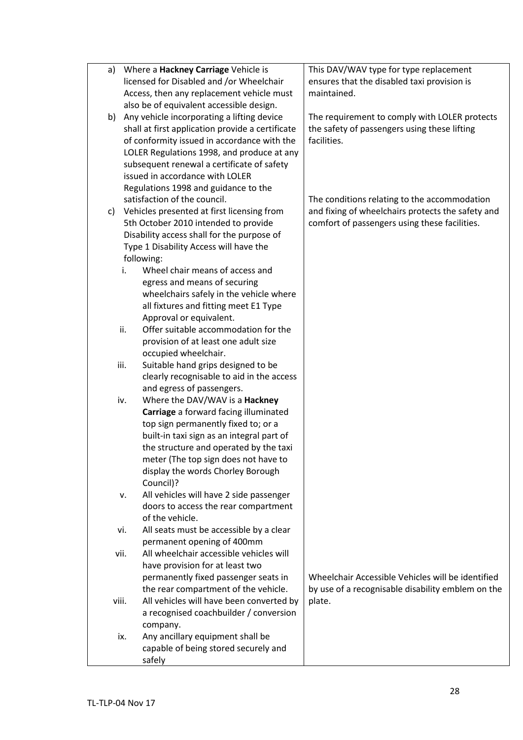| | |
|---|---|
| a) Where a **Hackney Carriage** Vehicle is licensed for Disabled and /or Wheelchair Access, then any replacement vehicle must also be of equivalent accessible design. | This DAV/WAV type for type replacement ensures that the disabled taxi provision is maintained. |
| b) Any vehicle incorporating a lifting device shall at first application provide a certificate of conformity issued in accordance with the LOLER Regulations 1998, and produce at any subsequent renewal a certificate of safety issued in accordance with LOLER Regulations 1998 and guidance to the satisfaction of the council. | The requirement to comply with LOLER protects the safety of passengers using these lifting facilities. |
| c) Vehicles presented at first licensing from 5th October 2010 intended to provide Disability access shall for the purpose of Type 1 Disability Access will have the following:<br>i. Wheel chair means of access and egress and means of securing wheelchairs safely in the vehicle where all fixtures and fitting meet E1 Type Approval or equivalent.<br>ii. Offer suitable accommodation for the provision of at least one adult size occupied wheelchair.<br>iii. Suitable hand grips designed to be clearly recognisable to aid in the access and egress of passengers.<br>iv. Where the DAV/WAV is a **Hackney Carriage** a forward facing illuminated top sign permanently fixed to; or a built-in taxi sign as an integral part of the structure and operated by the taxi meter (The top sign does not have to display the words Chorley Borough Council)?<br>v. All vehicles will have 2 side passenger doors to access the rear compartment of the vehicle.<br>vi. All seats must be accessible by a clear permanent opening of 400mm<br>vii. All wheelchair accessible vehicles will have provision for at least two permanently fixed passenger seats in the rear compartment of the vehicle.<br>viii. All vehicles will have been converted by a recognised coachbuilder / conversion company.<br>ix. Any ancillary equipment shall be capable of being stored securely and safely | The conditions relating to the accommodation and fixing of wheelchairs protects the safety and comfort of passengers using these facilities.<br><br>Wheelchair Accessible Vehicles will be identified by use of a recognisable disability emblem on the plate. |

TL-TLP-04 Nov 17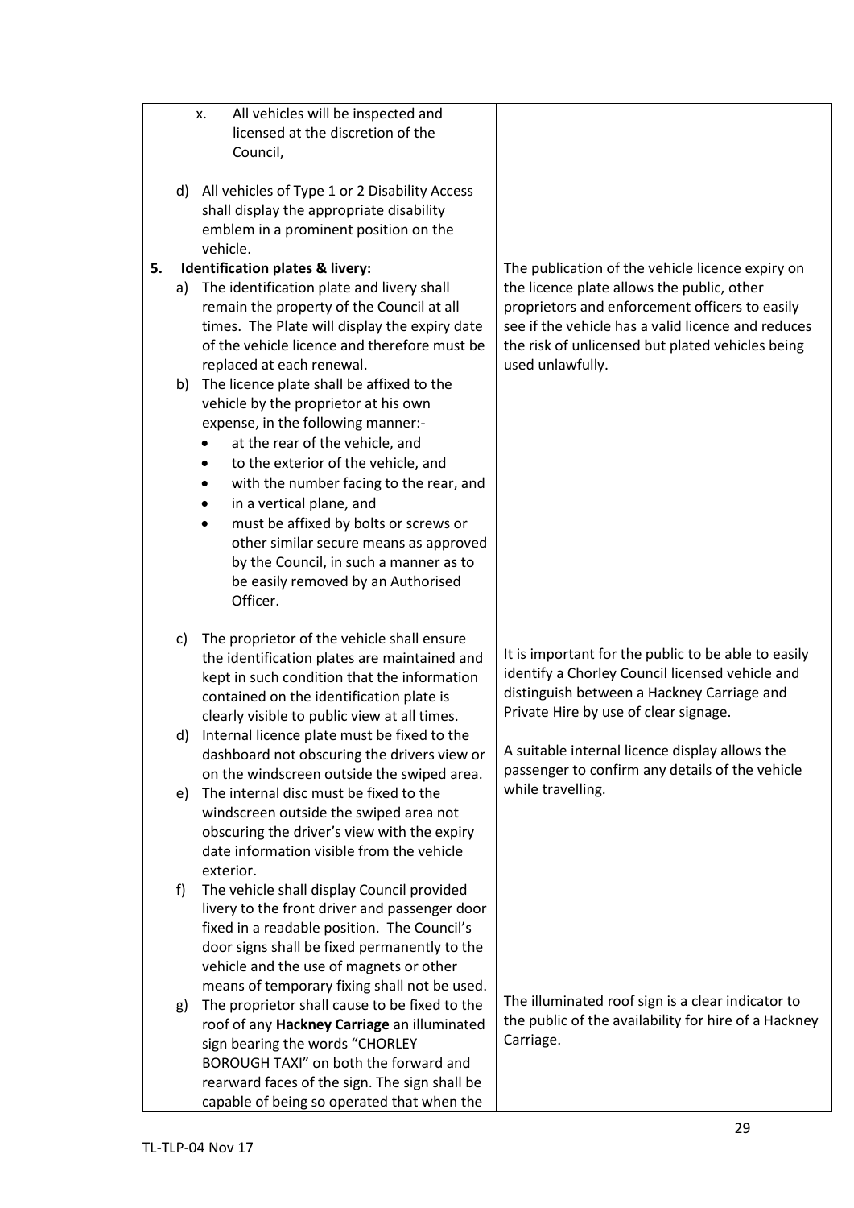| | |
|---|---|
| x. All vehicles will be inspected and licensed at the discretion of the Council,<br><br>d) All vehicles of Type 1 or 2 Disability Access shall display the appropriate disability emblem in a prominent position on the vehicle. | |
| **5. Identification plates & livery:**<br>a) The identification plate and livery shall remain the property of the Council at all times. The Plate will display the expiry date of the vehicle licence and therefore must be replaced at each renewal.<br>b) The licence plate shall be affixed to the vehicle by the proprietor at his own expense, in the following manner:-<br>• at the rear of the vehicle, and<br>• to the exterior of the vehicle, and<br>• with the number facing to the rear, and<br>• in a vertical plane, and<br>• must be affixed by bolts or screws or other similar secure means as approved by the Council, in such a manner as to be easily removed by an Authorised Officer.<br><br>c) The proprietor of the vehicle shall ensure the identification plates are maintained and kept in such condition that the information contained on the identification plate is clearly visible to public view at all times.<br>d) Internal licence plate must be fixed to the dashboard not obscuring the drivers view or on the windscreen outside the swiped area.<br>e) The internal disc must be fixed to the windscreen outside the swiped area not obscuring the driver's view with the expiry date information visible from the vehicle exterior.<br>f) The vehicle shall display Council provided livery to the front driver and passenger door fixed in a readable position. The Council's door signs shall be fixed permanently to the vehicle and the use of magnets or other means of temporary fixing shall not be used.<br>g) The proprietor shall cause to be fixed to the roof of any **Hackney Carriage** an illuminated sign bearing the words "CHORLEY BOROUGH TAXI" on both the forward and rearward faces of the sign. The sign shall be capable of being so operated that when the | The publication of the vehicle licence expiry on the licence plate allows the public, other proprietors and enforcement officers to easily see if the vehicle has a valid licence and reduces the risk of unlicensed but plated vehicles being used unlawfully.<br><br>It is important for the public to be able to easily identify a Chorley Council licensed vehicle and distinguish between a Hackney Carriage and Private Hire by use of clear signage.<br><br>A suitable internal licence display allows the passenger to confirm any details of the vehicle while travelling.<br><br>The illuminated roof sign is a clear indicator to the public of the availability for hire of a Hackney Carriage. |

TL-TLP-04 Nov 17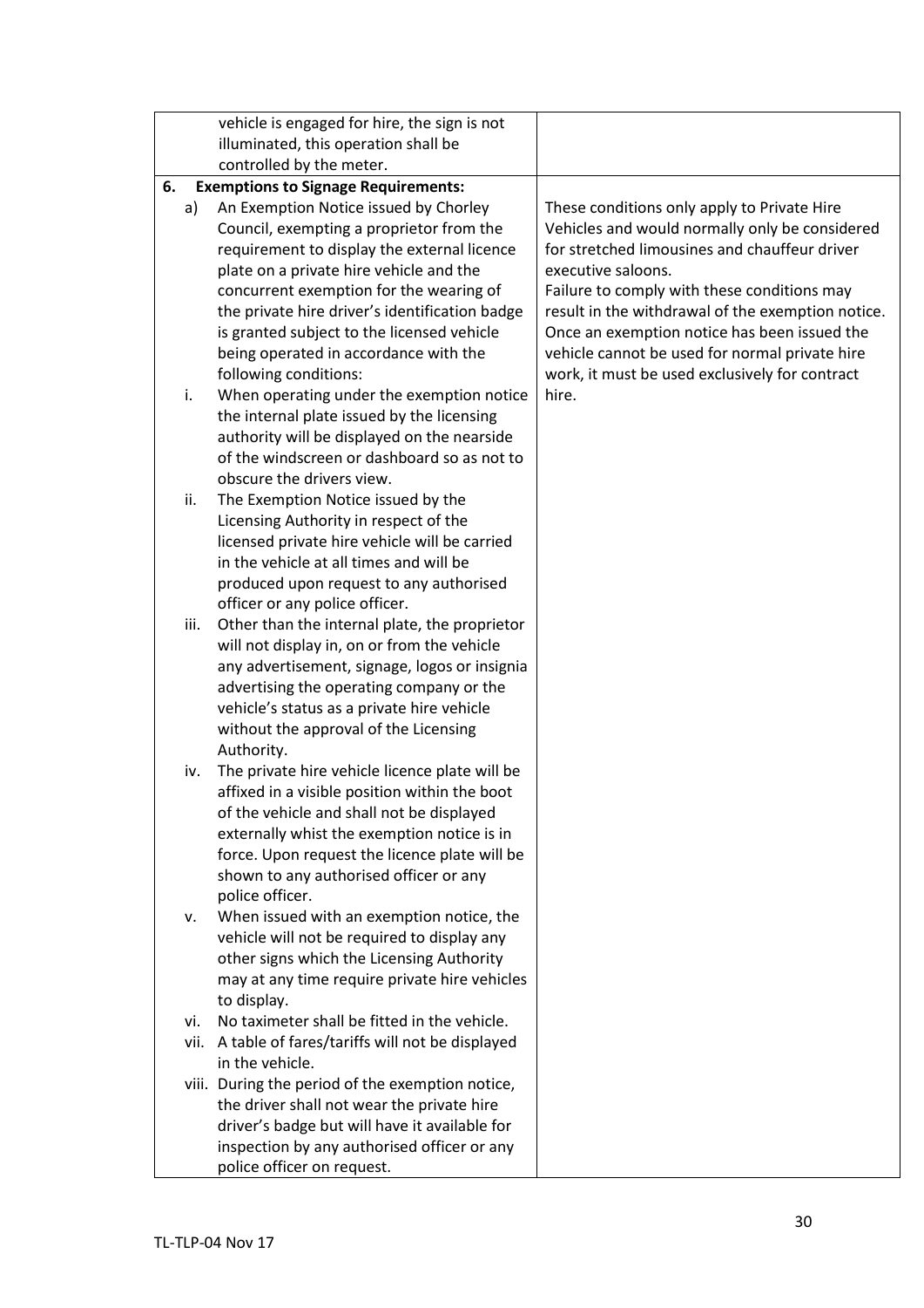| | |
|---|---|
| vehicle is engaged for hire, the sign is not illuminated, this operation shall be controlled by the meter. | |
| **6. Exemptions to Signage Requirements:**<br>a) An Exemption Notice issued by Chorley Council, exempting a proprietor from the requirement to display the external licence plate on a private hire vehicle and the concurrent exemption for the wearing of the private hire driver's identification badge is granted subject to the licensed vehicle being operated in accordance with the following conditions:<br>i. When operating under the exemption notice the internal plate issued by the licensing authority will be displayed on the nearside of the windscreen or dashboard so as not to obscure the drivers view.<br>ii. The Exemption Notice issued by the Licensing Authority in respect of the licensed private hire vehicle will be carried in the vehicle at all times and will be produced upon request to any authorised officer or any police officer.<br>iii. Other than the internal plate, the proprietor will not display in, on or from the vehicle any advertisement, signage, logos or insignia advertising the operating company or the vehicle's status as a private hire vehicle without the approval of the Licensing Authority.<br>iv. The private hire vehicle licence plate will be affixed in a visible position within the boot of the vehicle and shall not be displayed externally whilst the exemption notice is in force. Upon request the licence plate will be shown to any authorised officer or any police officer.<br>v. When issued with an exemption notice, the vehicle will not be required to display any other signs which the Licensing Authority may at any time require private hire vehicles to display.<br>vi. No taximeter shall be fitted in the vehicle.<br>vii. A table of fares/tariffs will not be displayed in the vehicle.<br>viii. During the period of the exemption notice, the driver shall not wear the private hire driver's badge but will have it available for inspection by any authorised officer or any police officer on request. | These conditions only apply to Private Hire Vehicles and would normally only be considered for stretched limousines and chauffeur driver executive saloons.<br>Failure to comply with these conditions may result in the withdrawal of the exemption notice. Once an exemption notice has been issued the vehicle cannot be used for normal private hire work, it must be used exclusively for contract hire. |

TL-TLP-04 Nov 17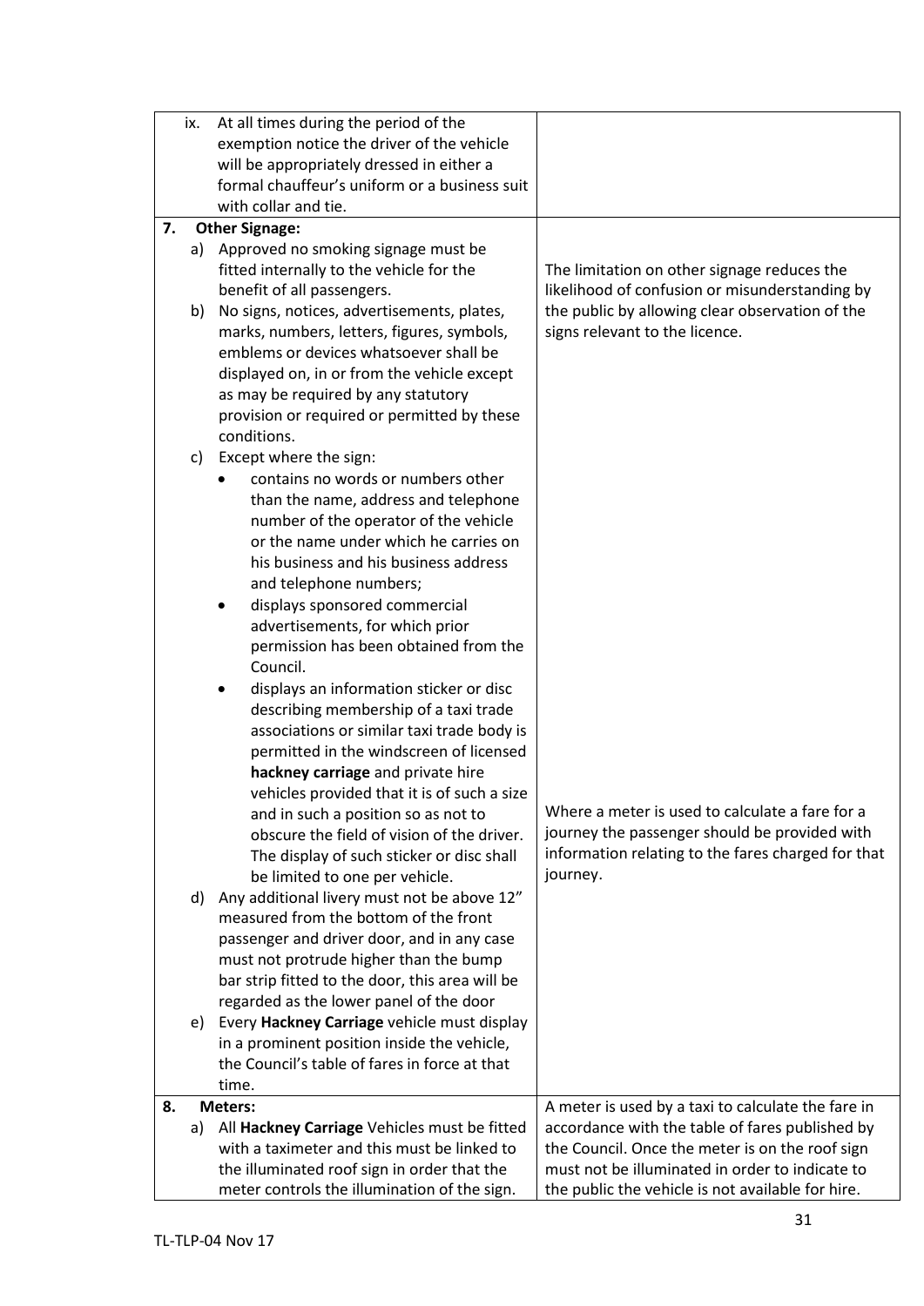| | |
|---|---|
| ix. At all times during the period of the exemption notice the driver of the vehicle will be appropriately dressed in either a formal chauffeur's uniform or a business suit with collar and tie. | |
| **7. Other Signage:**<br>a) Approved no smoking signage must be fitted internally to the vehicle for the benefit of all passengers.<br>b) No signs, notices, advertisements, plates, marks, numbers, letters, figures, symbols, emblems or devices whatsoever shall be displayed on, in or from the vehicle except as may be required by any statutory provision or required or permitted by these conditions.<br>c) Except where the sign:<br>• contains no words or numbers other than the name, address and telephone number of the operator of the vehicle or the name under which he carries on his business and his business address and telephone numbers;<br>• displays sponsored commercial advertisements, for which prior permission has been obtained from the Council.<br>• displays an information sticker or disc describing membership of a taxi trade associations or similar taxi trade body is permitted in the windscreen of licensed **hackney carriage** and private hire vehicles provided that it is of such a size and in such a position so as not to obscure the field of vision of the driver. The display of such sticker or disc shall be limited to one per vehicle.<br>d) Any additional livery must not be above 12" measured from the bottom of the front passenger and driver door, and in any case must not protrude higher than the bump bar strip fitted to the door, this area will be regarded as the lower panel of the door<br>e) Every **Hackney Carriage** vehicle must display in a prominent position inside the vehicle, the Council's table of fares in force at that time. | The limitation on other signage reduces the likelihood of confusion or misunderstanding by the public by allowing clear observation of the signs relevant to the licence.<br><br>Where a meter is used to calculate a fare for a journey the passenger should be provided with information relating to the fares charged for that journey. |
| **8. Meters:**<br>a) All **Hackney Carriage** Vehicles must be fitted with a taximeter and this must be linked to the illuminated roof sign in order that the meter controls the illumination of the sign. | A meter is used by a taxi to calculate the fare in accordance with the table of fares published by the Council. Once the meter is on the roof sign must not be illuminated in order to indicate to the public the vehicle is not available for hire. |

TL-TLP-04 Nov 17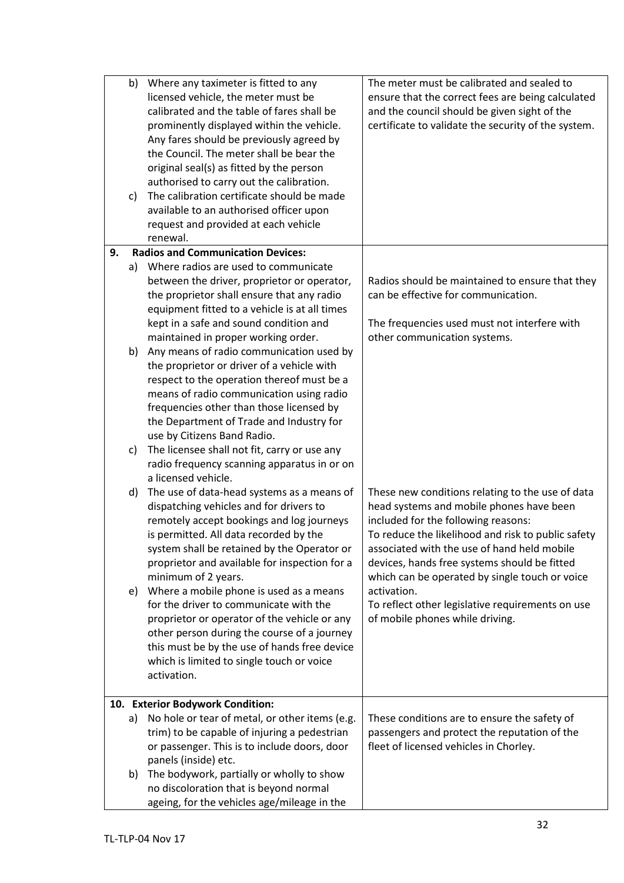| | |
|---|---|
| b) Where any taximeter is fitted to any licensed vehicle, the meter must be calibrated and the table of fares shall be prominently displayed within the vehicle. Any fares should be previously agreed by the Council. The meter shall be bear the original seal(s) as fitted by the person authorised to carry out the calibration.<br>c) The calibration certificate should be made available to an authorised officer upon request and provided at each vehicle renewal. | The meter must be calibrated and sealed to ensure that the correct fees are being calculated and the council should be given sight of the certificate to validate the security of the system. |
| **9. Radios and Communication Devices:**<br>a) Where radios are used to communicate between the driver, proprietor or operator, the proprietor shall ensure that any radio equipment fitted to a vehicle is at all times kept in a safe and sound condition and maintained in proper working order.<br>b) Any means of radio communication used by the proprietor or driver of a vehicle with respect to the operation thereof must be a means of radio communication using radio frequencies other than those licensed by the Department of Trade and Industry for use by Citizens Band Radio.<br>c) The licensee shall not fit, carry or use any radio frequency scanning apparatus in or on a licensed vehicle. | Radios should be maintained to ensure that they can be effective for communication.<br><br>The frequencies used must not interfere with other communication systems. |
| d) The use of data-head systems as a means of dispatching vehicles and for drivers to remotely accept bookings and log journeys is permitted. All data recorded by the system shall be retained by the Operator or proprietor and available for inspection for a minimum of 2 years.<br>e) Where a mobile phone is used as a means for the driver to communicate with the proprietor or operator of the vehicle or any other person during the course of a journey this must be by the use of hands free device which is limited to single touch or voice activation. | These new conditions relating to the use of data head systems and mobile phones have been included for the following reasons:<br>To reduce the likelihood and risk to public safety associated with the use of hand held mobile devices, hands free systems should be fitted which can be operated by single touch or voice activation.<br>To reflect other legislative requirements on use of mobile phones while driving. |
| **10. Exterior Bodywork Condition:**<br>a) No hole or tear of metal, or other items (e.g. trim) to be capable of injuring a pedestrian or passenger. This is to include doors, door panels (inside) etc.<br>b) The bodywork, partially or wholly to show no discoloration that is beyond normal ageing, for the vehicles age/mileage in the | These conditions are to ensure the safety of passengers and protect the reputation of the fleet of licensed vehicles in Chorley. |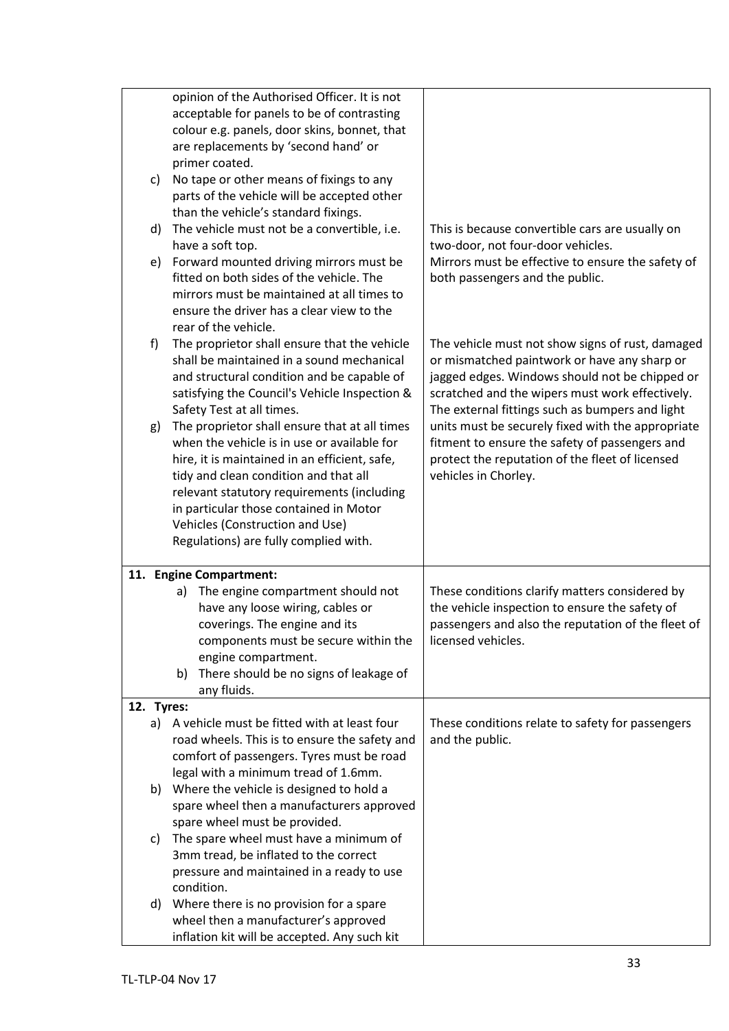| | |
|---|---|
| opinion of the Authorised Officer. It is not acceptable for panels to be of contrasting colour e.g. panels, door skins, bonnet, that are replacements by 'second hand' or primer coated.<br>c) No tape or other means of fixings to any parts of the vehicle will be accepted other than the vehicle's standard fixings.<br>d) The vehicle must not be a convertible, i.e. have a soft top.<br>e) Forward mounted driving mirrors must be fitted on both sides of the vehicle. The mirrors must be maintained at all times to ensure the driver has a clear view to the rear of the vehicle.<br>f) The proprietor shall ensure that the vehicle shall be maintained in a sound mechanical and structural condition and be capable of satisfying the Council's Vehicle Inspection & Safety Test at all times.<br>g) The proprietor shall ensure that at all times when the vehicle is in use or available for hire, it is maintained in an efficient, safe, tidy and clean condition and that all relevant statutory requirements (including in particular those contained in Motor Vehicles (Construction and Use) Regulations) are fully complied with. | This is because convertible cars are usually on two-door, not four-door vehicles.<br>Mirrors must be effective to ensure the safety of both passengers and the public.<br><br>The vehicle must not show signs of rust, damaged or mismatched paintwork or have any sharp or jagged edges. Windows should not be chipped or scratched and the wipers must work effectively. The external fittings such as bumpers and light units must be securely fixed with the appropriate fitment to ensure the safety of passengers and protect the reputation of the fleet of licensed vehicles in Chorley. |
| **11. Engine Compartment:**<br>a) The engine compartment should not have any loose wiring, cables or coverings. The engine and its components must be secure within the engine compartment.<br>b) There should be no signs of leakage of any fluids. | These conditions clarify matters considered by the vehicle inspection to ensure the safety of passengers and also the reputation of the fleet of licensed vehicles. |
| **12. Tyres:**<br>a) A vehicle must be fitted with at least four road wheels. This is to ensure the safety and comfort of passengers. Tyres must be road legal with a minimum tread of 1.6mm.<br>b) Where the vehicle is designed to hold a spare wheel then a manufacturers approved spare wheel must be provided.<br>c) The spare wheel must have a minimum of 3mm tread, be inflated to the correct pressure and maintained in a ready to use condition.<br>d) Where there is no provision for a spare wheel then a manufacturer's approved inflation kit will be accepted. Any such kit | These conditions relate to safety for passengers and the public. |

TL-TLP-04 Nov 17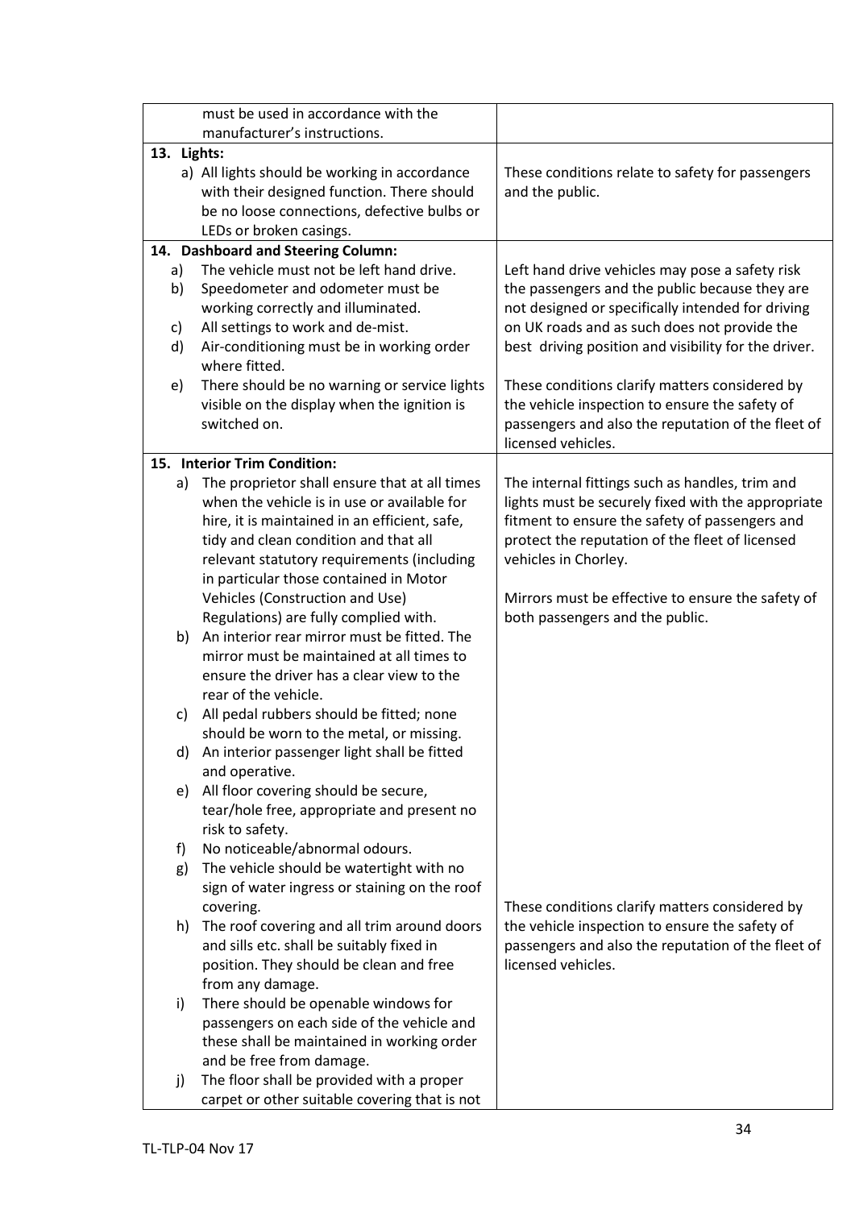| | |
|---|---|
| must be used in accordance with the manufacturer's instructions. | |
| **13. Lights:**<br>a) All lights should be working in accordance with their designed function. There should be no loose connections, defective bulbs or LEDs or broken casings. | These conditions relate to safety for passengers and the public. |
| **14. Dashboard and Steering Column:**<br>a) The vehicle must not be left hand drive.<br>b) Speedometer and odometer must be working correctly and illuminated.<br>c) All settings to work and de-mist.<br>d) Air-conditioning must be in working order where fitted.<br>e) There should be no warning or service lights visible on the display when the ignition is switched on. | Left hand drive vehicles may pose a safety risk the passengers and the public because they are not designed or specifically intended for driving on UK roads and as such does not provide the best driving position and visibility for the driver.<br><br>These conditions clarify matters considered by the vehicle inspection to ensure the safety of passengers and also the reputation of the fleet of licensed vehicles. |
| **15. Interior Trim Condition:**<br>a) The proprietor shall ensure that at all times when the vehicle is in use or available for hire, it is maintained in an efficient, safe, tidy and clean condition and that all relevant statutory requirements (including in particular those contained in Motor Vehicles (Construction and Use) Regulations) are fully complied with.<br>b) An interior rear mirror must be fitted. The mirror must be maintained at all times to ensure the driver has a clear view to the rear of the vehicle.<br>c) All pedal rubbers should be fitted; none should be worn to the metal, or missing.<br>d) An interior passenger light shall be fitted and operative.<br>e) All floor covering should be secure, tear/hole free, appropriate and present no risk to safety.<br>f) No noticeable/abnormal odours.<br>g) The vehicle should be watertight with no sign of water ingress or staining on the roof covering.<br>h) The roof covering and all trim around doors and sills etc. shall be suitably fixed in position. They should be clean and free from any damage.<br>i) There should be openable windows for passengers on each side of the vehicle and these shall be maintained in working order and be free from damage.<br>j) The floor shall be provided with a proper carpet or other suitable covering that is not | The internal fittings such as handles, trim and lights must be securely fixed with the appropriate fitment to ensure the safety of passengers and protect the reputation of the fleet of licensed vehicles in Chorley.<br><br>Mirrors must be effective to ensure the safety of both passengers and the public.<br><br>These conditions clarify matters considered by the vehicle inspection to ensure the safety of passengers and also the reputation of the fleet of licensed vehicles. |

TL-TLP-04 Nov 17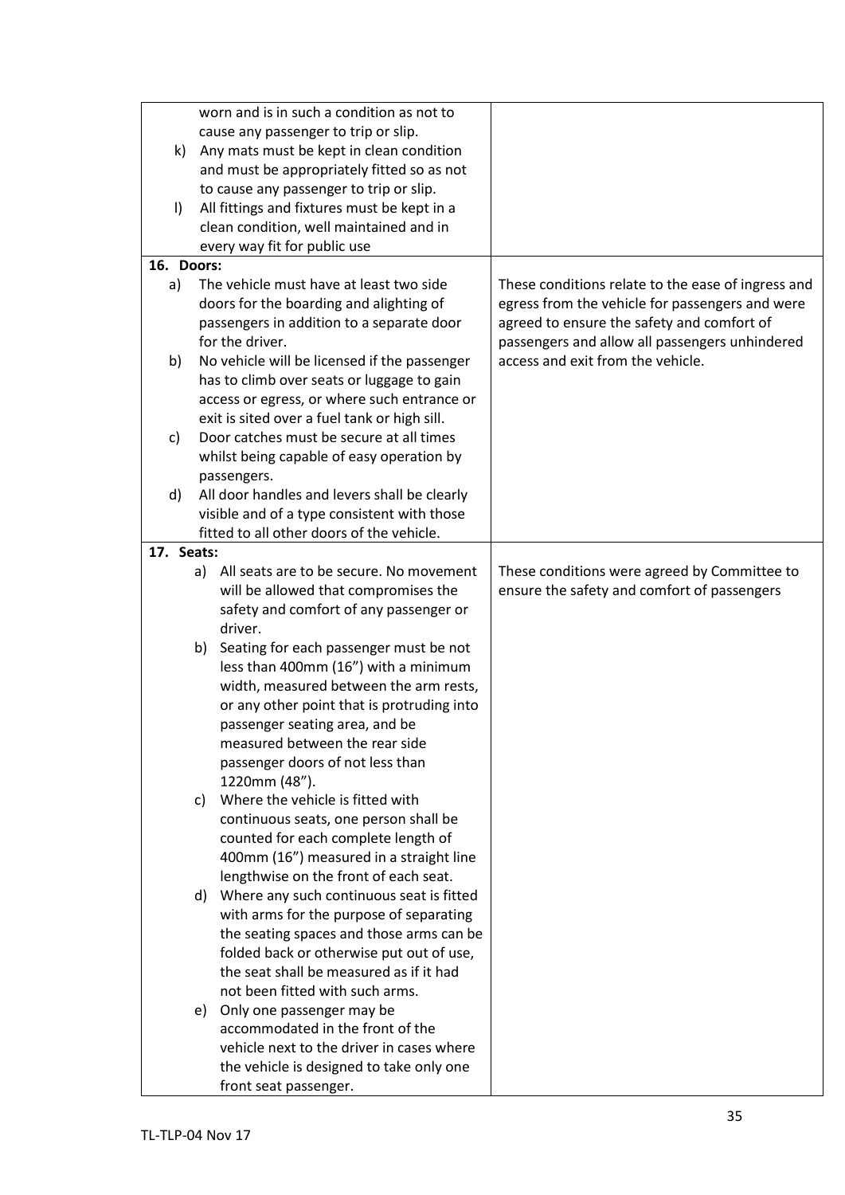| | |
|---|---|
| worn and is in such a condition as not to cause any passenger to trip or slip.<br>k) Any mats must be kept in clean condition and must be appropriately fitted so as not to cause any passenger to trip or slip.<br>l) All fittings and fixtures must be kept in a clean condition, well maintained and in every way fit for public use | |
| **16. Doors:**<br>a) The vehicle must have at least two side doors for the boarding and alighting of passengers in addition to a separate door for the driver.<br>b) No vehicle will be licensed if the passenger has to climb over seats or luggage to gain access or egress, or where such entrance or exit is sited over a fuel tank or high sill.<br>c) Door catches must be secure at all times whilst being capable of easy operation by passengers.<br>d) All door handles and levers shall be clearly visible and of a type consistent with those fitted to all other doors of the vehicle. | These conditions relate to the ease of ingress and egress from the vehicle for passengers and were agreed to ensure the safety and comfort of passengers and allow all passengers unhindered access and exit from the vehicle. |
| **17. Seats:**<br>a) All seats are to be secure. No movement will be allowed that compromises the safety and comfort of any passenger or driver.<br>b) Seating for each passenger must be not less than 400mm (16") with a minimum width, measured between the arm rests, or any other point that is protruding into passenger seating area, and be measured between the rear side passenger doors of not less than 1220mm (48").<br>c) Where the vehicle is fitted with continuous seats, one person shall be counted for each complete length of 400mm (16") measured in a straight line lengthwise on the front of each seat.<br>d) Where any such continuous seat is fitted with arms for the purpose of separating the seating spaces and those arms can be folded back or otherwise put out of use, the seat shall be measured as if it had not been fitted with such arms.<br>e) Only one passenger may be accommodated in the front of the vehicle next to the driver in cases where the vehicle is designed to take only one front seat passenger. | These conditions were agreed by Committee to ensure the safety and comfort of passengers |

TL-TLP-04 Nov 17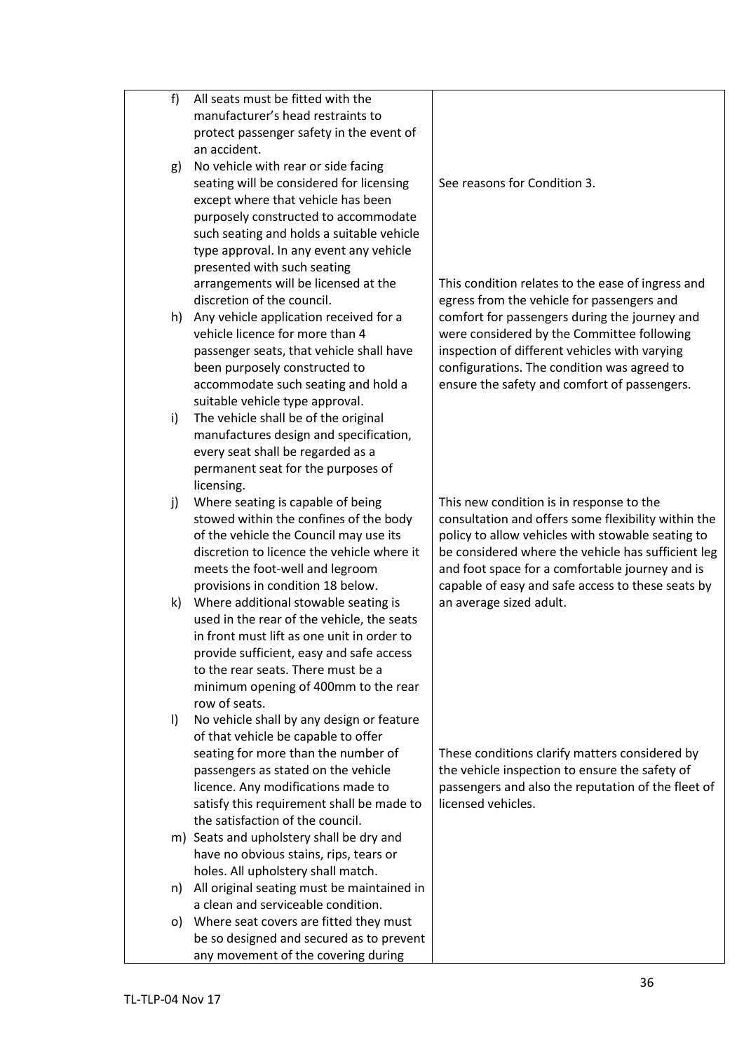| | |
|---|---|
| f) All seats must be fitted with the manufacturer's head restraints to protect passenger safety in the event of an accident. | |
| g) No vehicle with rear or side facing seating will be considered for licensing except where that vehicle has been purposely constructed to accommodate such seating and holds a suitable vehicle type approval. In any event any vehicle presented with such seating arrangements will be licensed at the discretion of the council. | See reasons for Condition 3. |
| h) Any vehicle application received for a vehicle licence for more than 4 passenger seats, that vehicle shall have been purposely constructed to accommodate such seating and hold a suitable vehicle type approval. | This condition relates to the ease of ingress and egress from the vehicle for passengers and comfort for passengers during the journey and were considered by the Committee following inspection of different vehicles with varying configurations. The condition was agreed to ensure the safety and comfort of passengers. |
| i) The vehicle shall be of the original manufactures design and specification, every seat shall be regarded as a permanent seat for the purposes of licensing. | |
| j) Where seating is capable of being stowed within the confines of the body of the vehicle the Council may use its discretion to licence the vehicle where it meets the foot-well and legroom provisions in condition 18 below. | This new condition is in response to the consultation and offers some flexibility within the policy to allow vehicles with stowable seating to be considered where the vehicle has sufficient leg and foot space for a comfortable journey and is capable of easy and safe access to these seats by an average sized adult. |
| k) Where additional stowable seating is used in the rear of the vehicle, the seats in front must lift as one unit in order to provide sufficient, easy and safe access to the rear seats. There must be a minimum opening of 400mm to the rear row of seats. | |
| l) No vehicle shall by any design or feature of that vehicle be capable to offer seating for more than the number of passengers as stated on the vehicle licence. Any modifications made to satisfy this requirement shall be made to the satisfaction of the council. | These conditions clarify matters considered by the vehicle inspection to ensure the safety of passengers and also the reputation of the fleet of licensed vehicles. |
| m) Seats and upholstery shall be dry and have no obvious stains, rips, tears or holes. All upholstery shall match. | |
| n) All original seating must be maintained in a clean and serviceable condition. | |
| o) Where seat covers are fitted they must be so designed and secured as to prevent any movement of the covering during | |

TL-TLP-04 Nov 17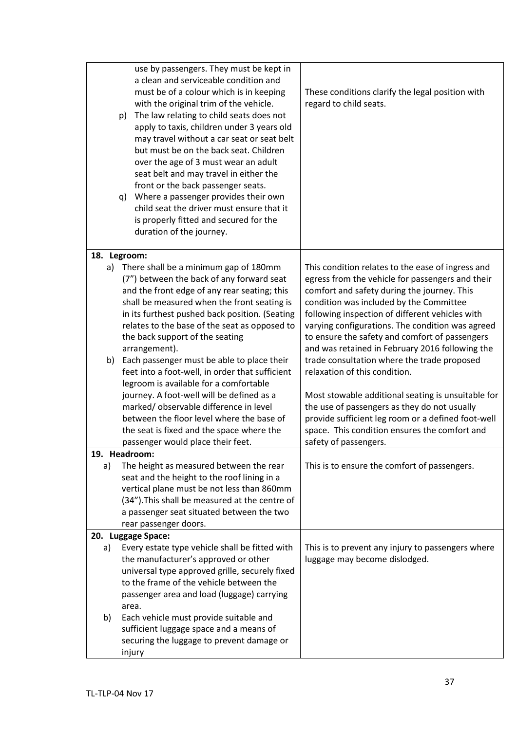| | |
|---|---|
| use by passengers. They must be kept in a clean and serviceable condition and must be of a colour which is in keeping with the original trim of the vehicle.<br>p) The law relating to child seats does not apply to taxis, children under 3 years old may travel without a car seat or seat belt but must be on the back seat. Children over the age of 3 must wear an adult seat belt and may travel in either the front or the back passenger seats.<br>q) Where a passenger provides their own child seat the driver must ensure that it is properly fitted and secured for the duration of the journey. | These conditions clarify the legal position with regard to child seats. |
| **18. Legroom:**<br>a) There shall be a minimum gap of 180mm (7") between the back of any forward seat and the front edge of any rear seating; this shall be measured when the front seating is in its furthest pushed back position. (Seating relates to the base of the seat as opposed to the back support of the seating arrangement).<br>b) Each passenger must be able to place their feet into a foot-well, in order that sufficient legroom is available for a comfortable journey. A foot-well will be defined as a marked/ observable difference in level between the floor level where the base of the seat is fixed and the space where the passenger would place their feet. | This condition relates to the ease of ingress and egress from the vehicle for passengers and their comfort and safety during the journey. This condition was included by the Committee following inspection of different vehicles with varying configurations. The condition was agreed to ensure the safety and comfort of passengers and was retained in February 2016 following the trade consultation where the trade proposed relaxation of this condition.<br><br>Most stowable additional seating is unsuitable for the use of passengers as they do not usually provide sufficient leg room or a defined foot-well space. This condition ensures the comfort and safety of passengers. |
| **19. Headroom:**<br>a) The height as measured between the rear seat and the height to the roof lining in a vertical plane must be not less than 860mm (34").This shall be measured at the centre of a passenger seat situated between the two rear passenger doors. | This is to ensure the comfort of passengers. |
| **20. Luggage Space:**<br>a) Every estate type vehicle shall be fitted with the manufacturer's approved or other universal type approved grille, securely fixed to the frame of the vehicle between the passenger area and load (luggage) carrying area.<br>b) Each vehicle must provide suitable and sufficient luggage space and a means of securing the luggage to prevent damage or injury | This is to prevent any injury to passengers where luggage may become dislodged. |

TL-TLP-04 Nov 17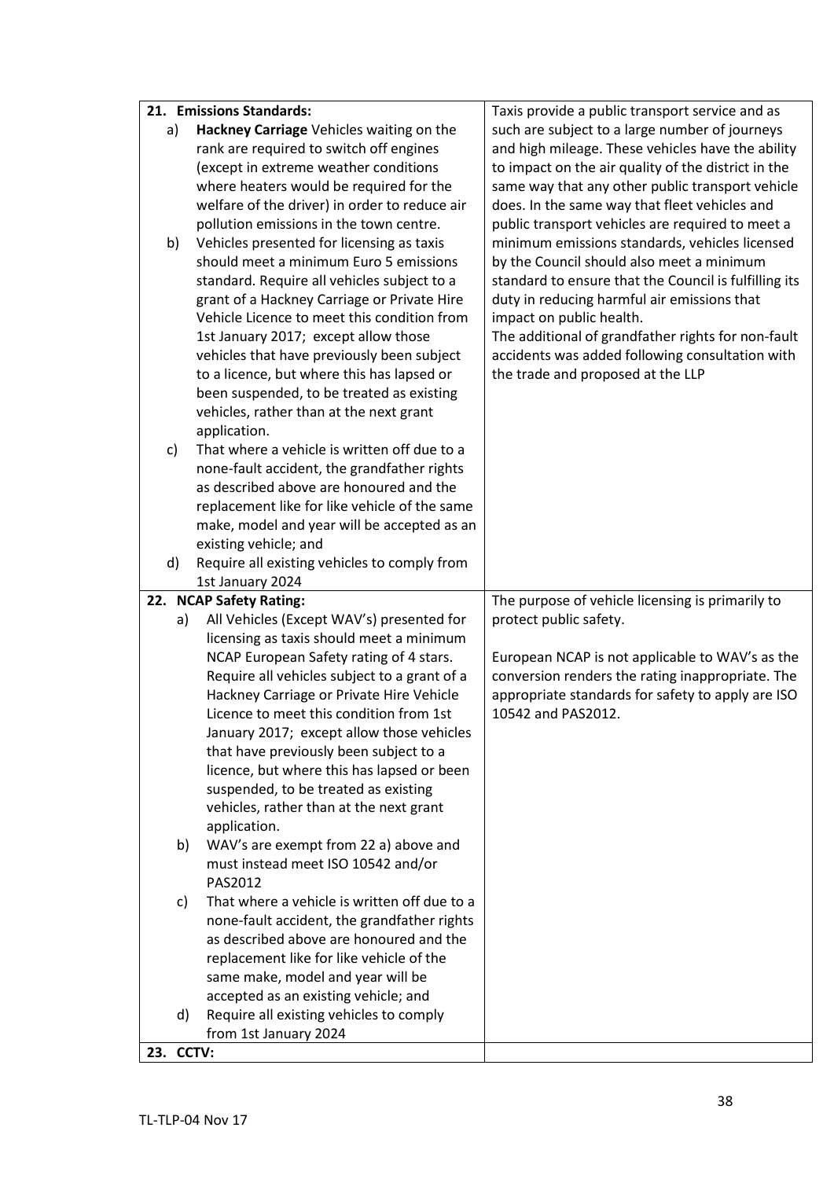| | |
|---|---|
| **21. Emissions Standards:**<br>a) **Hackney Carriage** Vehicles waiting on the rank are required to switch off engines (except in extreme weather conditions where heaters would be required for the welfare of the driver) in order to reduce air pollution emissions in the town centre.<br>b) Vehicles presented for licensing as taxis should meet a minimum Euro 5 emissions standard. Require all vehicles subject to a grant of a Hackney Carriage or Private Hire Vehicle Licence to meet this condition from 1st January 2017; except allow those vehicles that have previously been subject to a licence, but where this has lapsed or been suspended, to be treated as existing vehicles, rather than at the next grant application.<br>c) That where a vehicle is written off due to a none-fault accident, the grandfather rights as described above are honoured and the replacement like for like vehicle of the same make, model and year will be accepted as an existing vehicle; and<br>d) Require all existing vehicles to comply from 1st January 2024 | Taxis provide a public transport service and as such are subject to a large number of journeys and high mileage. These vehicles have the ability to impact on the air quality of the district in the same way that any other public transport vehicle does. In the same way that fleet vehicles and public transport vehicles are required to meet a minimum emissions standards, vehicles licensed by the Council should also meet a minimum standard to ensure that the Council is fulfilling its duty in reducing harmful air emissions that impact on public health.<br>The additional of grandfather rights for non-fault accidents was added following consultation with the trade and proposed at the LLP |
| **22. NCAP Safety Rating:**<br>a) All Vehicles (Except WAV's) presented for licensing as taxis should meet a minimum NCAP European Safety rating of 4 stars. Require all vehicles subject to a grant of a Hackney Carriage or Private Hire Vehicle Licence to meet this condition from 1st January 2017; except allow those vehicles that have previously been subject to a licence, but where this has lapsed or been suspended, to be treated as existing vehicles, rather than at the next grant application.<br>b) WAV's are exempt from 22 a) above and must instead meet ISO 10542 and/or PAS2012<br>c) That where a vehicle is written off due to a none-fault accident, the grandfather rights as described above are honoured and the replacement like for like vehicle of the same make, model and year will be accepted as an existing vehicle; and<br>d) Require all existing vehicles to comply from 1st January 2024 | The purpose of vehicle licensing is primarily to protect public safety.<br><br>European NCAP is not applicable to WAV's as the conversion renders the rating inappropriate. The appropriate standards for safety to apply are ISO 10542 and PAS2012. |
| **23. CCTV:** | |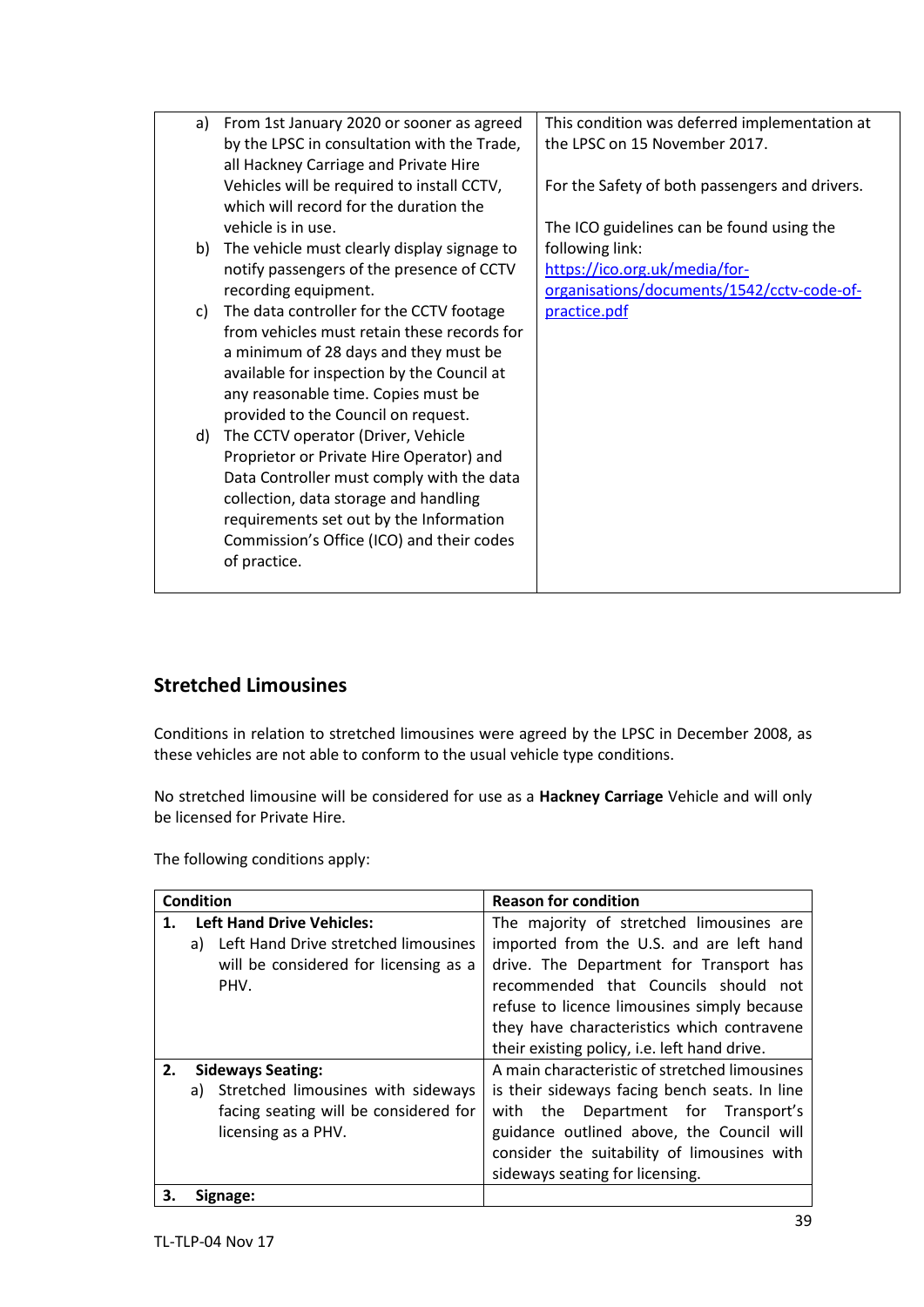| | |
|---|---|
| a) From 1st January 2020 or sooner as agreed by the LPSC in consultation with the Trade, all Hackney Carriage and Private Hire Vehicles will be required to install CCTV, which will record for the duration the vehicle is in use.<br>b) The vehicle must clearly display signage to notify passengers of the presence of CCTV recording equipment.<br>c) The data controller for the CCTV footage from vehicles must retain these records for a minimum of 28 days and they must be available for inspection by the Council at any reasonable time. Copies must be provided to the Council on request.<br>d) The CCTV operator (Driver, Vehicle Proprietor or Private Hire Operator) and Data Controller must comply with the data collection, data storage and handling requirements set out by the Information Commission's Office (ICO) and their codes of practice. | This condition was deferred implementation at the LPSC on 15 November 2017.<br><br>For the Safety of both passengers and drivers.<br><br>The ICO guidelines can be found using the following link:<br>[https://ico.org.uk/media/for-organisations/documents/1542/cctv-code-of-practice.pdf](https://ico.org.uk/media/for-organisations/documents/1542/cctv-code-of-practice.pdf) |

## Stretched Limousines

Conditions in relation to stretched limousines were agreed by the LPSC in December 2008, as these vehicles are not able to conform to the usual vehicle type conditions.

No stretched limousine will be considered for use as a **Hackney Carriage** Vehicle and will only be licensed for Private Hire.

The following conditions apply:

| Condition | Reason for condition |
|---|---|
| **1. Left Hand Drive Vehicles:**<br>a) Left Hand Drive stretched limousines will be considered for licensing as a PHV. | The majority of stretched limousines are imported from the U.S. and are left hand drive. The Department for Transport has recommended that Councils should not refuse to licence limousines simply because they have characteristics which contravene their existing policy, i.e. left hand drive. |
| **2. Sideways Seating:**<br>a) Stretched limousines with sideways facing seating will be considered for licensing as a PHV. | A main characteristic of stretched limousines is their sideways facing bench seats. In line with the Department for Transport's guidance outlined above, the Council will consider the suitability of limousines with sideways seating for licensing. |
| **3. Signage:** | |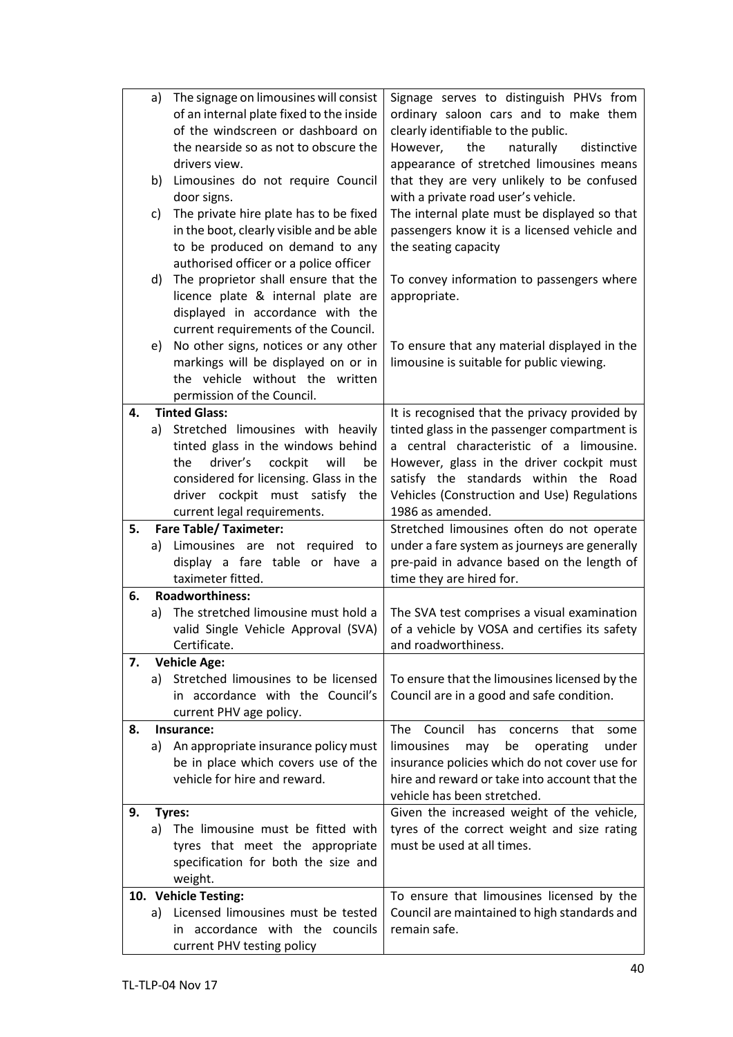| | |
|---|---|
| a) The signage on limousines will consist of an internal plate fixed to the inside of the windscreen or dashboard on the nearside so as not to obscure the drivers view.<br>b) Limousines do not require Council door signs.<br>c) The private hire plate has to be fixed in the boot, clearly visible and be able to be produced on demand to any authorised officer or a police officer | Signage serves to distinguish PHVs from ordinary saloon cars and to make them clearly identifiable to the public.<br>However, the naturally distinctive appearance of stretched limousines means that they are very unlikely to be confused with a private road user's vehicle.<br>The internal plate must be displayed so that passengers know it is a licensed vehicle and the seating capacity |
| d) The proprietor shall ensure that the licence plate & internal plate are displayed in accordance with the current requirements of the Council. | To convey information to passengers where appropriate. |
| e) No other signs, notices or any other markings will be displayed on or in the vehicle without the written permission of the Council. | To ensure that any material displayed in the limousine is suitable for public viewing. |
| **4. Tinted Glass:**<br>a) Stretched limousines with heavily tinted glass in the windows behind the driver's cockpit will be considered for licensing. Glass in the driver cockpit must satisfy the current legal requirements. | It is recognised that the privacy provided by tinted glass in the passenger compartment is a central characteristic of a limousine. However, glass in the driver cockpit must satisfy the standards within the Road Vehicles (Construction and Use) Regulations 1986 as amended. |
| **5. Fare Table/ Taximeter:**<br>a) Limousines are not required to display a fare table or have a taximeter fitted. | Stretched limousines often do not operate under a fare system as journeys are generally pre-paid in advance based on the length of time they are hired for. |
| **6. Roadworthiness:**<br>a) The stretched limousine must hold a valid Single Vehicle Approval (SVA) Certificate. | The SVA test comprises a visual examination of a vehicle by VOSA and certifies its safety and roadworthiness. |
| **7. Vehicle Age:**<br>a) Stretched limousines to be licensed in accordance with the Council's current PHV age policy. | To ensure that the limousines licensed by the Council are in a good and safe condition. |
| **8. Insurance:**<br>a) An appropriate insurance policy must be in place which covers use of the vehicle for hire and reward. | The Council has concerns that some limousines may be operating under insurance policies which do not cover use for hire and reward or take into account that the vehicle has been stretched. |
| **9. Tyres:**<br>a) The limousine must be fitted with tyres that meet the appropriate specification for both the size and weight. | Given the increased weight of the vehicle, tyres of the correct weight and size rating must be used at all times. |
| **10. Vehicle Testing:**<br>a) Licensed limousines must be tested in accordance with the councils current PHV testing policy | To ensure that limousines licensed by the Council are maintained to high standards and remain safe. |

TL-TLP-04 Nov 17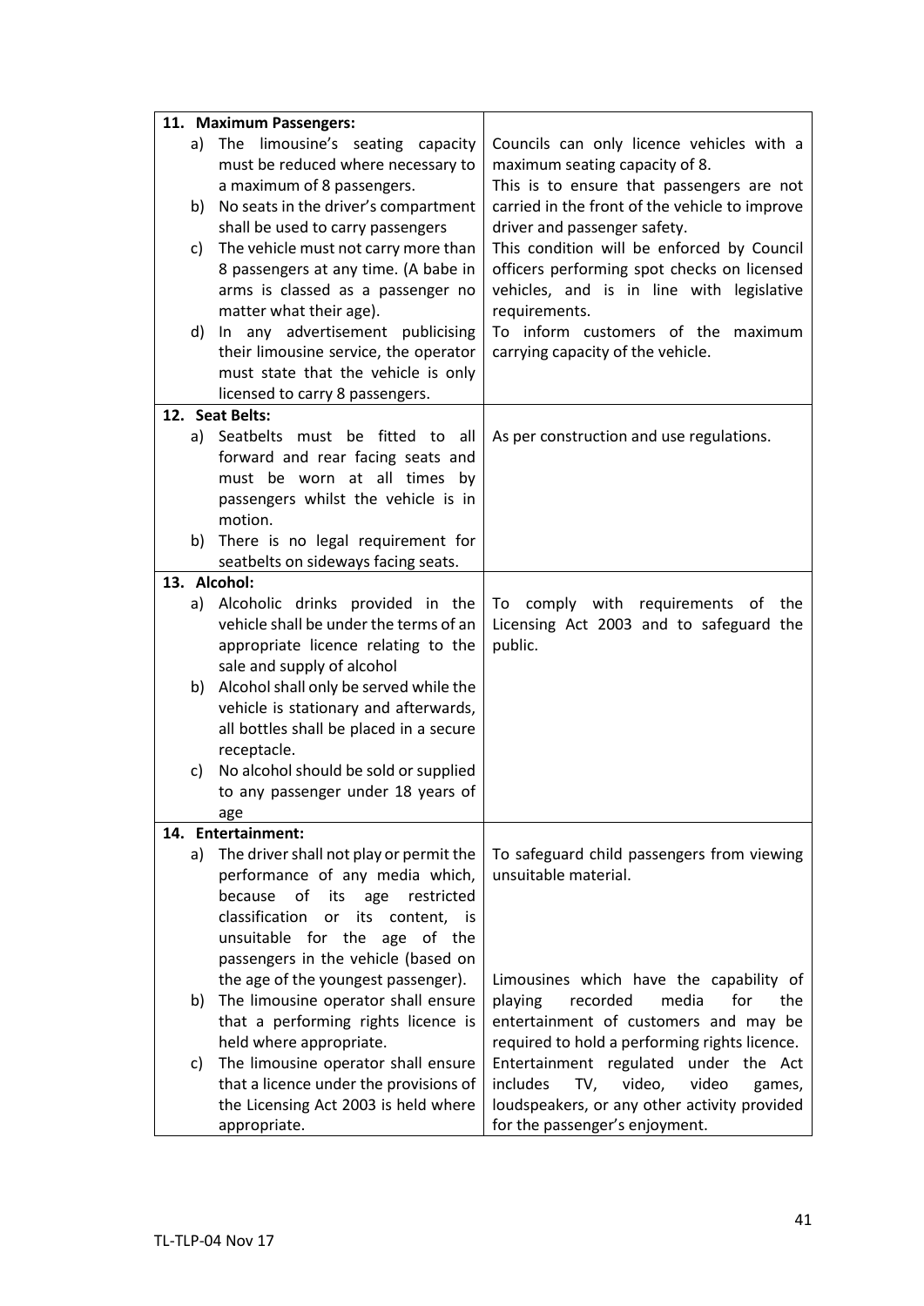| 11. Maximum Passengers: | |
|---|---|
| a) The limousine's seating capacity must be reduced where necessary to a maximum of 8 passengers.<br>b) No seats in the driver's compartment shall be used to carry passengers<br>c) The vehicle must not carry more than 8 passengers at any time. (A babe in arms is classed as a passenger no matter what their age).<br>d) In any advertisement publicising their limousine service, the operator must state that the vehicle is only licensed to carry 8 passengers. | Councils can only licence vehicles with a maximum seating capacity of 8.<br>This is to ensure that passengers are not carried in the front of the vehicle to improve driver and passenger safety.<br>This condition will be enforced by Council officers performing spot checks on licensed vehicles, and is in line with legislative requirements.<br>To inform customers of the maximum carrying capacity of the vehicle. |
| **12. Seat Belts:** | |
| a) Seatbelts must be fitted to all forward and rear facing seats and must be worn at all times by passengers whilst the vehicle is in motion.<br>b) There is no legal requirement for seatbelts on sideways facing seats. | As per construction and use regulations. |
| **13. Alcohol:** | |
| a) Alcoholic drinks provided in the vehicle shall be under the terms of an appropriate licence relating to the sale and supply of alcohol<br>b) Alcohol shall only be served while the vehicle is stationary and afterwards, all bottles shall be placed in a secure receptacle.<br>c) No alcohol should be sold or supplied to any passenger under 18 years of age | To comply with requirements of the Licensing Act 2003 and to safeguard the public. |
| **14. Entertainment:** | |
| a) The driver shall not play or permit the performance of any media which, because of its age restricted classification or its content, is unsuitable for the age of the passengers in the vehicle (based on the age of the youngest passenger).<br>b) The limousine operator shall ensure that a performing rights licence is held where appropriate.<br>c) The limousine operator shall ensure that a licence under the provisions of the Licensing Act 2003 is held where appropriate. | To safeguard child passengers from viewing unsuitable material.<br><br>Limousines which have the capability of playing recorded media for the entertainment of customers and may be required to hold a performing rights licence.<br>Entertainment regulated under the Act includes TV, video, video games, loudspeakers, or any other activity provided for the passenger's enjoyment. |

TL-TLP-04 Nov 17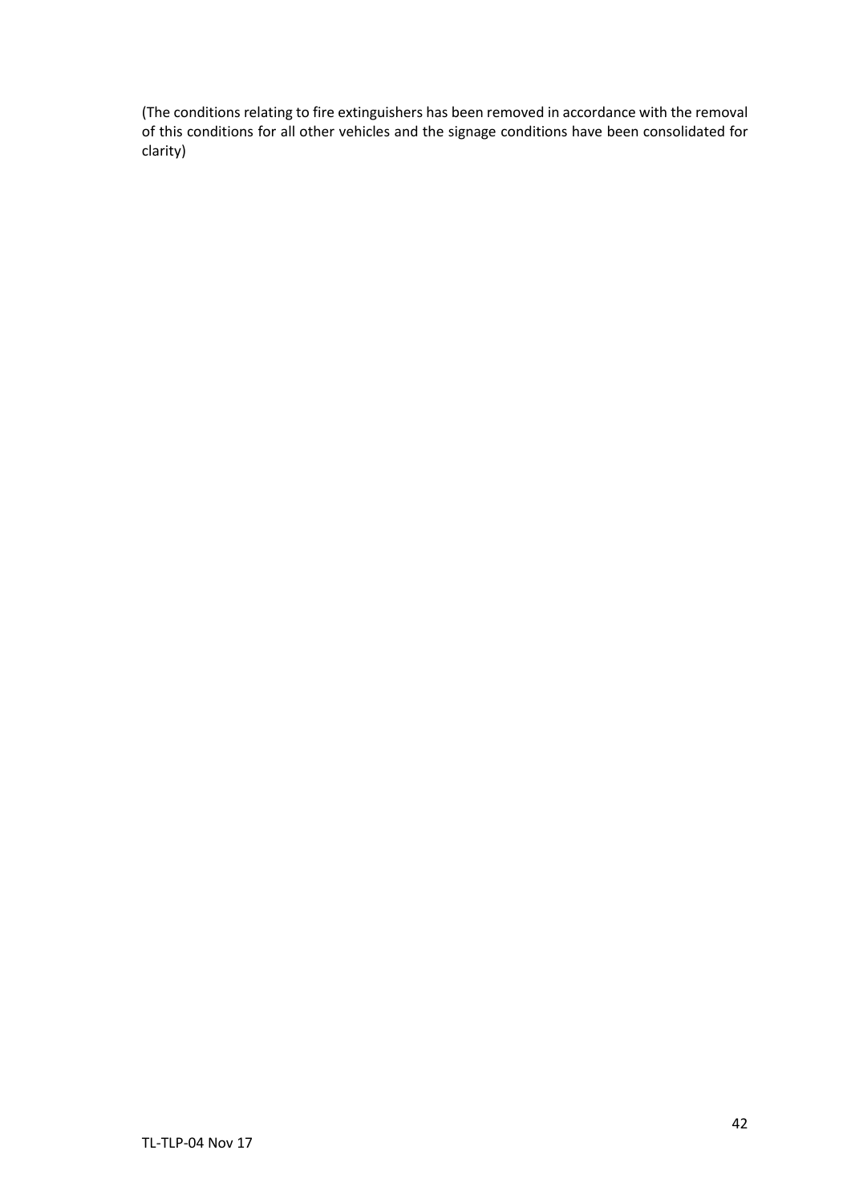(The conditions relating to fire extinguishers has been removed in accordance with the removal of this conditions for all other vehicles and the signage conditions have been consolidated for clarity)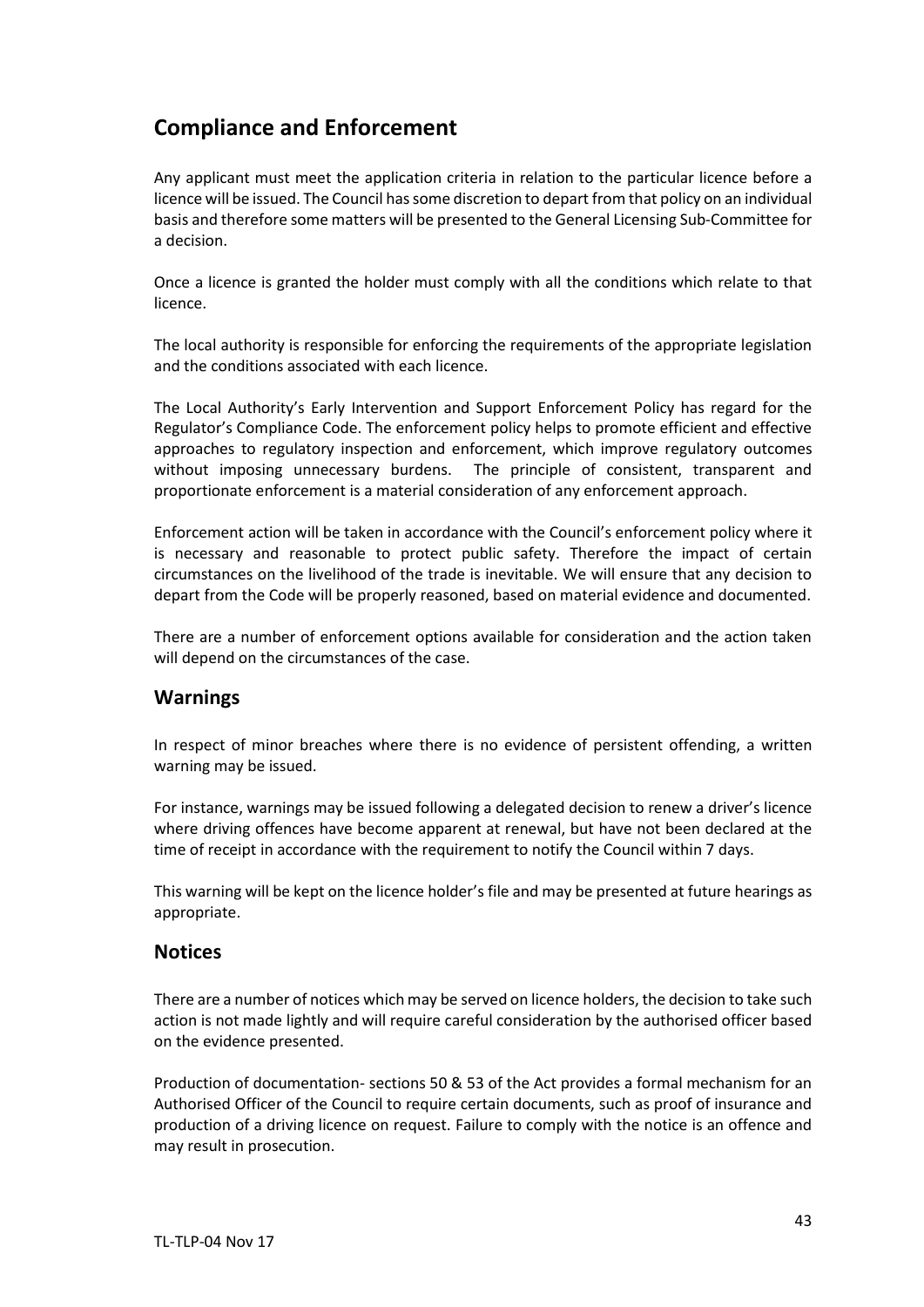## Compliance and Enforcement

Any applicant must meet the application criteria in relation to the particular licence before a licence will be issued. The Council has some discretion to depart from that policy on an individual basis and therefore some matters will be presented to the General Licensing Sub-Committee for a decision.

Once a licence is granted the holder must comply with all the conditions which relate to that licence.

The local authority is responsible for enforcing the requirements of the appropriate legislation and the conditions associated with each licence.

The Local Authority's Early Intervention and Support Enforcement Policy has regard for the Regulator's Compliance Code. The enforcement policy helps to promote efficient and effective approaches to regulatory inspection and enforcement, which improve regulatory outcomes without imposing unnecessary burdens. The principle of consistent, transparent and proportionate enforcement is a material consideration of any enforcement approach.

Enforcement action will be taken in accordance with the Council's enforcement policy where it is necessary and reasonable to protect public safety. Therefore the impact of certain circumstances on the livelihood of the trade is inevitable. We will ensure that any decision to depart from the Code will be properly reasoned, based on material evidence and documented.

There are a number of enforcement options available for consideration and the action taken will depend on the circumstances of the case.

### Warnings

In respect of minor breaches where there is no evidence of persistent offending, a written warning may be issued.

For instance, warnings may be issued following a delegated decision to renew a driver's licence where driving offences have become apparent at renewal, but have not been declared at the time of receipt in accordance with the requirement to notify the Council within 7 days.

This warning will be kept on the licence holder's file and may be presented at future hearings as appropriate.

### Notices

There are a number of notices which may be served on licence holders, the decision to take such action is not made lightly and will require careful consideration by the authorised officer based on the evidence presented.

Production of documentation- sections 50 & 53 of the Act provides a formal mechanism for an Authorised Officer of the Council to require certain documents, such as proof of insurance and production of a driving licence on request. Failure to comply with the notice is an offence and may result in prosecution.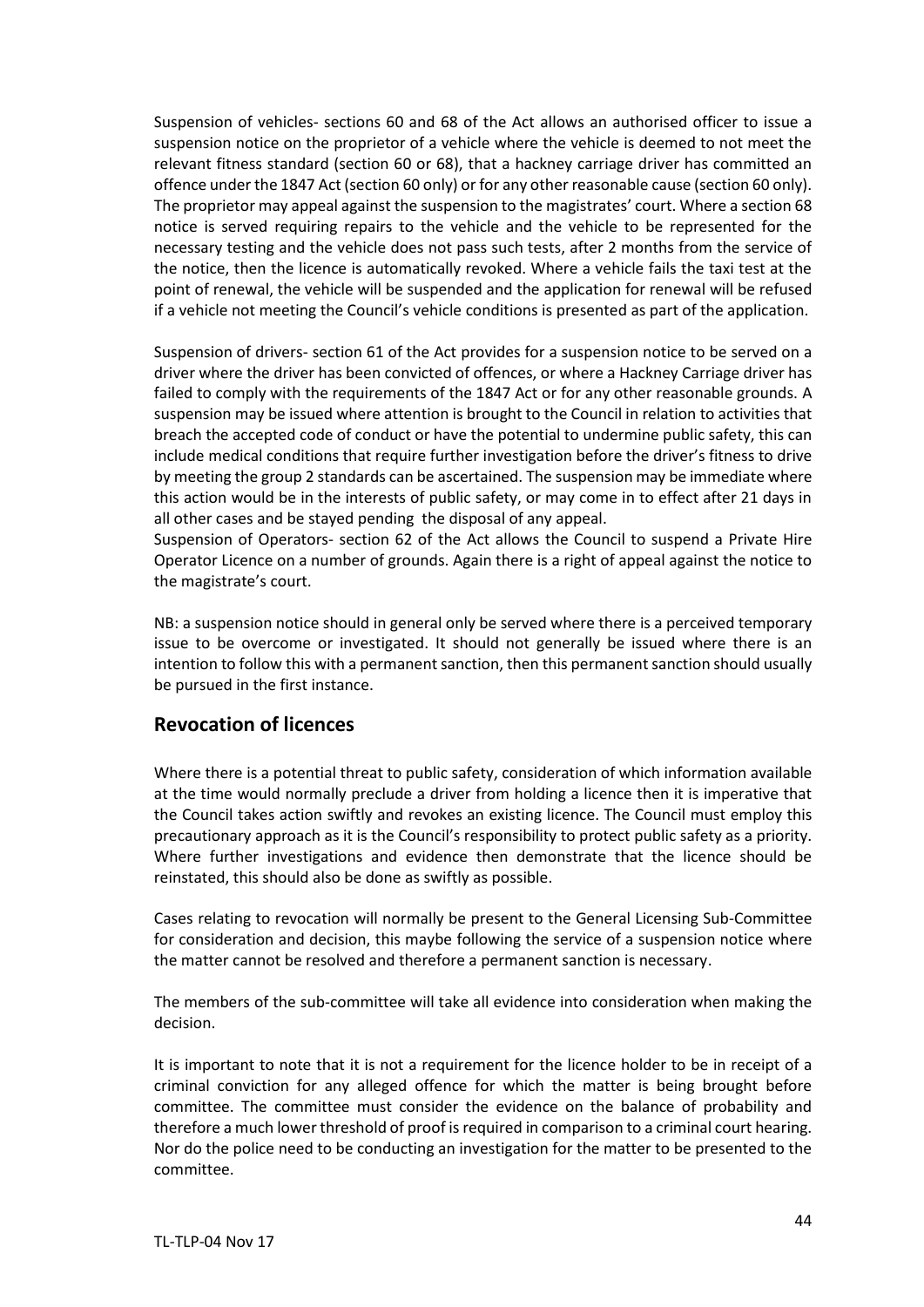Suspension of vehicles- sections 60 and 68 of the Act allows an authorised officer to issue a suspension notice on the proprietor of a vehicle where the vehicle is deemed to not meet the relevant fitness standard (section 60 or 68), that a hackney carriage driver has committed an offence under the 1847 Act (section 60 only) or for any other reasonable cause (section 60 only). The proprietor may appeal against the suspension to the magistrates' court. Where a section 68 notice is served requiring repairs to the vehicle and the vehicle to be represented for the necessary testing and the vehicle does not pass such tests, after 2 months from the service of the notice, then the licence is automatically revoked. Where a vehicle fails the taxi test at the point of renewal, the vehicle will be suspended and the application for renewal will be refused if a vehicle not meeting the Council's vehicle conditions is presented as part of the application.

Suspension of drivers- section 61 of the Act provides for a suspension notice to be served on a driver where the driver has been convicted of offences, or where a Hackney Carriage driver has failed to comply with the requirements of the 1847 Act or for any other reasonable grounds. A suspension may be issued where attention is brought to the Council in relation to activities that breach the accepted code of conduct or have the potential to undermine public safety, this can include medical conditions that require further investigation before the driver's fitness to drive by meeting the group 2 standards can be ascertained. The suspension may be immediate where this action would be in the interests of public safety, or may come in to effect after 21 days in all other cases and be stayed pending the disposal of any appeal.
Suspension of Operators- section 62 of the Act allows the Council to suspend a Private Hire Operator Licence on a number of grounds. Again there is a right of appeal against the notice to the magistrate's court.

NB: a suspension notice should in general only be served where there is a perceived temporary issue to be overcome or investigated. It should not generally be issued where there is an intention to follow this with a permanent sanction, then this permanent sanction should usually be pursued in the first instance.

## Revocation of licences

Where there is a potential threat to public safety, consideration of which information available at the time would normally preclude a driver from holding a licence then it is imperative that the Council takes action swiftly and revokes an existing licence. The Council must employ this precautionary approach as it is the Council's responsibility to protect public safety as a priority. Where further investigations and evidence then demonstrate that the licence should be reinstated, this should also be done as swiftly as possible.

Cases relating to revocation will normally be present to the General Licensing Sub-Committee for consideration and decision, this maybe following the service of a suspension notice where the matter cannot be resolved and therefore a permanent sanction is necessary.

The members of the sub-committee will take all evidence into consideration when making the decision.

It is important to note that it is not a requirement for the licence holder to be in receipt of a criminal conviction for any alleged offence for which the matter is being brought before committee. The committee must consider the evidence on the balance of probability and therefore a much lower threshold of proof is required in comparison to a criminal court hearing. Nor do the police need to be conducting an investigation for the matter to be presented to the committee.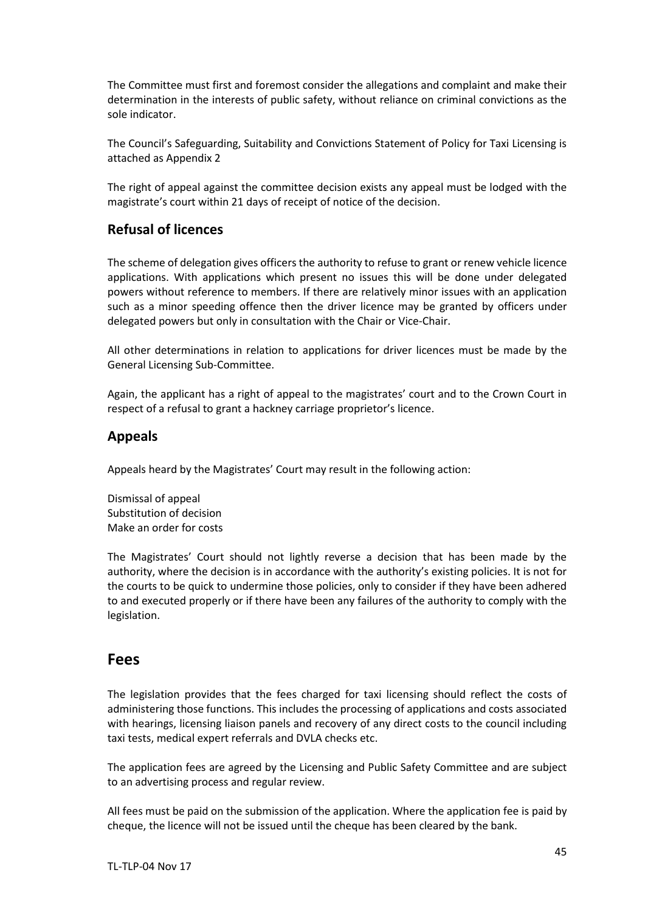The Committee must first and foremost consider the allegations and complaint and make their determination in the interests of public safety, without reliance on criminal convictions as the sole indicator.

The Council's Safeguarding, Suitability and Convictions Statement of Policy for Taxi Licensing is attached as Appendix 2

The right of appeal against the committee decision exists any appeal must be lodged with the magistrate's court within 21 days of receipt of notice of the decision.

## Refusal of licences

The scheme of delegation gives officers the authority to refuse to grant or renew vehicle licence applications. With applications which present no issues this will be done under delegated powers without reference to members. If there are relatively minor issues with an application such as a minor speeding offence then the driver licence may be granted by officers under delegated powers but only in consultation with the Chair or Vice-Chair.

All other determinations in relation to applications for driver licences must be made by the General Licensing Sub-Committee.

Again, the applicant has a right of appeal to the magistrates' court and to the Crown Court in respect of a refusal to grant a hackney carriage proprietor's licence.

## Appeals

Appeals heard by the Magistrates' Court may result in the following action:

Dismissal of appeal
Substitution of decision
Make an order for costs

The Magistrates' Court should not lightly reverse a decision that has been made by the authority, where the decision is in accordance with the authority's existing policies. It is not for the courts to be quick to undermine those policies, only to consider if they have been adhered to and executed properly or if there have been any failures of the authority to comply with the legislation.

# Fees

The legislation provides that the fees charged for taxi licensing should reflect the costs of administering those functions. This includes the processing of applications and costs associated with hearings, licensing liaison panels and recovery of any direct costs to the council including taxi tests, medical expert referrals and DVLA checks etc.

The application fees are agreed by the Licensing and Public Safety Committee and are subject to an advertising process and regular review.

All fees must be paid on the submission of the application. Where the application fee is paid by cheque, the licence will not be issued until the cheque has been cleared by the bank.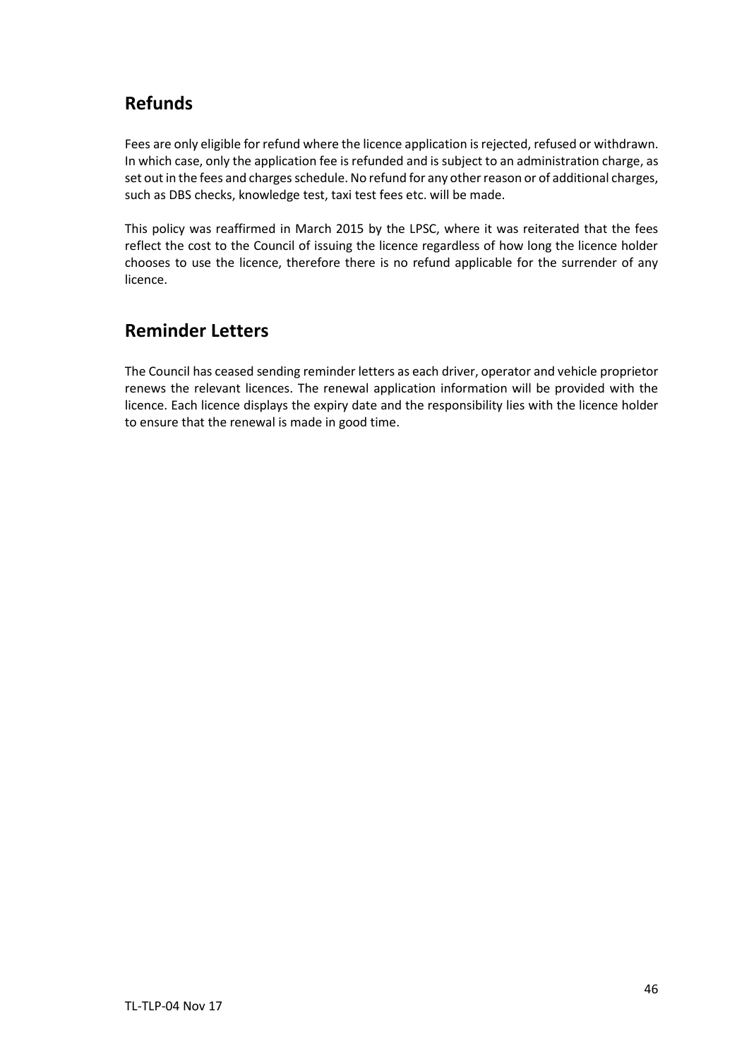## Refunds

Fees are only eligible for refund where the licence application is rejected, refused or withdrawn. In which case, only the application fee is refunded and is subject to an administration charge, as set out in the fees and charges schedule. No refund for any other reason or of additional charges, such as DBS checks, knowledge test, taxi test fees etc. will be made.

This policy was reaffirmed in March 2015 by the LPSC, where it was reiterated that the fees reflect the cost to the Council of issuing the licence regardless of how long the licence holder chooses to use the licence, therefore there is no refund applicable for the surrender of any licence.

## Reminder Letters

The Council has ceased sending reminder letters as each driver, operator and vehicle proprietor renews the relevant licences. The renewal application information will be provided with the licence. Each licence displays the expiry date and the responsibility lies with the licence holder to ensure that the renewal is made in good time.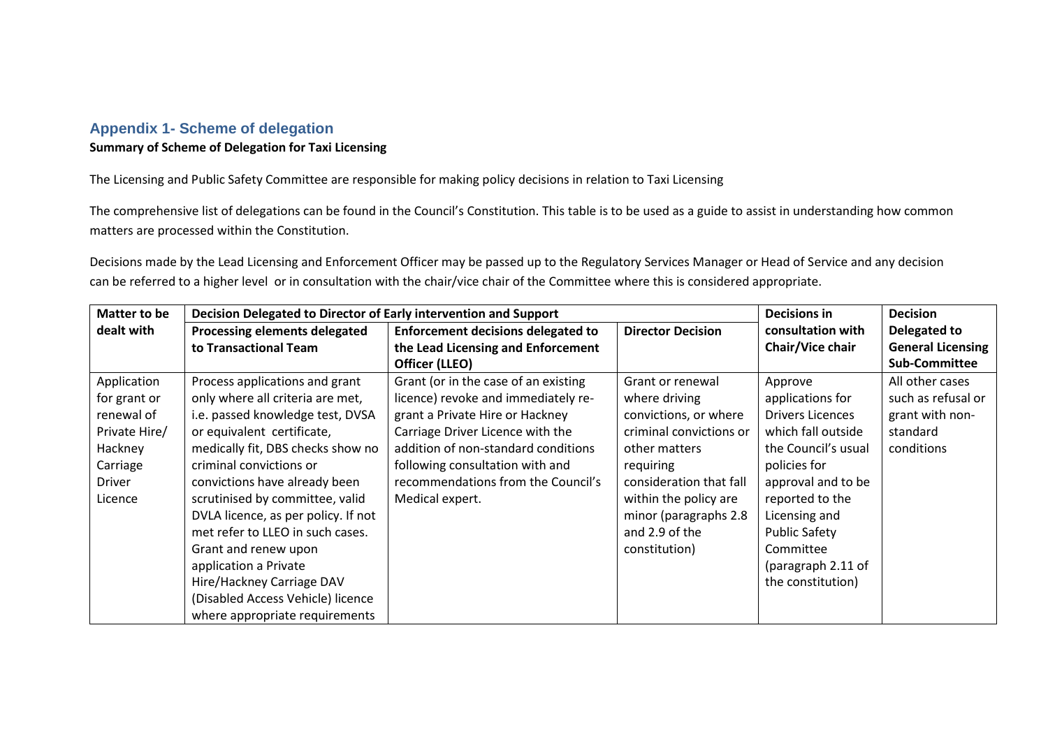## Appendix 1- Scheme of delegation

**Summary of Scheme of Delegation for Taxi Licensing**

The Licensing and Public Safety Committee are responsible for making policy decisions in relation to Taxi Licensing

The comprehensive list of delegations can be found in the Council's Constitution. This table is to be used as a guide to assist in understanding how common matters are processed within the Constitution.

Decisions made by the Lead Licensing and Enforcement Officer may be passed up to the Regulatory Services Manager or Head of Service and any decision can be referred to a higher level or in consultation with the chair/vice chair of the Committee where this is considered appropriate.

| Matter to be dealt with | Decision Delegated to Director of Early intervention and Support | | | Decisions in consultation with Chair/Vice chair | Decision Delegated to General Licensing Sub-Committee |
|---|---|---|---|---|---|
| | **Processing elements delegated to Transactional Team** | **Enforcement decisions delegated to the Lead Licensing and Enforcement Officer (LLEO)** | **Director Decision** | | |
| Application for grant or renewal of Private Hire/ Hackney Carriage Driver Licence | Process applications and grant only where all criteria are met, i.e. passed knowledge test, DVSA or equivalent certificate, medically fit, DBS checks show no criminal convictions or convictions have already been scrutinised by committee, valid DVLA licence, as per policy. If not met refer to LLEO in such cases. Grant and renew upon application a Private Hire/Hackney Carriage DAV (Disabled Access Vehicle) licence where appropriate requirements | Grant (or in the case of an existing licence) revoke and immediately re-grant a Private Hire or Hackney Carriage Driver Licence with the addition of non-standard conditions following consultation with and recommendations from the Council's Medical expert. | Grant or renewal where driving convictions, or where criminal convictions or other matters requiring consideration that fall within the policy are minor (paragraphs 2.8 and 2.9 of the constitution) | Approve applications for Drivers Licences which fall outside the Council's usual policies for approval and to be reported to the Licensing and Public Safety Committee (paragraph 2.11 of the constitution) | All other cases such as refusal or grant with non-standard conditions |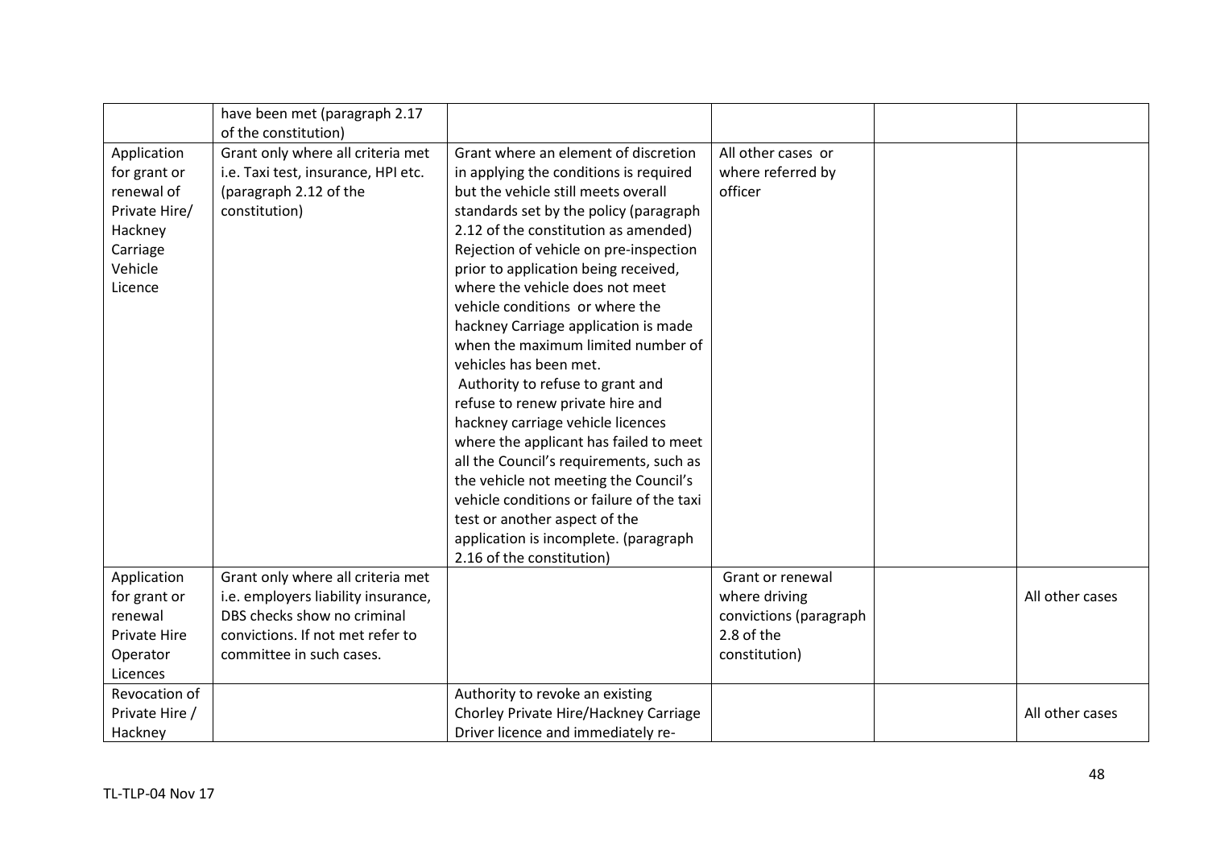| | | | | | |
|---|---|---|---|---|---|
| | have been met (paragraph 2.17 of the constitution) | | | | |
| Application for grant or renewal of Private Hire/ Hackney Carriage Vehicle Licence | Grant only where all criteria met i.e. Taxi test, insurance, HPI etc. (paragraph 2.12 of the constitution) | Grant where an element of discretion in applying the conditions is required but the vehicle still meets overall standards set by the policy (paragraph 2.12 of the constitution as amended) Rejection of vehicle on pre-inspection prior to application being received, where the vehicle does not meet vehicle conditions or where the hackney Carriage application is made when the maximum limited number of vehicles has been met. Authority to refuse to grant and refuse to renew private hire and hackney carriage vehicle licences where the applicant has failed to meet all the Council's requirements, such as the vehicle not meeting the Council's vehicle conditions or failure of the taxi test or another aspect of the application is incomplete. (paragraph 2.16 of the constitution) | All other cases or where referred by officer | | |
| Application for grant or renewal Private Hire Operator Licences | Grant only where all criteria met i.e. employers liability insurance, DBS checks show no criminal convictions. If not met refer to committee in such cases. | | Grant or renewal where driving convictions (paragraph 2.8 of the constitution) | | All other cases |
| Revocation of Private Hire / Hackney | | Authority to revoke an existing Chorley Private Hire/Hackney Carriage Driver licence and immediately re- | | | All other cases |

TL-TLP-04 Nov 17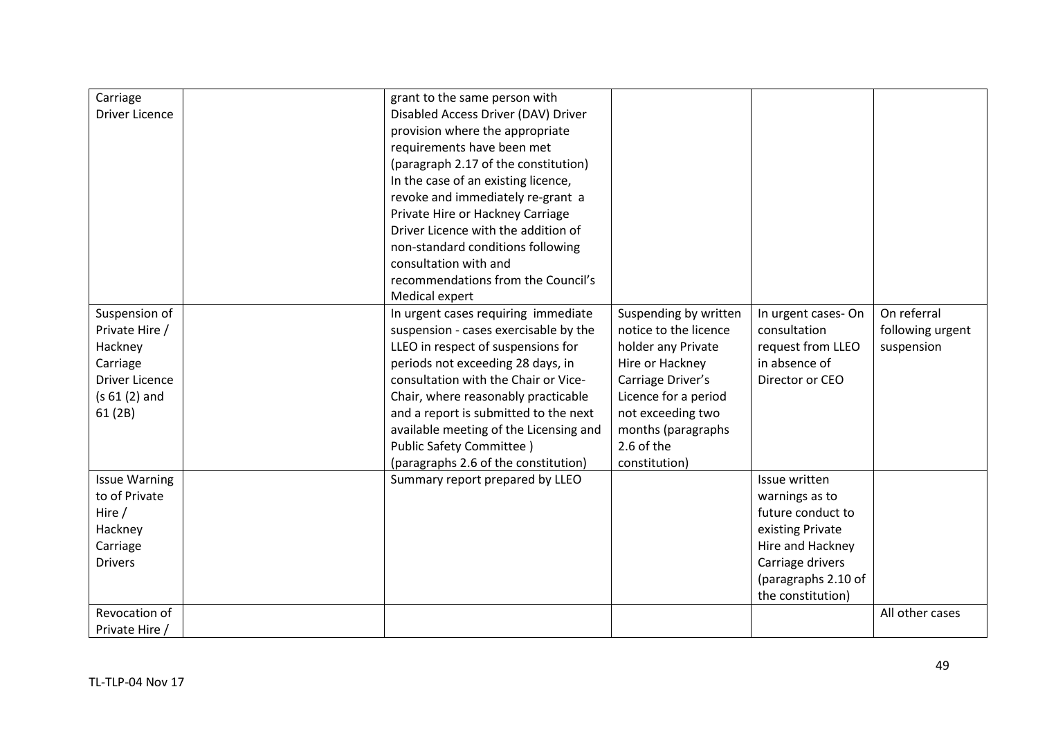| | | | | | |
|---|---|---|---|---|---|
| Carriage Driver Licence | | grant to the same person with Disabled Access Driver (DAV) Driver provision where the appropriate requirements have been met (paragraph 2.17 of the constitution) In the case of an existing licence, revoke and immediately re-grant a Private Hire or Hackney Carriage Driver Licence with the addition of non-standard conditions following consultation with and recommendations from the Council's Medical expert | | | |
| Suspension of Private Hire / Hackney Carriage Driver Licence (s 61 (2) and 61 (2B) | | In urgent cases requiring immediate suspension - cases exercisable by the LLEO in respect of suspensions for periods not exceeding 28 days, in consultation with the Chair or Vice-Chair, where reasonably practicable and a report is submitted to the next available meeting of the Licensing and Public Safety Committee ) (paragraphs 2.6 of the constitution) | Suspending by written notice to the licence holder any Private Hire or Hackney Carriage Driver's Licence for a period not exceeding two months (paragraphs 2.6 of the constitution) | In urgent cases- On consultation request from LLEO in absence of Director or CEO | On referral following urgent suspension |
| Issue Warning to of Private Hire / Hackney Carriage Drivers | | Summary report prepared by LLEO | | Issue written warnings as to future conduct to existing Private Hire and Hackney Carriage drivers (paragraphs 2.10 of the constitution) | |
| Revocation of Private Hire / | | | | | All other cases |

TL-TLP-04 Nov 17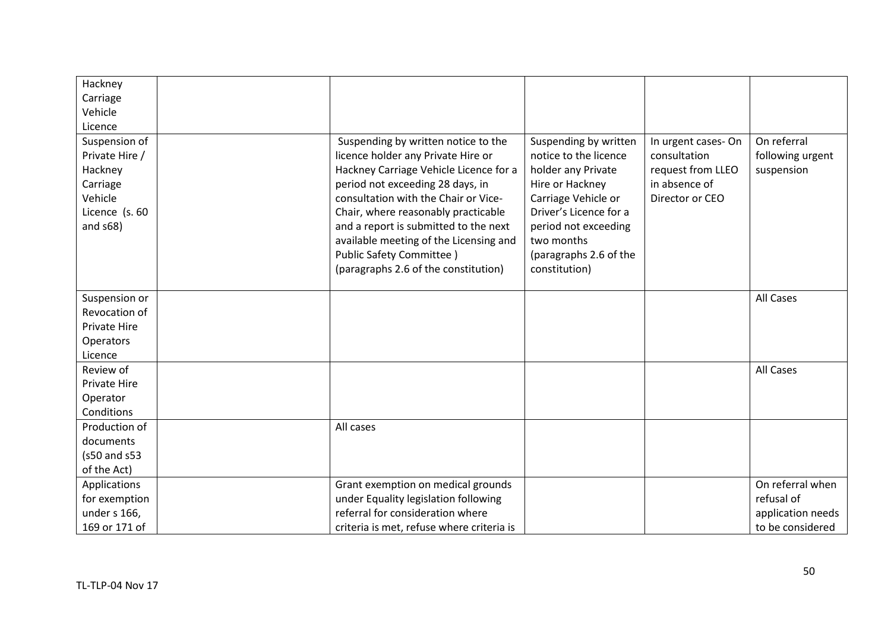| | | | | | |
|---|---|---|---|---|---|
| Hackney Carriage Vehicle Licence | | | | | |
| Suspension of Private Hire / Hackney Carriage Vehicle Licence (s. 60 and s68) | | Suspending by written notice to the licence holder any Private Hire or Hackney Carriage Vehicle Licence for a period not exceeding 28 days, in consultation with the Chair or Vice-Chair, where reasonably practicable and a report is submitted to the next available meeting of the Licensing and Public Safety Committee ) (paragraphs 2.6 of the constitution) | Suspending by written notice to the licence holder any Private Hire or Hackney Carriage Vehicle or Driver's Licence for a period not exceeding two months (paragraphs 2.6 of the constitution) | In urgent cases- On consultation request from LLEO in absence of Director or CEO | On referral following urgent suspension |
| Suspension or Revocation of Private Hire Operators Licence | | | | | All Cases |
| Review of Private Hire Operator Conditions | | | | | All Cases |
| Production of documents (s50 and s53 of the Act) | | All cases | | | |
| Applications for exemption under s 166, 169 or 171 of | | Grant exemption on medical grounds under Equality legislation following referral for consideration where criteria is met, refuse where criteria is | | | On referral when refusal of application needs to be considered |

TL-TLP-04 Nov 17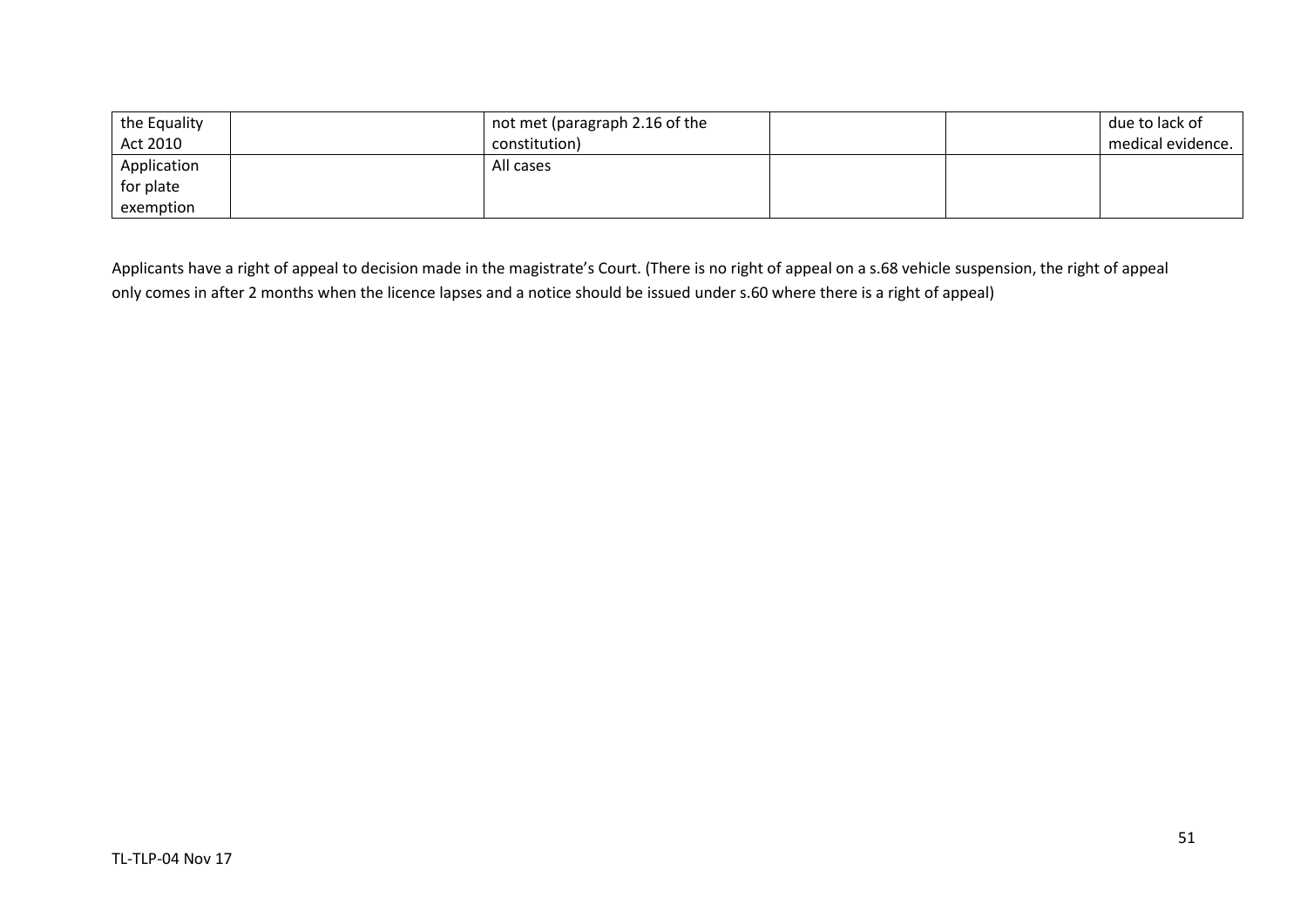| | | | | | |
|---|---|---|---|---|---|
| the Equality Act 2010 | | not met (paragraph 2.16 of the constitution) | | | due to lack of medical evidence. |
| Application for plate exemption | | All cases | | | |

Applicants have a right of appeal to decision made in the magistrate's Court. (There is no right of appeal on a s.68 vehicle suspension, the right of appeal only comes in after 2 months when the licence lapses and a notice should be issued under s.60 where there is a right of appeal)

TL-TLP-04 Nov 17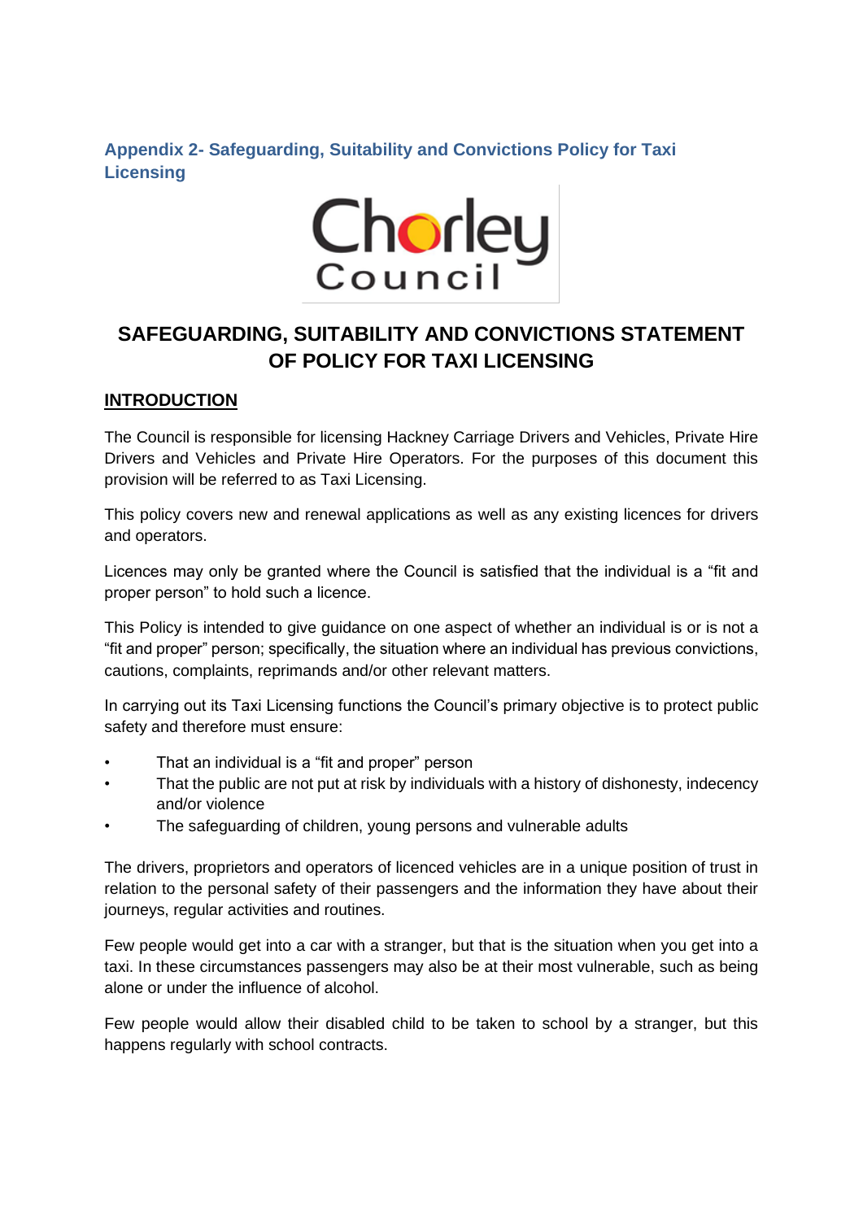## Appendix 2- Safeguarding, Suitability and Convictions Policy for Taxi Licensing

# SAFEGUARDING, SUITABILITY AND CONVICTIONS STATEMENT OF POLICY FOR TAXI LICENSING

## INTRODUCTION

The Council is responsible for licensing Hackney Carriage Drivers and Vehicles, Private Hire Drivers and Vehicles and Private Hire Operators. For the purposes of this document this provision will be referred to as Taxi Licensing.

This policy covers new and renewal applications as well as any existing licences for drivers and operators.

Licences may only be granted where the Council is satisfied that the individual is a "fit and proper person" to hold such a licence.

This Policy is intended to give guidance on one aspect of whether an individual is or is not a "fit and proper" person; specifically, the situation where an individual has previous convictions, cautions, complaints, reprimands and/or other relevant matters.

In carrying out its Taxi Licensing functions the Council's primary objective is to protect public safety and therefore must ensure:

- That an individual is a "fit and proper" person
- That the public are not put at risk by individuals with a history of dishonesty, indecency and/or violence
- The safeguarding of children, young persons and vulnerable adults

The drivers, proprietors and operators of licenced vehicles are in a unique position of trust in relation to the personal safety of their passengers and the information they have about their journeys, regular activities and routines.

Few people would get into a car with a stranger, but that is the situation when you get into a taxi. In these circumstances passengers may also be at their most vulnerable, such as being alone or under the influence of alcohol.

Few people would allow their disabled child to be taken to school by a stranger, but this happens regularly with school contracts.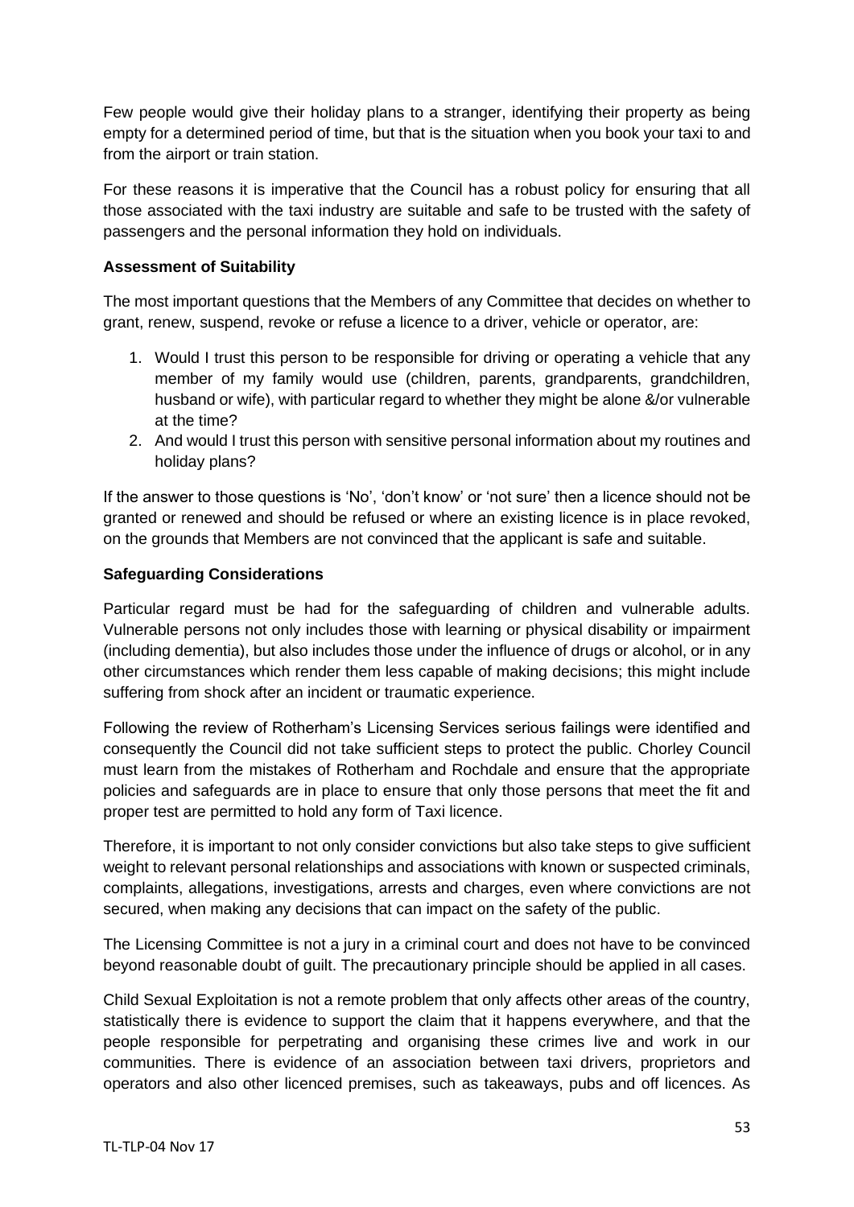Few people would give their holiday plans to a stranger, identifying their property as being empty for a determined period of time, but that is the situation when you book your taxi to and from the airport or train station.

For these reasons it is imperative that the Council has a robust policy for ensuring that all those associated with the taxi industry are suitable and safe to be trusted with the safety of passengers and the personal information they hold on individuals.

**Assessment of Suitability**

The most important questions that the Members of any Committee that decides on whether to grant, renew, suspend, revoke or refuse a licence to a driver, vehicle or operator, are:

1. Would I trust this person to be responsible for driving or operating a vehicle that any member of my family would use (children, parents, grandparents, grandchildren, husband or wife), with particular regard to whether they might be alone &/or vulnerable at the time?
2. And would I trust this person with sensitive personal information about my routines and holiday plans?

If the answer to those questions is 'No', 'don't know' or 'not sure' then a licence should not be granted or renewed and should be refused or where an existing licence is in place revoked, on the grounds that Members are not convinced that the applicant is safe and suitable.

**Safeguarding Considerations**

Particular regard must be had for the safeguarding of children and vulnerable adults. Vulnerable persons not only includes those with learning or physical disability or impairment (including dementia), but also includes those under the influence of drugs or alcohol, or in any other circumstances which render them less capable of making decisions; this might include suffering from shock after an incident or traumatic experience.

Following the review of Rotherham's Licensing Services serious failings were identified and consequently the Council did not take sufficient steps to protect the public. Chorley Council must learn from the mistakes of Rotherham and Rochdale and ensure that the appropriate policies and safeguards are in place to ensure that only those persons that meet the fit and proper test are permitted to hold any form of Taxi licence.

Therefore, it is important to not only consider convictions but also take steps to give sufficient weight to relevant personal relationships and associations with known or suspected criminals, complaints, allegations, investigations, arrests and charges, even where convictions are not secured, when making any decisions that can impact on the safety of the public.

The Licensing Committee is not a jury in a criminal court and does not have to be convinced beyond reasonable doubt of guilt. The precautionary principle should be applied in all cases.

Child Sexual Exploitation is not a remote problem that only affects other areas of the country, statistically there is evidence to support the claim that it happens everywhere, and that the people responsible for perpetrating and organising these crimes live and work in our communities. There is evidence of an association between taxi drivers, proprietors and operators and also other licenced premises, such as takeaways, pubs and off licences. As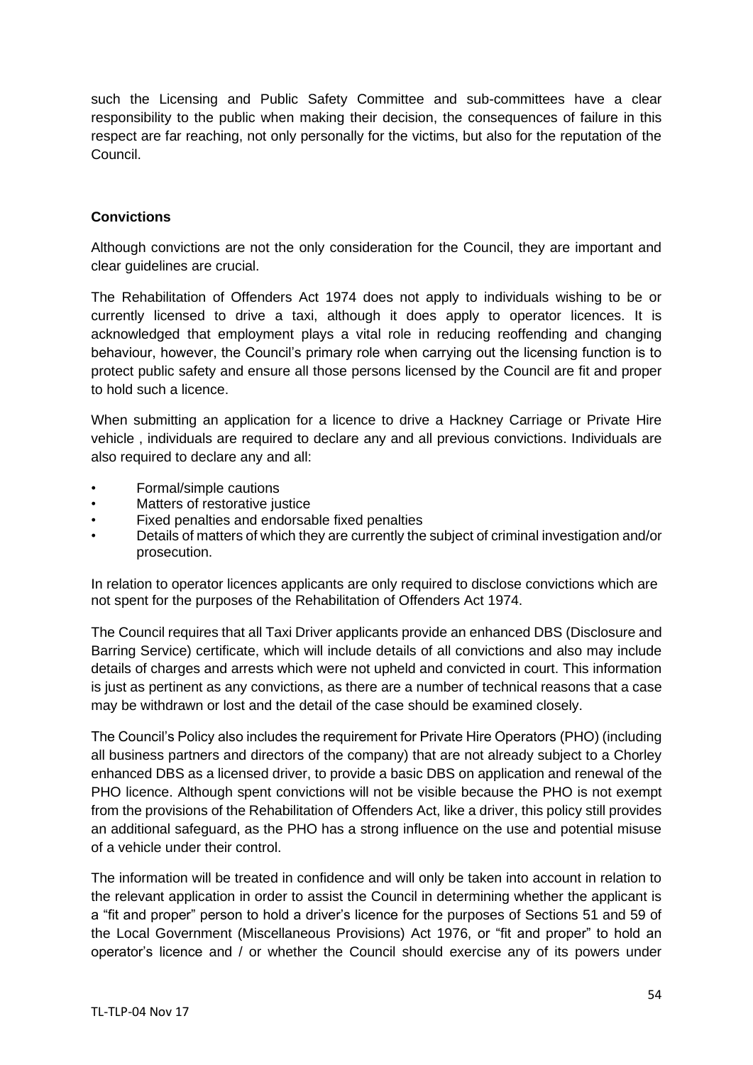such the Licensing and Public Safety Committee and sub-committees have a clear responsibility to the public when making their decision, the consequences of failure in this respect are far reaching, not only personally for the victims, but also for the reputation of the Council.

**Convictions**

Although convictions are not the only consideration for the Council, they are important and clear guidelines are crucial.

The Rehabilitation of Offenders Act 1974 does not apply to individuals wishing to be or currently licensed to drive a taxi, although it does apply to operator licences. It is acknowledged that employment plays a vital role in reducing reoffending and changing behaviour, however, the Council's primary role when carrying out the licensing function is to protect public safety and ensure all those persons licensed by the Council are fit and proper to hold such a licence.

When submitting an application for a licence to drive a Hackney Carriage or Private Hire vehicle , individuals are required to declare any and all previous convictions. Individuals are also required to declare any and all:

- Formal/simple cautions
- Matters of restorative justice
- Fixed penalties and endorsable fixed penalties
- Details of matters of which they are currently the subject of criminal investigation and/or prosecution.

In relation to operator licences applicants are only required to disclose convictions which are not spent for the purposes of the Rehabilitation of Offenders Act 1974.

The Council requires that all Taxi Driver applicants provide an enhanced DBS (Disclosure and Barring Service) certificate, which will include details of all convictions and also may include details of charges and arrests which were not upheld and convicted in court. This information is just as pertinent as any convictions, as there are a number of technical reasons that a case may be withdrawn or lost and the detail of the case should be examined closely.

The Council's Policy also includes the requirement for Private Hire Operators (PHO) (including all business partners and directors of the company) that are not already subject to a Chorley enhanced DBS as a licensed driver, to provide a basic DBS on application and renewal of the PHO licence. Although spent convictions will not be visible because the PHO is not exempt from the provisions of the Rehabilitation of Offenders Act, like a driver, this policy still provides an additional safeguard, as the PHO has a strong influence on the use and potential misuse of a vehicle under their control.

The information will be treated in confidence and will only be taken into account in relation to the relevant application in order to assist the Council in determining whether the applicant is a "fit and proper" person to hold a driver's licence for the purposes of Sections 51 and 59 of the Local Government (Miscellaneous Provisions) Act 1976, or "fit and proper" to hold an operator's licence and / or whether the Council should exercise any of its powers under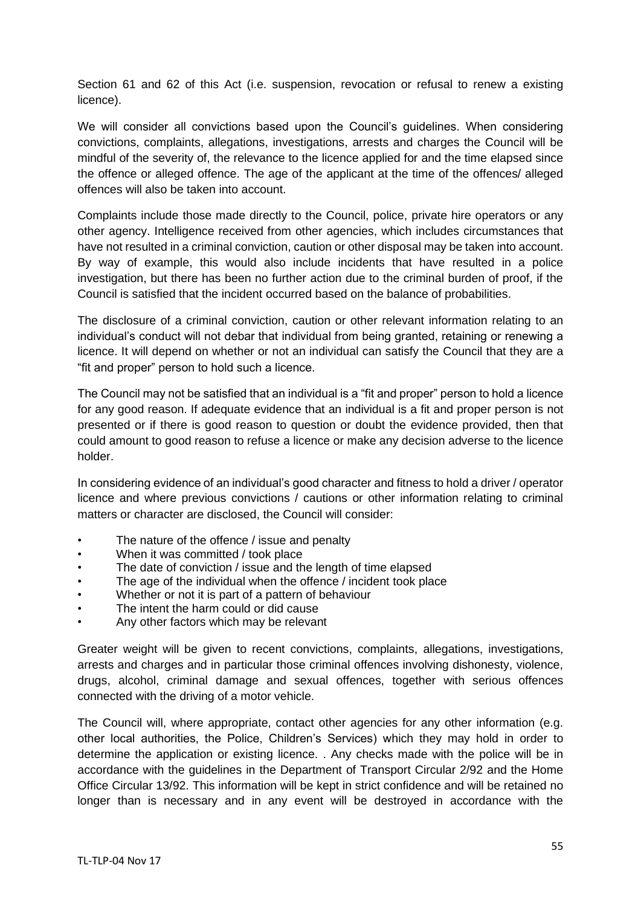Section 61 and 62 of this Act (i.e. suspension, revocation or refusal to renew a existing licence).

We will consider all convictions based upon the Council's guidelines. When considering convictions, complaints, allegations, investigations, arrests and charges the Council will be mindful of the severity of, the relevance to the licence applied for and the time elapsed since the offence or alleged offence. The age of the applicant at the time of the offences/ alleged offences will also be taken into account.

Complaints include those made directly to the Council, police, private hire operators or any other agency. Intelligence received from other agencies, which includes circumstances that have not resulted in a criminal conviction, caution or other disposal may be taken into account. By way of example, this would also include incidents that have resulted in a police investigation, but there has been no further action due to the criminal burden of proof, if the Council is satisfied that the incident occurred based on the balance of probabilities.

The disclosure of a criminal conviction, caution or other relevant information relating to an individual's conduct will not debar that individual from being granted, retaining or renewing a licence. It will depend on whether or not an individual can satisfy the Council that they are a "fit and proper" person to hold such a licence.

The Council may not be satisfied that an individual is a "fit and proper" person to hold a licence for any good reason. If adequate evidence that an individual is a fit and proper person is not presented or if there is good reason to question or doubt the evidence provided, then that could amount to good reason to refuse a licence or make any decision adverse to the licence holder.

In considering evidence of an individual's good character and fitness to hold a driver / operator licence and where previous convictions / cautions or other information relating to criminal matters or character are disclosed, the Council will consider:

- The nature of the offence / issue and penalty
- When it was committed / took place
- The date of conviction / issue and the length of time elapsed
- The age of the individual when the offence / incident took place
- Whether or not it is part of a pattern of behaviour
- The intent the harm could or did cause
- Any other factors which may be relevant

Greater weight will be given to recent convictions, complaints, allegations, investigations, arrests and charges and in particular those criminal offences involving dishonesty, violence, drugs, alcohol, criminal damage and sexual offences, together with serious offences connected with the driving of a motor vehicle.

The Council will, where appropriate, contact other agencies for any other information (e.g. other local authorities, the Police, Children's Services) which they may hold in order to determine the application or existing licence. . Any checks made with the police will be in accordance with the guidelines in the Department of Transport Circular 2/92 and the Home Office Circular 13/92. This information will be kept in strict confidence and will be retained no longer than is necessary and in any event will be destroyed in accordance with the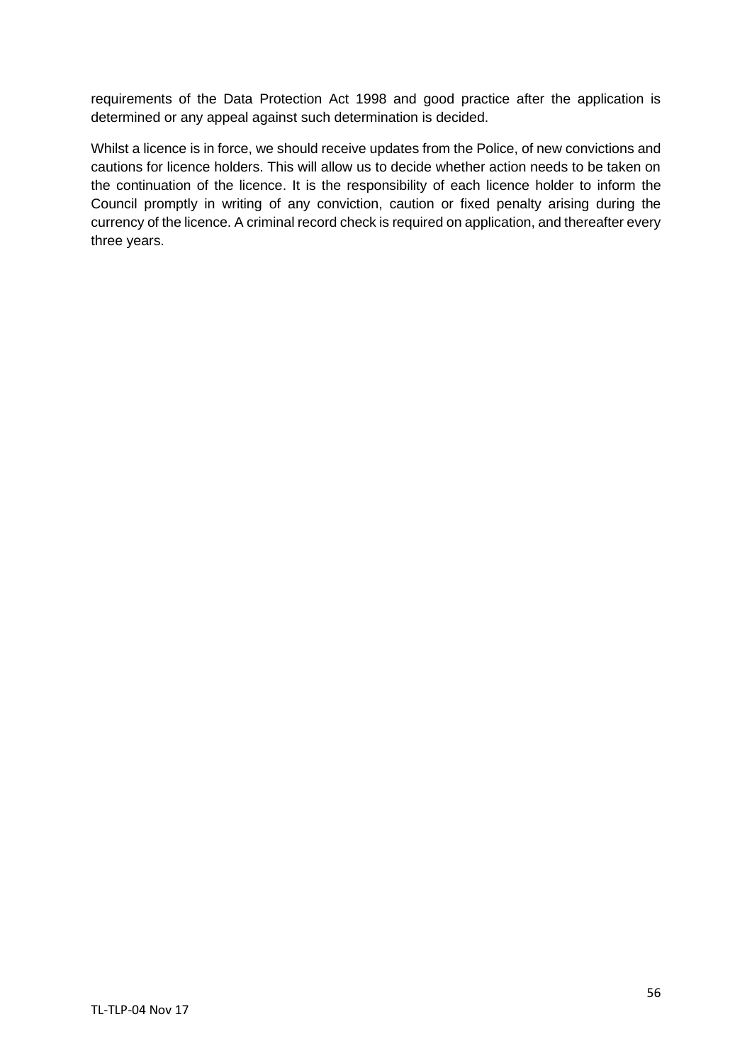requirements of the Data Protection Act 1998 and good practice after the application is determined or any appeal against such determination is decided.

Whilst a licence is in force, we should receive updates from the Police, of new convictions and cautions for licence holders. This will allow us to decide whether action needs to be taken on the continuation of the licence. It is the responsibility of each licence holder to inform the Council promptly in writing of any conviction, caution or fixed penalty arising during the currency of the licence. A criminal record check is required on application, and thereafter every three years.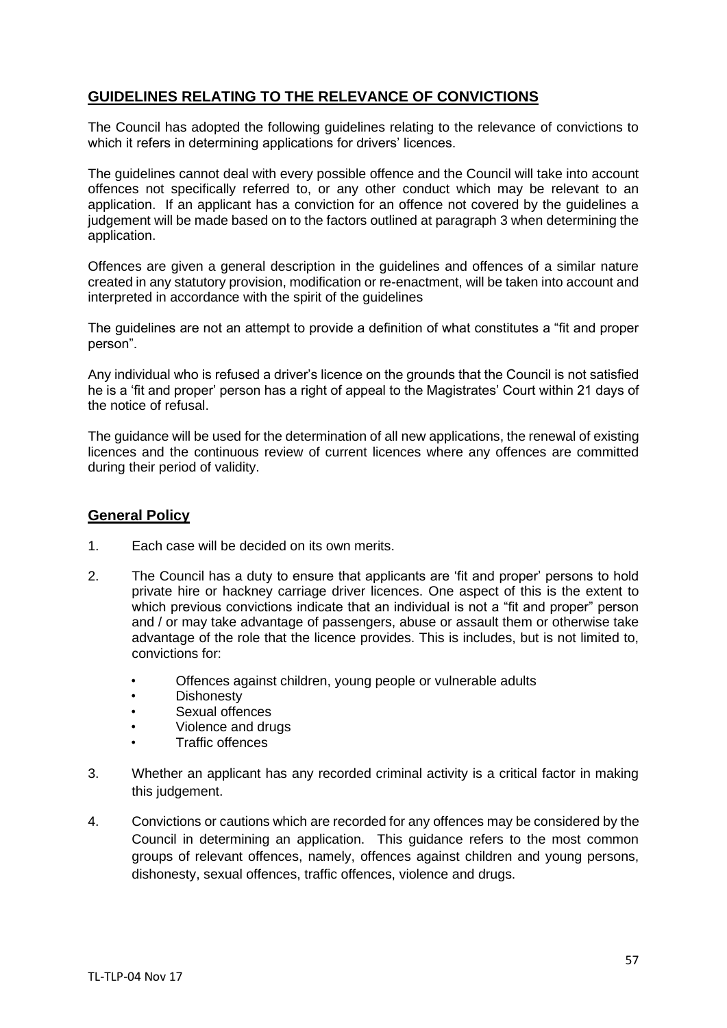## GUIDELINES RELATING TO THE RELEVANCE OF CONVICTIONS

The Council has adopted the following guidelines relating to the relevance of convictions to which it refers in determining applications for drivers' licences.

The guidelines cannot deal with every possible offence and the Council will take into account offences not specifically referred to, or any other conduct which may be relevant to an application. If an applicant has a conviction for an offence not covered by the guidelines a judgement will be made based on to the factors outlined at paragraph 3 when determining the application.

Offences are given a general description in the guidelines and offences of a similar nature created in any statutory provision, modification or re-enactment, will be taken into account and interpreted in accordance with the spirit of the guidelines

The guidelines are not an attempt to provide a definition of what constitutes a "fit and proper person".

Any individual who is refused a driver's licence on the grounds that the Council is not satisfied he is a 'fit and proper' person has a right of appeal to the Magistrates' Court within 21 days of the notice of refusal.

The guidance will be used for the determination of all new applications, the renewal of existing licences and the continuous review of current licences where any offences are committed during their period of validity.

## General Policy

1. Each case will be decided on its own merits.

2. The Council has a duty to ensure that applicants are 'fit and proper' persons to hold private hire or hackney carriage driver licences. One aspect of this is the extent to which previous convictions indicate that an individual is not a "fit and proper" person and / or may take advantage of passengers, abuse or assault them or otherwise take advantage of the role that the licence provides. This is includes, but is not limited to, convictions for:

   - Offences against children, young people or vulnerable adults
   - Dishonesty
   - Sexual offences
   - Violence and drugs
   - Traffic offences

3. Whether an applicant has any recorded criminal activity is a critical factor in making this judgement.

4. Convictions or cautions which are recorded for any offences may be considered by the Council in determining an application. This guidance refers to the most common groups of relevant offences, namely, offences against children and young persons, dishonesty, sexual offences, traffic offences, violence and drugs.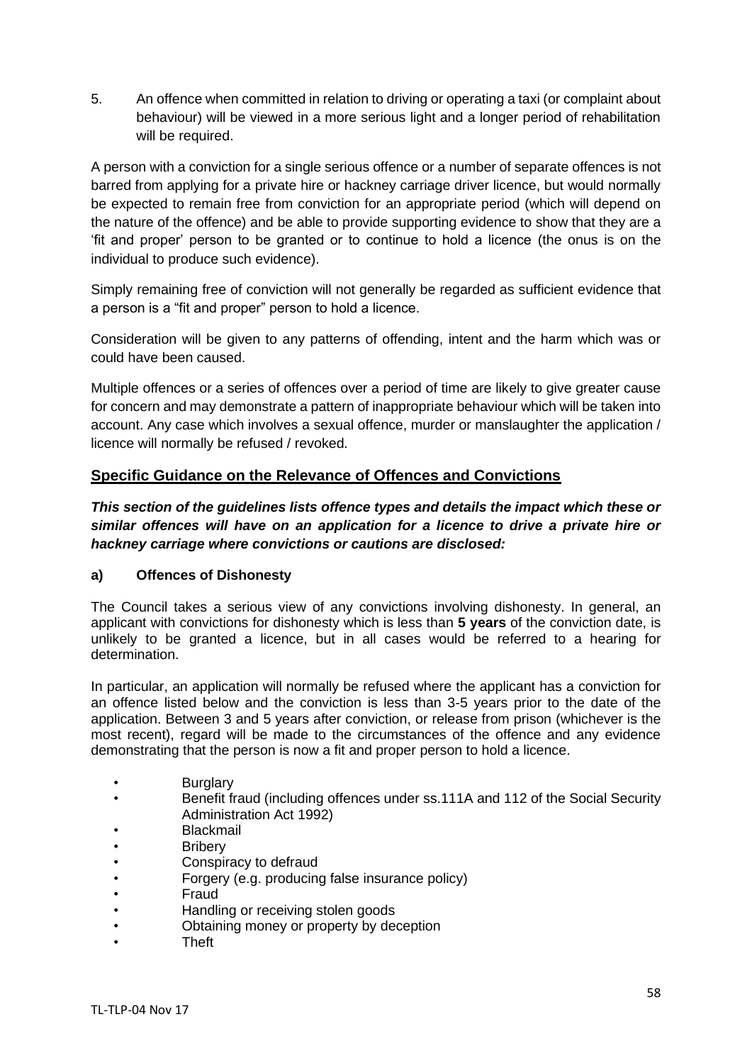5. An offence when committed in relation to driving or operating a taxi (or complaint about behaviour) will be viewed in a more serious light and a longer period of rehabilitation will be required.

A person with a conviction for a single serious offence or a number of separate offences is not barred from applying for a private hire or hackney carriage driver licence, but would normally be expected to remain free from conviction for an appropriate period (which will depend on the nature of the offence) and be able to provide supporting evidence to show that they are a 'fit and proper' person to be granted or to continue to hold a licence (the onus is on the individual to produce such evidence).

Simply remaining free of conviction will not generally be regarded as sufficient evidence that a person is a "fit and proper" person to hold a licence.

Consideration will be given to any patterns of offending, intent and the harm which was or could have been caused.

Multiple offences or a series of offences over a period of time are likely to give greater cause for concern and may demonstrate a pattern of inappropriate behaviour which will be taken into account. Any case which involves a sexual offence, murder or manslaughter the application / licence will normally be refused / revoked.

## Specific Guidance on the Relevance of Offences and Convictions

***This section of the guidelines lists offence types and details the impact which these or similar offences will have on an application for a licence to drive a private hire or hackney carriage where convictions or cautions are disclosed:***

### a) Offences of Dishonesty

The Council takes a serious view of any convictions involving dishonesty. In general, an applicant with convictions for dishonesty which is less than **5 years** of the conviction date, is unlikely to be granted a licence, but in all cases would be referred to a hearing for determination.

In particular, an application will normally be refused where the applicant has a conviction for an offence listed below and the conviction is less than 3-5 years prior to the date of the application. Between 3 and 5 years after conviction, or release from prison (whichever is the most recent), regard will be made to the circumstances of the offence and any evidence demonstrating that the person is now a fit and proper person to hold a licence.

- Burglary
- Benefit fraud (including offences under ss.111A and 112 of the Social Security Administration Act 1992)
- Blackmail
- Bribery
- Conspiracy to defraud
- Forgery (e.g. producing false insurance policy)
- Fraud
- Handling or receiving stolen goods
- Obtaining money or property by deception
- Theft

TL-TLP-04 Nov 17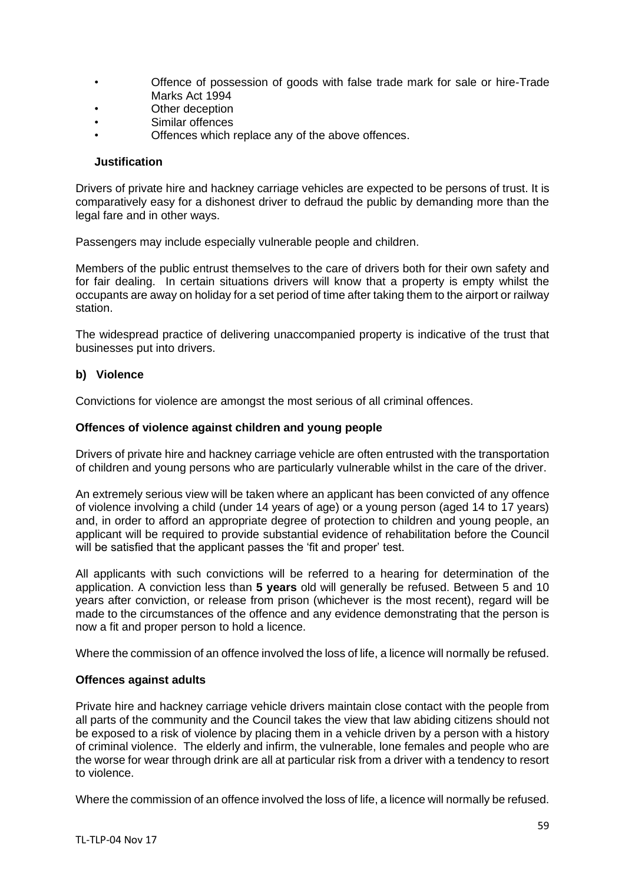- Offence of possession of goods with false trade mark for sale or hire-Trade Marks Act 1994
- Other deception
- Similar offences
- Offences which replace any of the above offences.

**Justification**

Drivers of private hire and hackney carriage vehicles are expected to be persons of trust. It is comparatively easy for a dishonest driver to defraud the public by demanding more than the legal fare and in other ways.

Passengers may include especially vulnerable people and children.

Members of the public entrust themselves to the care of drivers both for their own safety and for fair dealing. In certain situations drivers will know that a property is empty whilst the occupants are away on holiday for a set period of time after taking them to the airport or railway station.

The widespread practice of delivering unaccompanied property is indicative of the trust that businesses put into drivers.

**b) Violence**

Convictions for violence are amongst the most serious of all criminal offences.

**Offences of violence against children and young people**

Drivers of private hire and hackney carriage vehicle are often entrusted with the transportation of children and young persons who are particularly vulnerable whilst in the care of the driver.

An extremely serious view will be taken where an applicant has been convicted of any offence of violence involving a child (under 14 years of age) or a young person (aged 14 to 17 years) and, in order to afford an appropriate degree of protection to children and young people, an applicant will be required to provide substantial evidence of rehabilitation before the Council will be satisfied that the applicant passes the 'fit and proper' test.

All applicants with such convictions will be referred to a hearing for determination of the application. A conviction less than **5 years** old will generally be refused. Between 5 and 10 years after conviction, or release from prison (whichever is the most recent), regard will be made to the circumstances of the offence and any evidence demonstrating that the person is now a fit and proper person to hold a licence.

Where the commission of an offence involved the loss of life, a licence will normally be refused.

**Offences against adults**

Private hire and hackney carriage vehicle drivers maintain close contact with the people from all parts of the community and the Council takes the view that law abiding citizens should not be exposed to a risk of violence by placing them in a vehicle driven by a person with a history of criminal violence. The elderly and infirm, the vulnerable, lone females and people who are the worse for wear through drink are all at particular risk from a driver with a tendency to resort to violence.

Where the commission of an offence involved the loss of life, a licence will normally be refused.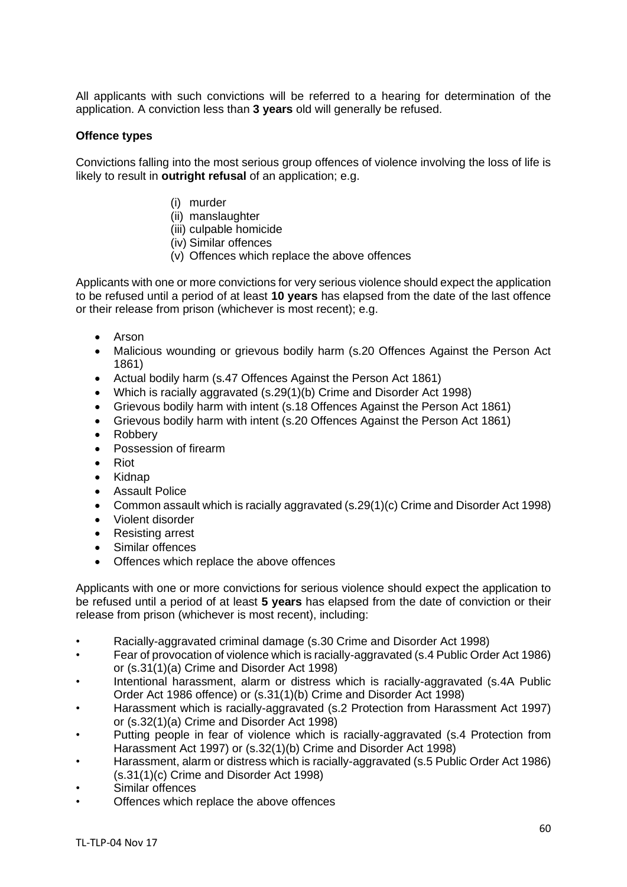All applicants with such convictions will be referred to a hearing for determination of the application. A conviction less than **3 years** old will generally be refused.

**Offence types**

Convictions falling into the most serious group offences of violence involving the loss of life is likely to result in **outright refusal** of an application; e.g.

(i) murder
(ii) manslaughter
(iii) culpable homicide
(iv) Similar offences
(v) Offences which replace the above offences

Applicants with one or more convictions for very serious violence should expect the application to be refused until a period of at least **10 years** has elapsed from the date of the last offence or their release from prison (whichever is most recent); e.g.

- Arson
- Malicious wounding or grievous bodily harm (s.20 Offences Against the Person Act 1861)
- Actual bodily harm (s.47 Offences Against the Person Act 1861)
- Which is racially aggravated (s.29(1)(b) Crime and Disorder Act 1998)
- Grievous bodily harm with intent (s.18 Offences Against the Person Act 1861)
- Grievous bodily harm with intent (s.20 Offences Against the Person Act 1861)
- Robbery
- Possession of firearm
- Riot
- Kidnap
- Assault Police
- Common assault which is racially aggravated (s.29(1)(c) Crime and Disorder Act 1998)
- Violent disorder
- Resisting arrest
- Similar offences
- Offences which replace the above offences

Applicants with one or more convictions for serious violence should expect the application to be refused until a period of at least **5 years** has elapsed from the date of conviction or their release from prison (whichever is most recent), including:

- Racially-aggravated criminal damage (s.30 Crime and Disorder Act 1998)
- Fear of provocation of violence which is racially-aggravated (s.4 Public Order Act 1986) or (s.31(1)(a) Crime and Disorder Act 1998)
- Intentional harassment, alarm or distress which is racially-aggravated (s.4A Public Order Act 1986 offence) or (s.31(1)(b) Crime and Disorder Act 1998)
- Harassment which is racially-aggravated (s.2 Protection from Harassment Act 1997) or (s.32(1)(a) Crime and Disorder Act 1998)
- Putting people in fear of violence which is racially-aggravated (s.4 Protection from Harassment Act 1997) or (s.32(1)(b) Crime and Disorder Act 1998)
- Harassment, alarm or distress which is racially-aggravated (s.5 Public Order Act 1986) (s.31(1)(c) Crime and Disorder Act 1998)
- Similar offences
- Offences which replace the above offences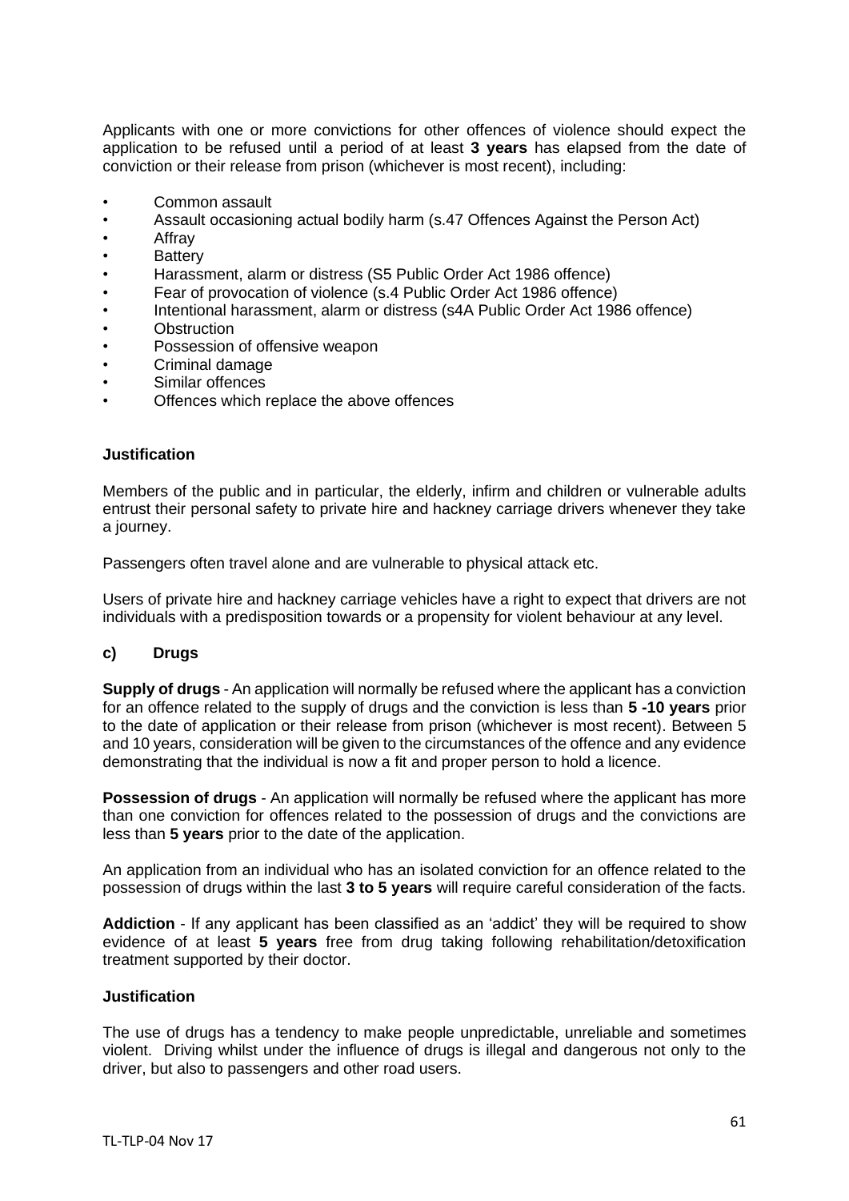Applicants with one or more convictions for other offences of violence should expect the application to be refused until a period of at least **3 years** has elapsed from the date of conviction or their release from prison (whichever is most recent), including:

- Common assault
- Assault occasioning actual bodily harm (s.47 Offences Against the Person Act)
- Affray
- Battery
- Harassment, alarm or distress (S5 Public Order Act 1986 offence)
- Fear of provocation of violence (s.4 Public Order Act 1986 offence)
- Intentional harassment, alarm or distress (s4A Public Order Act 1986 offence)
- Obstruction
- Possession of offensive weapon
- Criminal damage
- Similar offences
- Offences which replace the above offences

**Justification**

Members of the public and in particular, the elderly, infirm and children or vulnerable adults entrust their personal safety to private hire and hackney carriage drivers whenever they take a journey.

Passengers often travel alone and are vulnerable to physical attack etc.

Users of private hire and hackney carriage vehicles have a right to expect that drivers are not individuals with a predisposition towards or a propensity for violent behaviour at any level.

**c) Drugs**

**Supply of drugs** - An application will normally be refused where the applicant has a conviction for an offence related to the supply of drugs and the conviction is less than **5 -10 years** prior to the date of application or their release from prison (whichever is most recent). Between 5 and 10 years, consideration will be given to the circumstances of the offence and any evidence demonstrating that the individual is now a fit and proper person to hold a licence.

**Possession of drugs** - An application will normally be refused where the applicant has more than one conviction for offences related to the possession of drugs and the convictions are less than **5 years** prior to the date of the application.

An application from an individual who has an isolated conviction for an offence related to the possession of drugs within the last **3 to 5 years** will require careful consideration of the facts.

**Addiction** - If any applicant has been classified as an 'addict' they will be required to show evidence of at least **5 years** free from drug taking following rehabilitation/detoxification treatment supported by their doctor.

**Justification**

The use of drugs has a tendency to make people unpredictable, unreliable and sometimes violent. Driving whilst under the influence of drugs is illegal and dangerous not only to the driver, but also to passengers and other road users.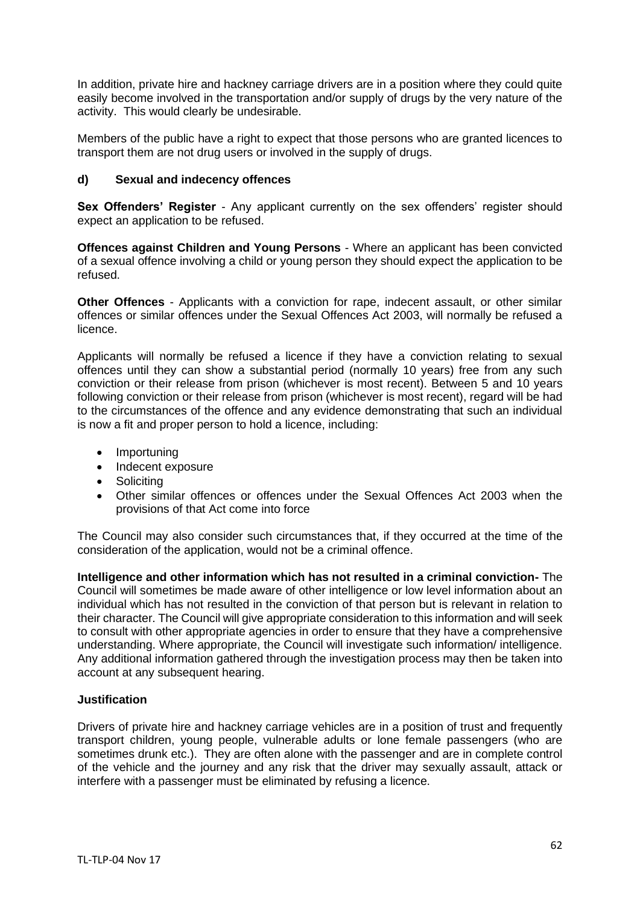In addition, private hire and hackney carriage drivers are in a position where they could quite easily become involved in the transportation and/or supply of drugs by the very nature of the activity. This would clearly be undesirable.

Members of the public have a right to expect that those persons who are granted licences to transport them are not drug users or involved in the supply of drugs.

### d) Sexual and indecency offences

**Sex Offenders' Register** - Any applicant currently on the sex offenders' register should expect an application to be refused.

**Offences against Children and Young Persons** - Where an applicant has been convicted of a sexual offence involving a child or young person they should expect the application to be refused.

**Other Offences** - Applicants with a conviction for rape, indecent assault, or other similar offences or similar offences under the Sexual Offences Act 2003, will normally be refused a licence.

Applicants will normally be refused a licence if they have a conviction relating to sexual offences until they can show a substantial period (normally 10 years) free from any such conviction or their release from prison (whichever is most recent). Between 5 and 10 years following conviction or their release from prison (whichever is most recent), regard will be had to the circumstances of the offence and any evidence demonstrating that such an individual is now a fit and proper person to hold a licence, including:

- Importuning
- Indecent exposure
- Soliciting
- Other similar offences or offences under the Sexual Offences Act 2003 when the provisions of that Act come into force

The Council may also consider such circumstances that, if they occurred at the time of the consideration of the application, would not be a criminal offence.

**Intelligence and other information which has not resulted in a criminal conviction-** The Council will sometimes be made aware of other intelligence or low level information about an individual which has not resulted in the conviction of that person but is relevant in relation to their character. The Council will give appropriate consideration to this information and will seek to consult with other appropriate agencies in order to ensure that they have a comprehensive understanding. Where appropriate, the Council will investigate such information/ intelligence. Any additional information gathered through the investigation process may then be taken into account at any subsequent hearing.

**Justification**

Drivers of private hire and hackney carriage vehicles are in a position of trust and frequently transport children, young people, vulnerable adults or lone female passengers (who are sometimes drunk etc.). They are often alone with the passenger and are in complete control of the vehicle and the journey and any risk that the driver may sexually assault, attack or interfere with a passenger must be eliminated by refusing a licence.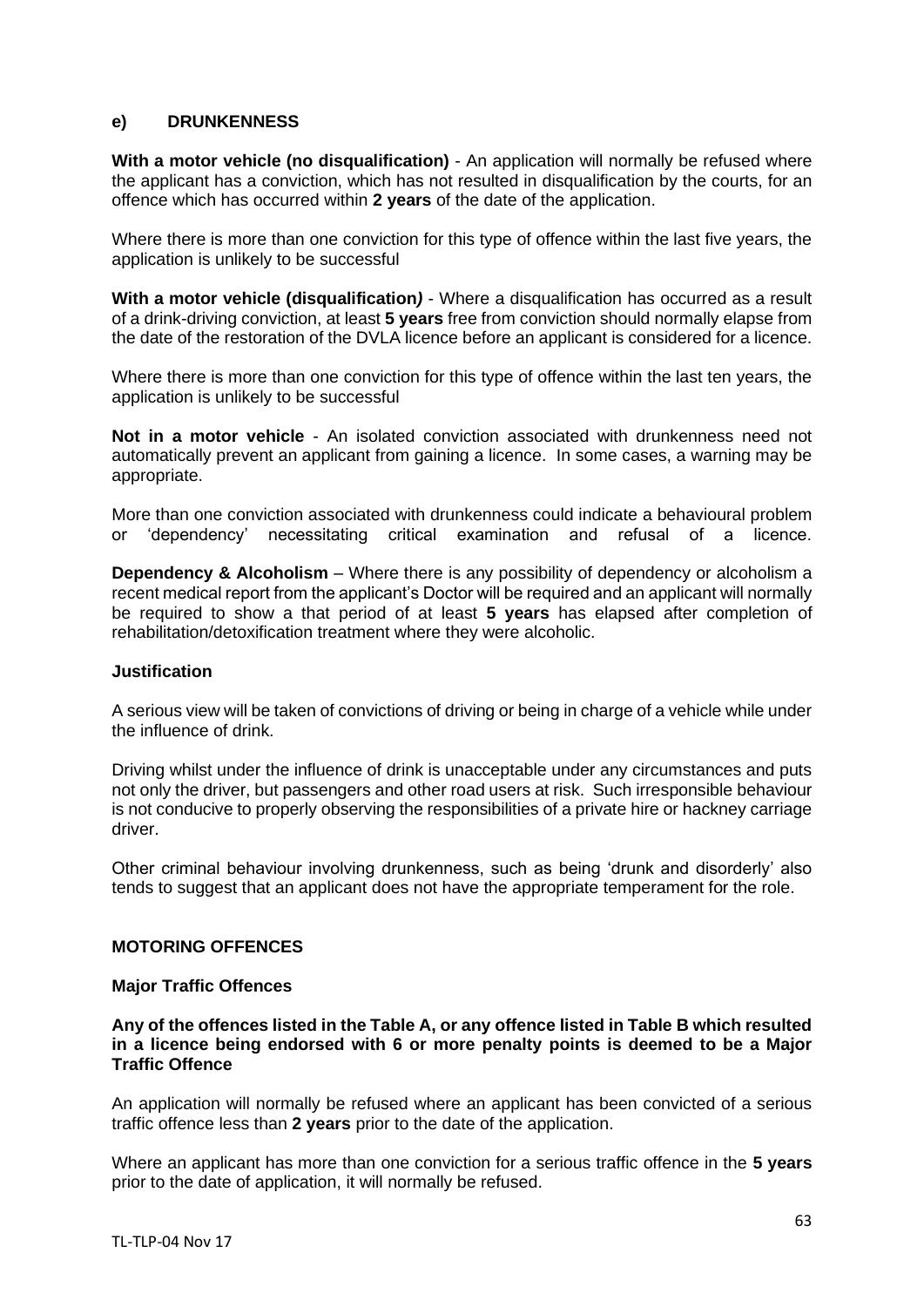## e) DRUNKENNESS

**With a motor vehicle (no disqualification)** - An application will normally be refused where the applicant has a conviction, which has not resulted in disqualification by the courts, for an offence which has occurred within **2 years** of the date of the application.

Where there is more than one conviction for this type of offence within the last five years, the application is unlikely to be successful

**With a motor vehicle (disqualification***)* - Where a disqualification has occurred as a result of a drink-driving conviction, at least **5 years** free from conviction should normally elapse from the date of the restoration of the DVLA licence before an applicant is considered for a licence.

Where there is more than one conviction for this type of offence within the last ten years, the application is unlikely to be successful

**Not in a motor vehicle** - An isolated conviction associated with drunkenness need not automatically prevent an applicant from gaining a licence. In some cases, a warning may be appropriate.

More than one conviction associated with drunkenness could indicate a behavioural problem or 'dependency' necessitating critical examination and refusal of a licence.

**Dependency & Alcoholism** – Where there is any possibility of dependency or alcoholism a recent medical report from the applicant's Doctor will be required and an applicant will normally be required to show a that period of at least **5 years** has elapsed after completion of rehabilitation/detoxification treatment where they were alcoholic.

### Justification

A serious view will be taken of convictions of driving or being in charge of a vehicle while under the influence of drink.

Driving whilst under the influence of drink is unacceptable under any circumstances and puts not only the driver, but passengers and other road users at risk. Such irresponsible behaviour is not conducive to properly observing the responsibilities of a private hire or hackney carriage driver.

Other criminal behaviour involving drunkenness, such as being 'drunk and disorderly' also tends to suggest that an applicant does not have the appropriate temperament for the role.

## MOTORING OFFENCES

### Major Traffic Offences

**Any of the offences listed in the Table A, or any offence listed in Table B which resulted in a licence being endorsed with 6 or more penalty points is deemed to be a Major Traffic Offence**

An application will normally be refused where an applicant has been convicted of a serious traffic offence less than **2 years** prior to the date of the application.

Where an applicant has more than one conviction for a serious traffic offence in the **5 years** prior to the date of application, it will normally be refused.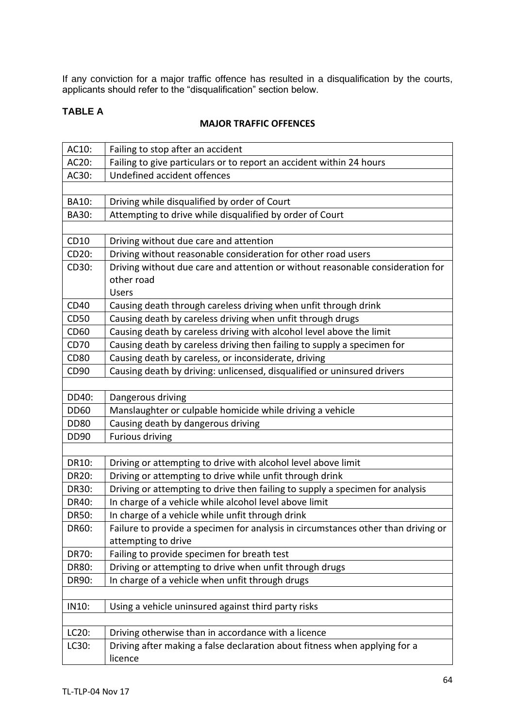If any conviction for a major traffic offence has resulted in a disqualification by the courts, applicants should refer to the “disqualification” section below.

**TABLE A**

**MAJOR TRAFFIC OFFENCES**

| | |
|---|---|
| AC10: | Failing to stop after an accident |
| AC20: | Failing to give particulars or to report an accident within 24 hours |
| AC30: | Undefined accident offences |
| | |
| BA10: | Driving while disqualified by order of Court |
| BA30: | Attempting to drive while disqualified by order of Court |
| | |
| CD10 | Driving without due care and attention |
| CD20: | Driving without reasonable consideration for other road users |
| CD30: | Driving without due care and attention or without reasonable consideration for other road Users |
| CD40 | Causing death through careless driving when unfit through drink |
| CD50 | Causing death by careless driving when unfit through drugs |
| CD60 | Causing death by careless driving with alcohol level above the limit |
| CD70 | Causing death by careless driving then failing to supply a specimen for |
| CD80 | Causing death by careless, or inconsiderate, driving |
| CD90 | Causing death by driving: unlicensed, disqualified or uninsured drivers |
| | |
| DD40: | Dangerous driving |
| DD60 | Manslaughter or culpable homicide while driving a vehicle |
| DD80 | Causing death by dangerous driving |
| DD90 | Furious driving |
| | |
| DR10: | Driving or attempting to drive with alcohol level above limit |
| DR20: | Driving or attempting to drive while unfit through drink |
| DR30: | Driving or attempting to drive then failing to supply a specimen for analysis |
| DR40: | In charge of a vehicle while alcohol level above limit |
| DR50: | In charge of a vehicle while unfit through drink |
| DR60: | Failure to provide a specimen for analysis in circumstances other than driving or attempting to drive |
| DR70: | Failing to provide specimen for breath test |
| DR80: | Driving or attempting to drive when unfit through drugs |
| DR90: | In charge of a vehicle when unfit through drugs |
| | |
| IN10: | Using a vehicle uninsured against third party risks |
| | |
| LC20: | Driving otherwise than in accordance with a licence |
| LC30: | Driving after making a false declaration about fitness when applying for a licence |

TL-TLP-04 Nov 17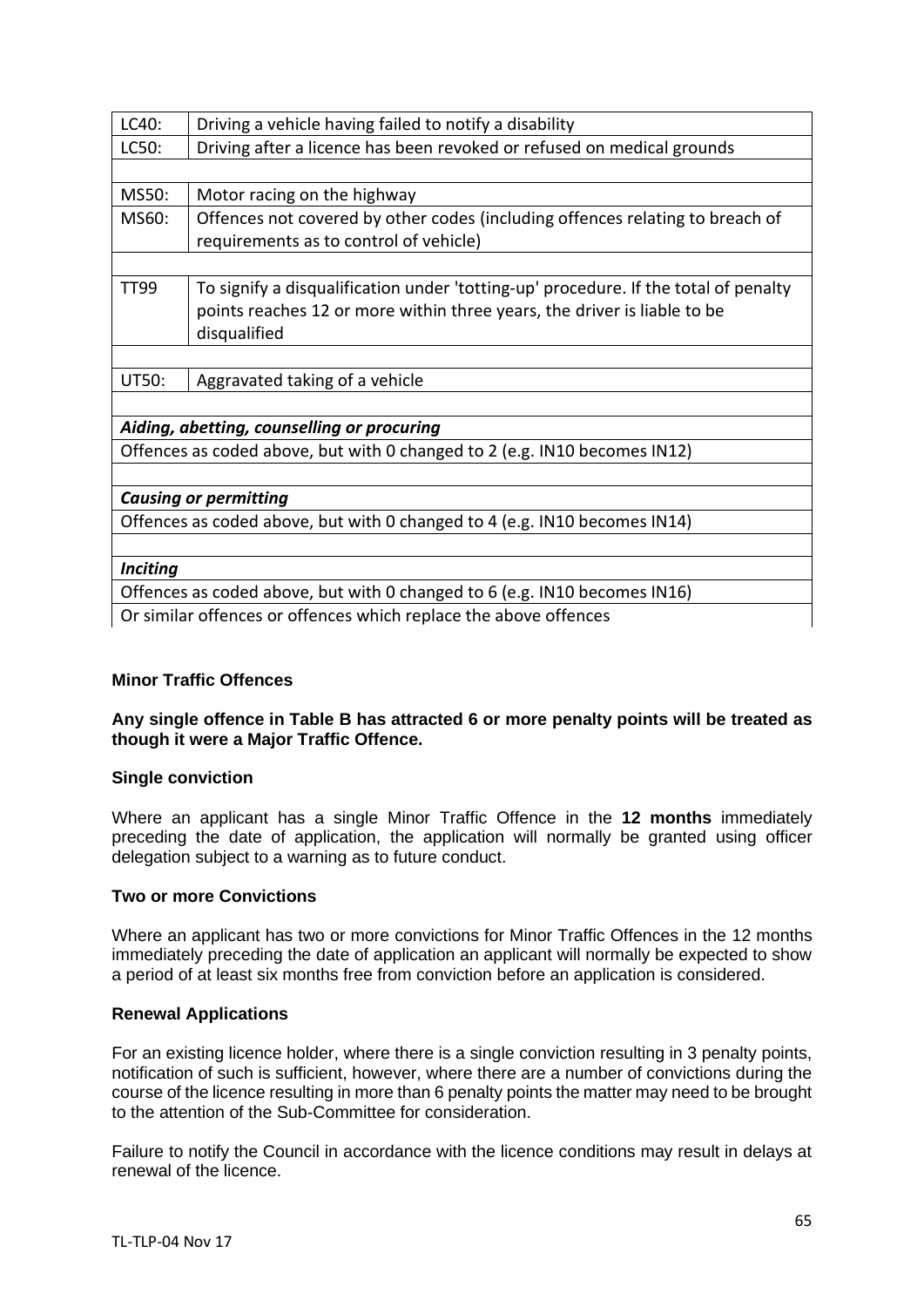| | |
|---|---|
| LC40: | Driving a vehicle having failed to notify a disability |
| LC50: | Driving after a licence has been revoked or refused on medical grounds |
| | |
| MS50: | Motor racing on the highway |
| MS60: | Offences not covered by other codes (including offences relating to breach of requirements as to control of vehicle) |
| | |
| TT99 | To signify a disqualification under 'totting-up' procedure. If the total of penalty points reaches 12 or more within three years, the driver is liable to be disqualified |
| | |
| UT50: | Aggravated taking of a vehicle |
| | |
| ***Aiding, abetting, counselling or procuring*** | |
| Offences as coded above, but with 0 changed to 2 (e.g. IN10 becomes IN12) | |
| | |
| ***Causing or permitting*** | |
| Offences as coded above, but with 0 changed to 4 (e.g. IN10 becomes IN14) | |
| | |
| ***Inciting*** | |
| Offences as coded above, but with 0 changed to 6 (e.g. IN10 becomes IN16) | |
| Or similar offences or offences which replace the above offences | |

**Minor Traffic Offences**

**Any single offence in Table B has attracted 6 or more penalty points will be treated as though it were a Major Traffic Offence.**

**Single conviction**

Where an applicant has a single Minor Traffic Offence in the **12 months** immediately preceding the date of application, the application will normally be granted using officer delegation subject to a warning as to future conduct.

**Two or more Convictions**

Where an applicant has two or more convictions for Minor Traffic Offences in the 12 months immediately preceding the date of application an applicant will normally be expected to show a period of at least six months free from conviction before an application is considered.

**Renewal Applications**

For an existing licence holder, where there is a single conviction resulting in 3 penalty points, notification of such is sufficient, however, where there are a number of convictions during the course of the licence resulting in more than 6 penalty points the matter may need to be brought to the attention of the Sub-Committee for consideration.

Failure to notify the Council in accordance with the licence conditions may result in delays at renewal of the licence.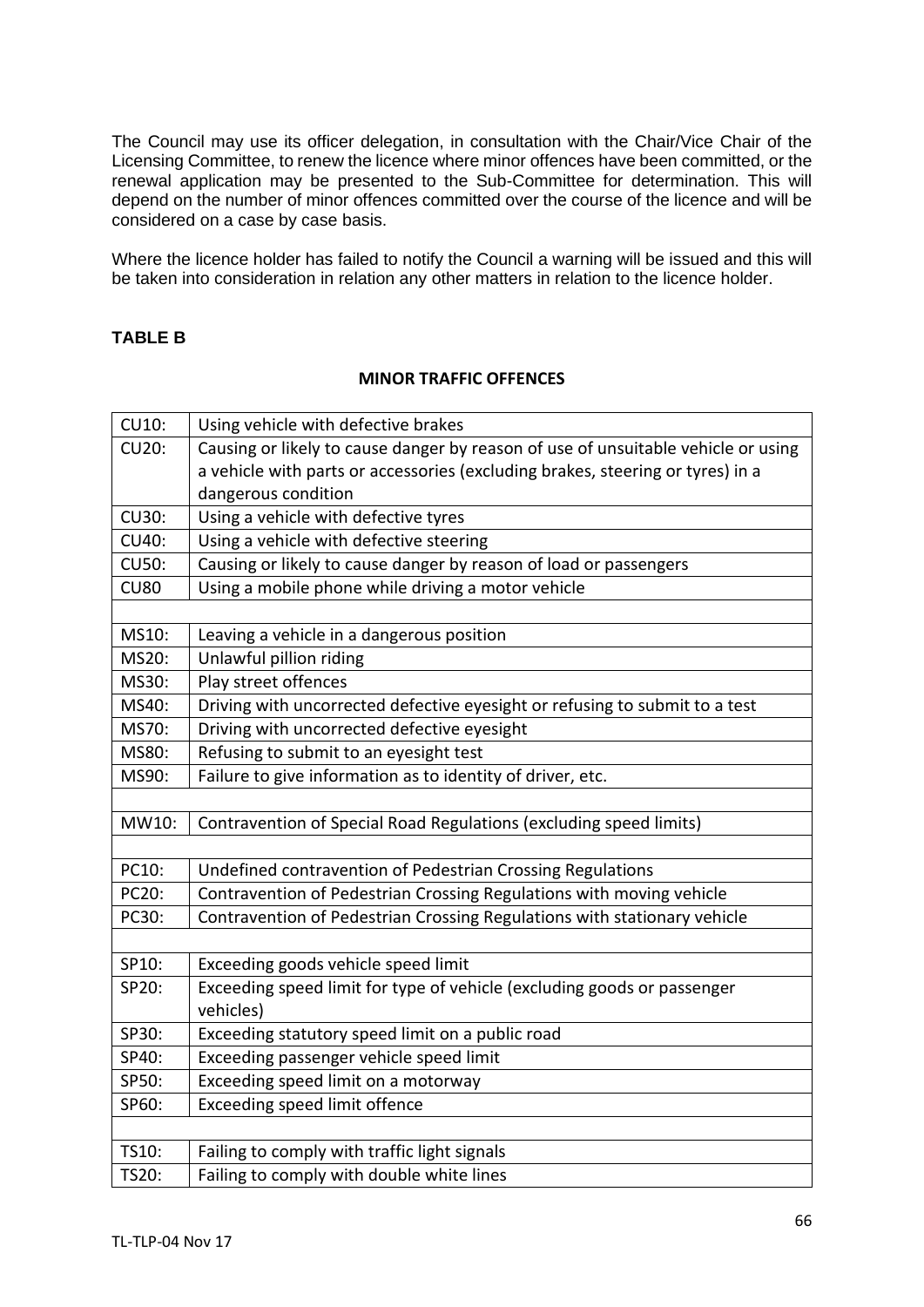The Council may use its officer delegation, in consultation with the Chair/Vice Chair of the Licensing Committee, to renew the licence where minor offences have been committed, or the renewal application may be presented to the Sub-Committee for determination. This will depend on the number of minor offences committed over the course of the licence and will be considered on a case by case basis.

Where the licence holder has failed to notify the Council a warning will be issued and this will be taken into consideration in relation any other matters in relation to the licence holder.

**TABLE B**

**MINOR TRAFFIC OFFENCES**

| | |
|---|---|
| CU10: | Using vehicle with defective brakes |
| CU20: | Causing or likely to cause danger by reason of use of unsuitable vehicle or using a vehicle with parts or accessories (excluding brakes, steering or tyres) in a dangerous condition |
| CU30: | Using a vehicle with defective tyres |
| CU40: | Using a vehicle with defective steering |
| CU50: | Causing or likely to cause danger by reason of load or passengers |
| CU80 | Using a mobile phone while driving a motor vehicle |
| | |
| MS10: | Leaving a vehicle in a dangerous position |
| MS20: | Unlawful pillion riding |
| MS30: | Play street offences |
| MS40: | Driving with uncorrected defective eyesight or refusing to submit to a test |
| MS70: | Driving with uncorrected defective eyesight |
| MS80: | Refusing to submit to an eyesight test |
| MS90: | Failure to give information as to identity of driver, etc. |
| | |
| MW10: | Contravention of Special Road Regulations (excluding speed limits) |
| | |
| PC10: | Undefined contravention of Pedestrian Crossing Regulations |
| PC20: | Contravention of Pedestrian Crossing Regulations with moving vehicle |
| PC30: | Contravention of Pedestrian Crossing Regulations with stationary vehicle |
| | |
| SP10: | Exceeding goods vehicle speed limit |
| SP20: | Exceeding speed limit for type of vehicle (excluding goods or passenger vehicles) |
| SP30: | Exceeding statutory speed limit on a public road |
| SP40: | Exceeding passenger vehicle speed limit |
| SP50: | Exceeding speed limit on a motorway |
| SP60: | Exceeding speed limit offence |
| | |
| TS10: | Failing to comply with traffic light signals |
| TS20: | Failing to comply with double white lines |

TL-TLP-04 Nov 17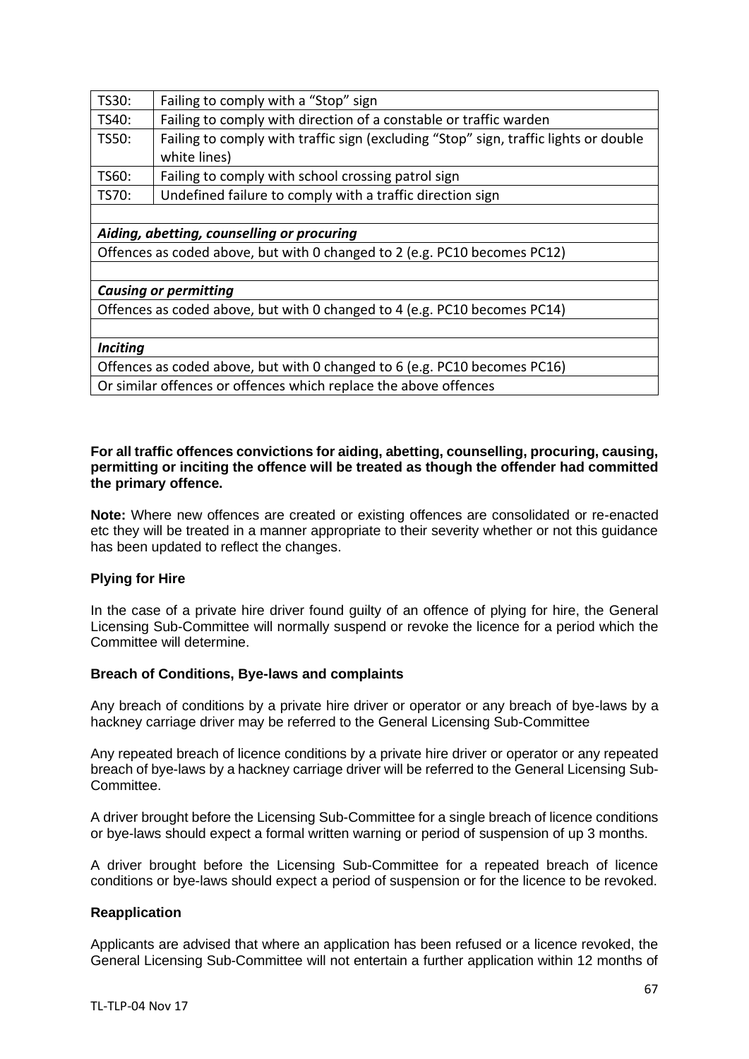| | |
|---|---|
| TS30: | Failing to comply with a "Stop" sign |
| TS40: | Failing to comply with direction of a constable or traffic warden |
| TS50: | Failing to comply with traffic sign (excluding "Stop" sign, traffic lights or double white lines) |
| TS60: | Failing to comply with school crossing patrol sign |
| TS70: | Undefined failure to comply with a traffic direction sign |
| | |
| ***Aiding, abetting, counselling or procuring*** | |
| Offences as coded above, but with 0 changed to 2 (e.g. PC10 becomes PC12) | |
| | |
| ***Causing or permitting*** | |
| Offences as coded above, but with 0 changed to 4 (e.g. PC10 becomes PC14) | |
| | |
| ***Inciting*** | |
| Offences as coded above, but with 0 changed to 6 (e.g. PC10 becomes PC16) | |
| Or similar offences or offences which replace the above offences | |

**For all traffic offences convictions for aiding, abetting, counselling, procuring, causing, permitting or inciting the offence will be treated as though the offender had committed the primary offence.**

**Note:** Where new offences are created or existing offences are consolidated or re-enacted etc they will be treated in a manner appropriate to their severity whether or not this guidance has been updated to reflect the changes.

### Plying for Hire

In the case of a private hire driver found guilty of an offence of plying for hire, the General Licensing Sub-Committee will normally suspend or revoke the licence for a period which the Committee will determine.

### Breach of Conditions, Bye-laws and complaints

Any breach of conditions by a private hire driver or operator or any breach of bye-laws by a hackney carriage driver may be referred to the General Licensing Sub-Committee

Any repeated breach of licence conditions by a private hire driver or operator or any repeated breach of bye-laws by a hackney carriage driver will be referred to the General Licensing Sub-Committee.

A driver brought before the Licensing Sub-Committee for a single breach of licence conditions or bye-laws should expect a formal written warning or period of suspension of up 3 months.

A driver brought before the Licensing Sub-Committee for a repeated breach of licence conditions or bye-laws should expect a period of suspension or for the licence to be revoked.

### Reapplication

Applicants are advised that where an application has been refused or a licence revoked, the General Licensing Sub-Committee will not entertain a further application within 12 months of

TL-TLP-04 Nov 17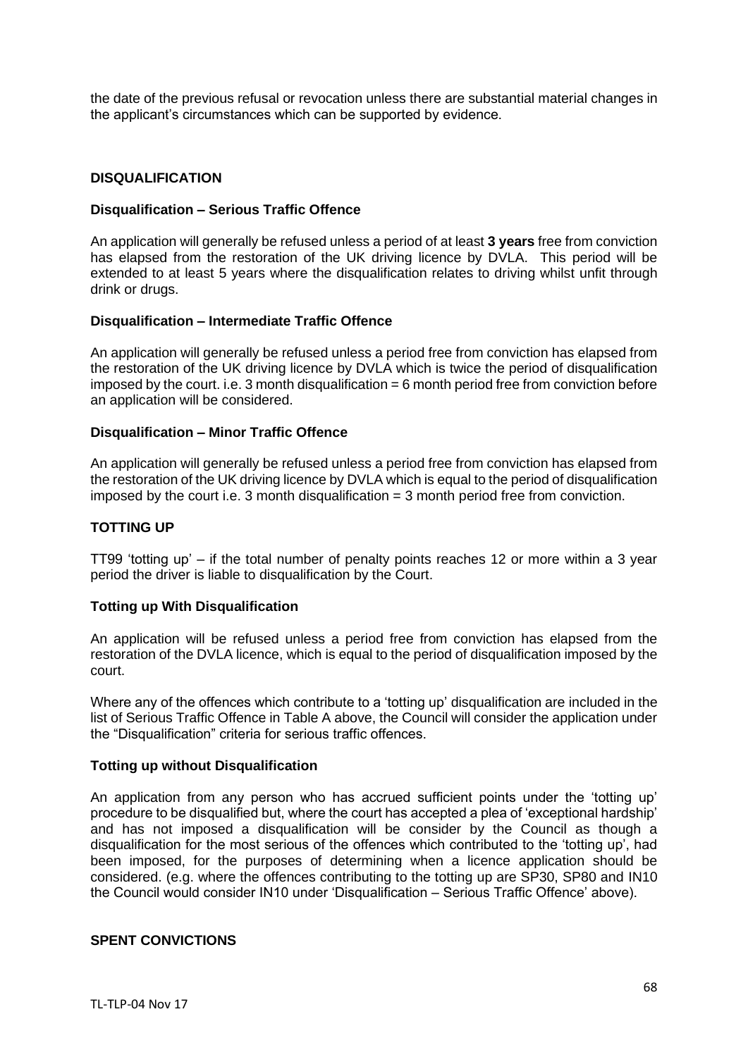the date of the previous refusal or revocation unless there are substantial material changes in the applicant's circumstances which can be supported by evidence.

## DISQUALIFICATION

### Disqualification – Serious Traffic Offence

An application will generally be refused unless a period of at least **3 years** free from conviction has elapsed from the restoration of the UK driving licence by DVLA. This period will be extended to at least 5 years where the disqualification relates to driving whilst unfit through drink or drugs.

### Disqualification – Intermediate Traffic Offence

An application will generally be refused unless a period free from conviction has elapsed from the restoration of the UK driving licence by DVLA which is twice the period of disqualification imposed by the court. i.e. 3 month disqualification = 6 month period free from conviction before an application will be considered.

### Disqualification – Minor Traffic Offence

An application will generally be refused unless a period free from conviction has elapsed from the restoration of the UK driving licence by DVLA which is equal to the period of disqualification imposed by the court i.e. 3 month disqualification = 3 month period free from conviction.

## TOTTING UP

TT99 'totting up' – if the total number of penalty points reaches 12 or more within a 3 year period the driver is liable to disqualification by the Court.

### Totting up With Disqualification

An application will be refused unless a period free from conviction has elapsed from the restoration of the DVLA licence, which is equal to the period of disqualification imposed by the court.

Where any of the offences which contribute to a 'totting up' disqualification are included in the list of Serious Traffic Offence in Table A above, the Council will consider the application under the "Disqualification" criteria for serious traffic offences.

### Totting up without Disqualification

An application from any person who has accrued sufficient points under the 'totting up' procedure to be disqualified but, where the court has accepted a plea of 'exceptional hardship' and has not imposed a disqualification will be consider by the Council as though a disqualification for the most serious of the offences which contributed to the 'totting up', had been imposed, for the purposes of determining when a licence application should be considered. (e.g. where the offences contributing to the totting up are SP30, SP80 and IN10 the Council would consider IN10 under 'Disqualification – Serious Traffic Offence' above).

## SPENT CONVICTIONS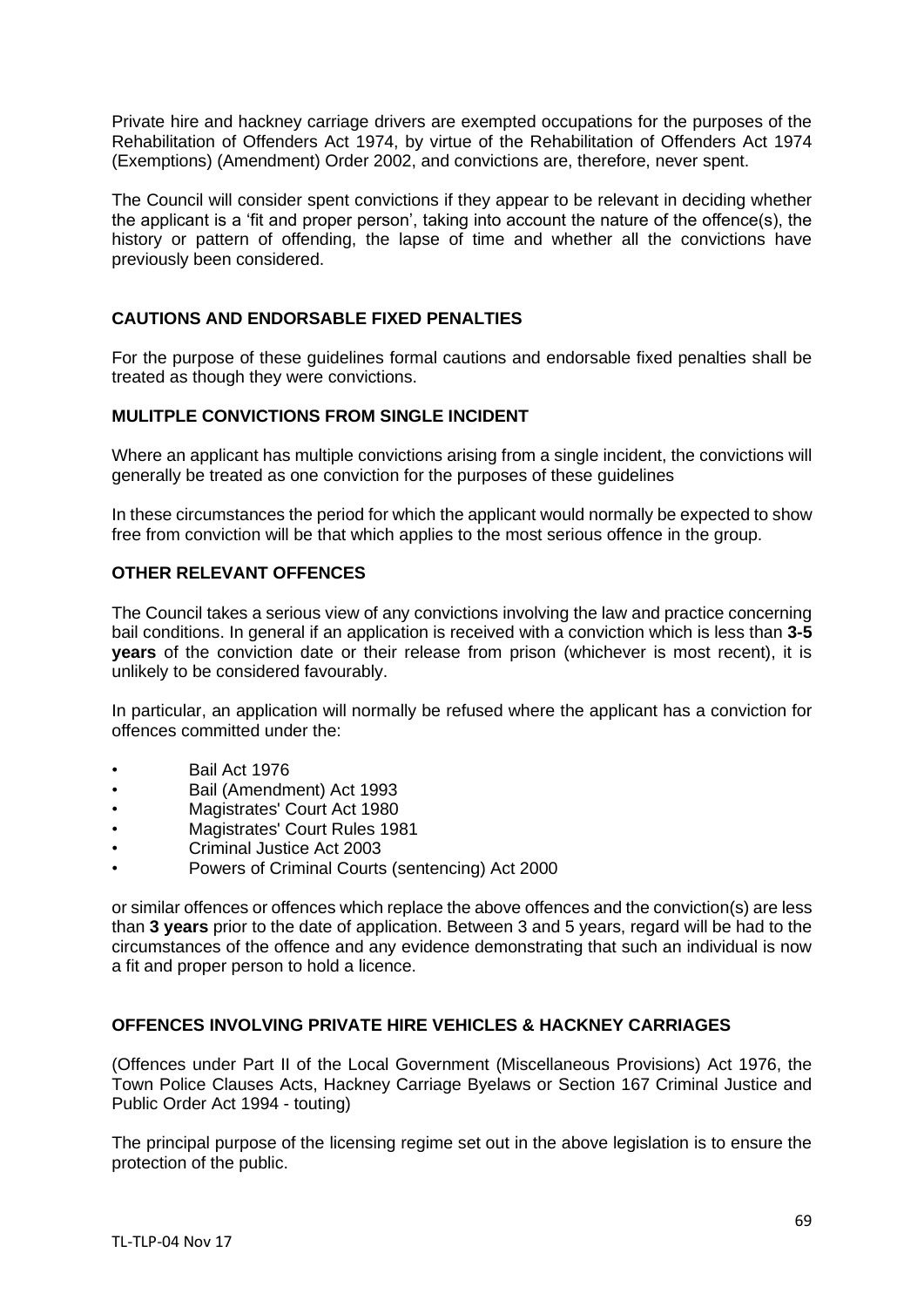Private hire and hackney carriage drivers are exempted occupations for the purposes of the Rehabilitation of Offenders Act 1974, by virtue of the Rehabilitation of Offenders Act 1974 (Exemptions) (Amendment) Order 2002, and convictions are, therefore, never spent.

The Council will consider spent convictions if they appear to be relevant in deciding whether the applicant is a 'fit and proper person', taking into account the nature of the offence(s), the history or pattern of offending, the lapse of time and whether all the convictions have previously been considered.

## CAUTIONS AND ENDORSABLE FIXED PENALTIES

For the purpose of these guidelines formal cautions and endorsable fixed penalties shall be treated as though they were convictions.

## MULITPLE CONVICTIONS FROM SINGLE INCIDENT

Where an applicant has multiple convictions arising from a single incident, the convictions will generally be treated as one conviction for the purposes of these guidelines

In these circumstances the period for which the applicant would normally be expected to show free from conviction will be that which applies to the most serious offence in the group.

## OTHER RELEVANT OFFENCES

The Council takes a serious view of any convictions involving the law and practice concerning bail conditions. In general if an application is received with a conviction which is less than **3-5 years** of the conviction date or their release from prison (whichever is most recent), it is unlikely to be considered favourably.

In particular, an application will normally be refused where the applicant has a conviction for offences committed under the:

- Bail Act 1976
- Bail (Amendment) Act 1993
- Magistrates' Court Act 1980
- Magistrates' Court Rules 1981
- Criminal Justice Act 2003
- Powers of Criminal Courts (sentencing) Act 2000

or similar offences or offences which replace the above offences and the conviction(s) are less than **3 years** prior to the date of application. Between 3 and 5 years, regard will be had to the circumstances of the offence and any evidence demonstrating that such an individual is now a fit and proper person to hold a licence.

## OFFENCES INVOLVING PRIVATE HIRE VEHICLES & HACKNEY CARRIAGES

(Offences under Part II of the Local Government (Miscellaneous Provisions) Act 1976, the Town Police Clauses Acts, Hackney Carriage Byelaws or Section 167 Criminal Justice and Public Order Act 1994 - touting)

The principal purpose of the licensing regime set out in the above legislation is to ensure the protection of the public.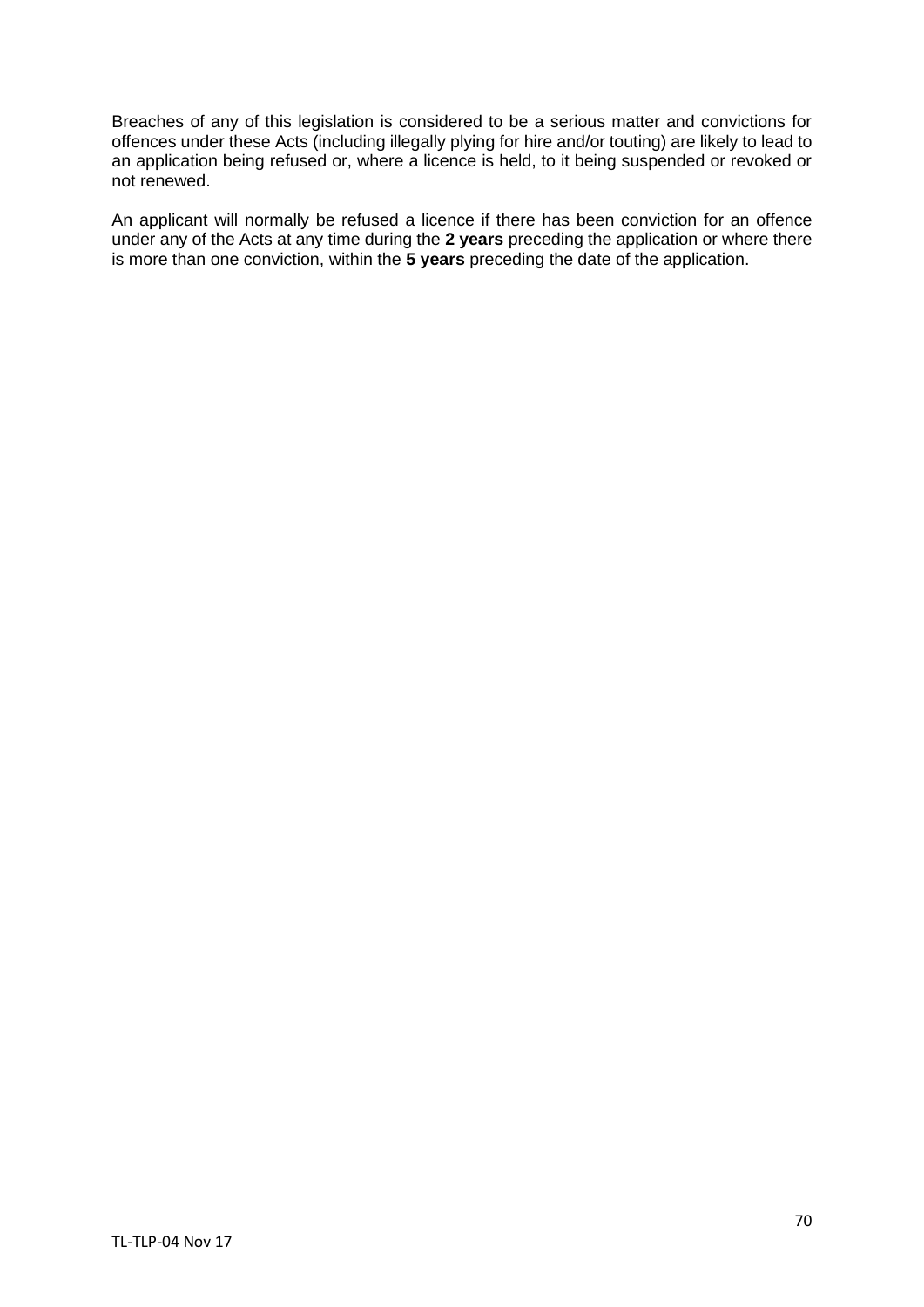Breaches of any of this legislation is considered to be a serious matter and convictions for offences under these Acts (including illegally plying for hire and/or touting) are likely to lead to an application being refused or, where a licence is held, to it being suspended or revoked or not renewed.

An applicant will normally be refused a licence if there has been conviction for an offence under any of the Acts at any time during the **2 years** preceding the application or where there is more than one conviction, within the **5 years** preceding the date of the application.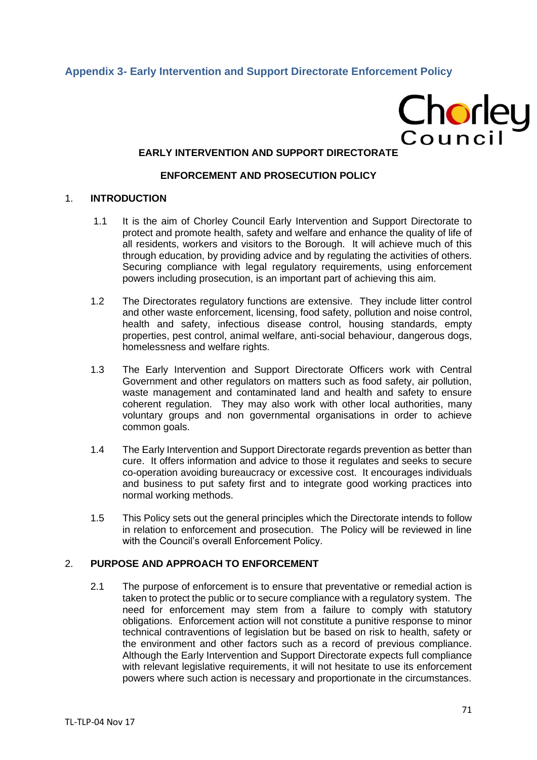## Appendix 3- Early Intervention and Support Directorate Enforcement Policy

Chorley Council

**EARLY INTERVENTION AND SUPPORT DIRECTORATE**

**ENFORCEMENT AND PROSECUTION POLICY**

### 1. INTRODUCTION

1.1 It is the aim of Chorley Council Early Intervention and Support Directorate to protect and promote health, safety and welfare and enhance the quality of life of all residents, workers and visitors to the Borough. It will achieve much of this through education, by providing advice and by regulating the activities of others. Securing compliance with legal regulatory requirements, using enforcement powers including prosecution, is an important part of achieving this aim.

1.2 The Directorates regulatory functions are extensive. They include litter control and other waste enforcement, licensing, food safety, pollution and noise control, health and safety, infectious disease control, housing standards, empty properties, pest control, animal welfare, anti-social behaviour, dangerous dogs, homelessness and welfare rights.

1.3 The Early Intervention and Support Directorate Officers work with Central Government and other regulators on matters such as food safety, air pollution, waste management and contaminated land and health and safety to ensure coherent regulation. They may also work with other local authorities, many voluntary groups and non governmental organisations in order to achieve common goals.

1.4 The Early Intervention and Support Directorate regards prevention as better than cure. It offers information and advice to those it regulates and seeks to secure co-operation avoiding bureaucracy or excessive cost. It encourages individuals and business to put safety first and to integrate good working practices into normal working methods.

1.5 This Policy sets out the general principles which the Directorate intends to follow in relation to enforcement and prosecution. The Policy will be reviewed in line with the Council's overall Enforcement Policy.

### 2. PURPOSE AND APPROACH TO ENFORCEMENT

2.1 The purpose of enforcement is to ensure that preventative or remedial action is taken to protect the public or to secure compliance with a regulatory system. The need for enforcement may stem from a failure to comply with statutory obligations. Enforcement action will not constitute a punitive response to minor technical contraventions of legislation but be based on risk to health, safety or the environment and other factors such as a record of previous compliance. Although the Early Intervention and Support Directorate expects full compliance with relevant legislative requirements, it will not hesitate to use its enforcement powers where such action is necessary and proportionate in the circumstances.

TL-TLP-04 Nov 17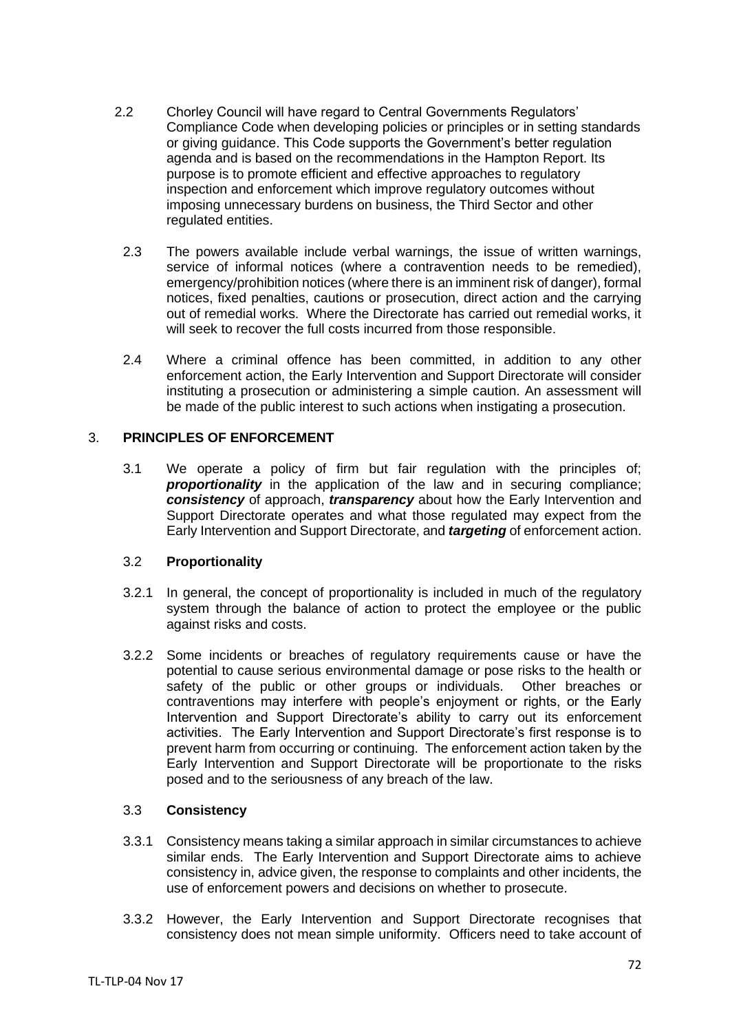2.2 Chorley Council will have regard to Central Governments Regulators' Compliance Code when developing policies or principles or in setting standards or giving guidance. This Code supports the Government's better regulation agenda and is based on the recommendations in the Hampton Report. Its purpose is to promote efficient and effective approaches to regulatory inspection and enforcement which improve regulatory outcomes without imposing unnecessary burdens on business, the Third Sector and other regulated entities.

2.3 The powers available include verbal warnings, the issue of written warnings, service of informal notices (where a contravention needs to be remedied), emergency/prohibition notices (where there is an imminent risk of danger), formal notices, fixed penalties, cautions or prosecution, direct action and the carrying out of remedial works. Where the Directorate has carried out remedial works, it will seek to recover the full costs incurred from those responsible.

2.4 Where a criminal offence has been committed, in addition to any other enforcement action, the Early Intervention and Support Directorate will consider instituting a prosecution or administering a simple caution. An assessment will be made of the public interest to such actions when instigating a prosecution.

## 3. PRINCIPLES OF ENFORCEMENT

3.1 We operate a policy of firm but fair regulation with the principles of; ***proportionality*** in the application of the law and in securing compliance; ***consistency*** of approach, ***transparency*** about how the Early Intervention and Support Directorate operates and what those regulated may expect from the Early Intervention and Support Directorate, and ***targeting*** of enforcement action.

### 3.2 Proportionality

3.2.1 In general, the concept of proportionality is included in much of the regulatory system through the balance of action to protect the employee or the public against risks and costs.

3.2.2 Some incidents or breaches of regulatory requirements cause or have the potential to cause serious environmental damage or pose risks to the health or safety of the public or other groups or individuals. Other breaches or contraventions may interfere with people's enjoyment or rights, or the Early Intervention and Support Directorate's ability to carry out its enforcement activities. The Early Intervention and Support Directorate's first response is to prevent harm from occurring or continuing. The enforcement action taken by the Early Intervention and Support Directorate will be proportionate to the risks posed and to the seriousness of any breach of the law.

### 3.3 Consistency

3.3.1 Consistency means taking a similar approach in similar circumstances to achieve similar ends. The Early Intervention and Support Directorate aims to achieve consistency in, advice given, the response to complaints and other incidents, the use of enforcement powers and decisions on whether to prosecute.

3.3.2 However, the Early Intervention and Support Directorate recognises that consistency does not mean simple uniformity. Officers need to take account of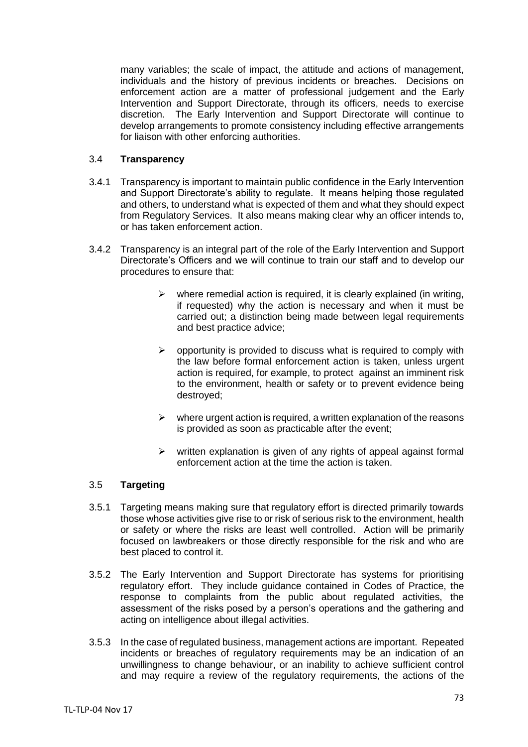many variables; the scale of impact, the attitude and actions of management, individuals and the history of previous incidents or breaches. Decisions on enforcement action are a matter of professional judgement and the Early Intervention and Support Directorate, through its officers, needs to exercise discretion. The Early Intervention and Support Directorate will continue to develop arrangements to promote consistency including effective arrangements for liaison with other enforcing authorities.

### 3.4 **Transparency**

3.4.1 Transparency is important to maintain public confidence in the Early Intervention and Support Directorate's ability to regulate. It means helping those regulated and others, to understand what is expected of them and what they should expect from Regulatory Services. It also means making clear why an officer intends to, or has taken enforcement action.

3.4.2 Transparency is an integral part of the role of the Early Intervention and Support Directorate's Officers and we will continue to train our staff and to develop our procedures to ensure that:

- where remedial action is required, it is clearly explained (in writing, if requested) why the action is necessary and when it must be carried out; a distinction being made between legal requirements and best practice advice;
- opportunity is provided to discuss what is required to comply with the law before formal enforcement action is taken, unless urgent action is required, for example, to protect against an imminent risk to the environment, health or safety or to prevent evidence being destroyed;
- where urgent action is required, a written explanation of the reasons is provided as soon as practicable after the event;
- written explanation is given of any rights of appeal against formal enforcement action at the time the action is taken.

### 3.5 **Targeting**

3.5.1 Targeting means making sure that regulatory effort is directed primarily towards those whose activities give rise to or risk of serious risk to the environment, health or safety or where the risks are least well controlled. Action will be primarily focused on lawbreakers or those directly responsible for the risk and who are best placed to control it.

3.5.2 The Early Intervention and Support Directorate has systems for prioritising regulatory effort. They include guidance contained in Codes of Practice, the response to complaints from the public about regulated activities, the assessment of the risks posed by a person's operations and the gathering and acting on intelligence about illegal activities.

3.5.3 In the case of regulated business, management actions are important. Repeated incidents or breaches of regulatory requirements may be an indication of an unwillingness to change behaviour, or an inability to achieve sufficient control and may require a review of the regulatory requirements, the actions of the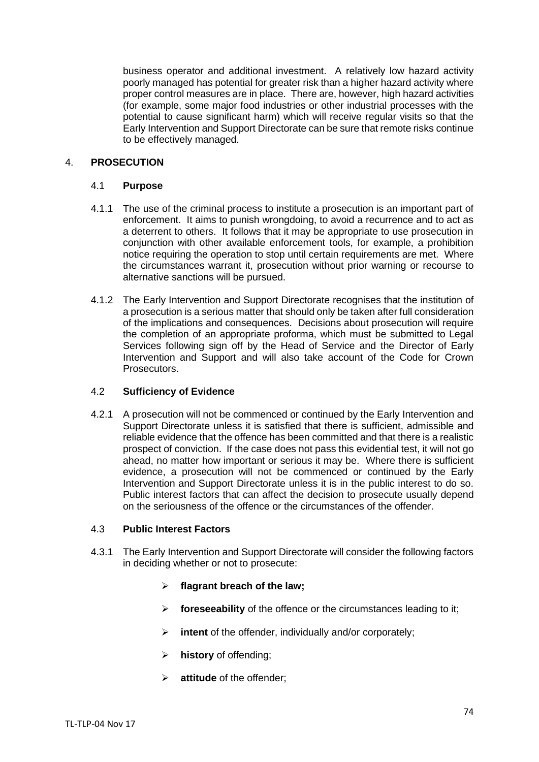business operator and additional investment. A relatively low hazard activity poorly managed has potential for greater risk than a higher hazard activity where proper control measures are in place. There are, however, high hazard activities (for example, some major food industries or other industrial processes with the potential to cause significant harm) which will receive regular visits so that the Early Intervention and Support Directorate can be sure that remote risks continue to be effectively managed.

## 4. PROSECUTION

### 4.1 Purpose

4.1.1 The use of the criminal process to institute a prosecution is an important part of enforcement. It aims to punish wrongdoing, to avoid a recurrence and to act as a deterrent to others. It follows that it may be appropriate to use prosecution in conjunction with other available enforcement tools, for example, a prohibition notice requiring the operation to stop until certain requirements are met. Where the circumstances warrant it, prosecution without prior warning or recourse to alternative sanctions will be pursued.

4.1.2 The Early Intervention and Support Directorate recognises that the institution of a prosecution is a serious matter that should only be taken after full consideration of the implications and consequences. Decisions about prosecution will require the completion of an appropriate proforma, which must be submitted to Legal Services following sign off by the Head of Service and the Director of Early Intervention and Support and will also take account of the Code for Crown Prosecutors.

### 4.2 Sufficiency of Evidence

4.2.1 A prosecution will not be commenced or continued by the Early Intervention and Support Directorate unless it is satisfied that there is sufficient, admissible and reliable evidence that the offence has been committed and that there is a realistic prospect of conviction. If the case does not pass this evidential test, it will not go ahead, no matter how important or serious it may be. Where there is sufficient evidence, a prosecution will not be commenced or continued by the Early Intervention and Support Directorate unless it is in the public interest to do so. Public interest factors that can affect the decision to prosecute usually depend on the seriousness of the offence or the circumstances of the offender.

### 4.3 Public Interest Factors

4.3.1 The Early Intervention and Support Directorate will consider the following factors in deciding whether or not to prosecute:

- **flagrant breach of the law;**
- **foreseeability** of the offence or the circumstances leading to it;
- **intent** of the offender, individually and/or corporately;
- **history** of offending;
- **attitude** of the offender;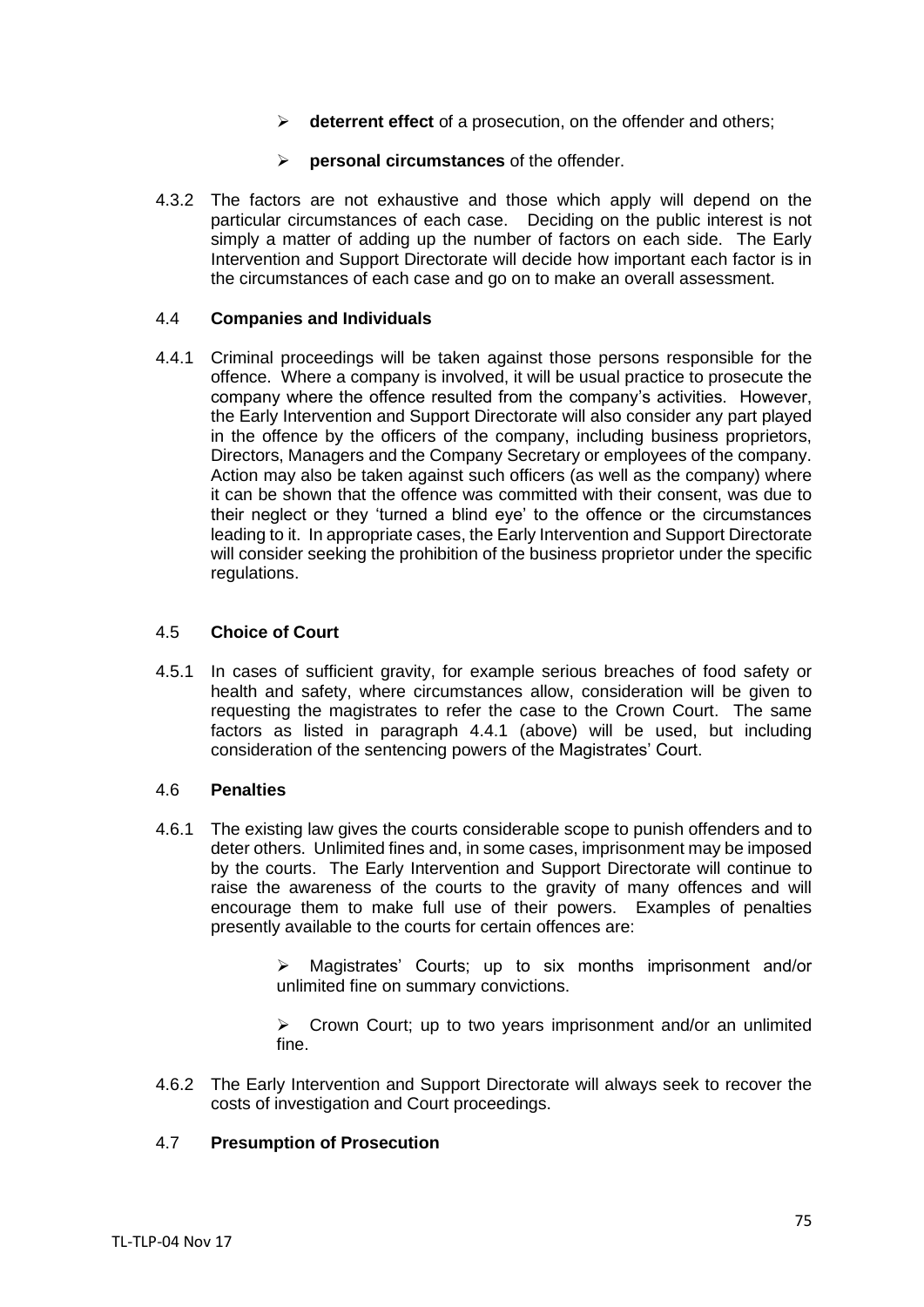- **deterrent effect** of a prosecution, on the offender and others;
- **personal circumstances** of the offender.

4.3.2 The factors are not exhaustive and those which apply will depend on the particular circumstances of each case. Deciding on the public interest is not simply a matter of adding up the number of factors on each side. The Early Intervention and Support Directorate will decide how important each factor is in the circumstances of each case and go on to make an overall assessment.

### 4.4 Companies and Individuals

4.4.1 Criminal proceedings will be taken against those persons responsible for the offence. Where a company is involved, it will be usual practice to prosecute the company where the offence resulted from the company's activities. However, the Early Intervention and Support Directorate will also consider any part played in the offence by the officers of the company, including business proprietors, Directors, Managers and the Company Secretary or employees of the company. Action may also be taken against such officers (as well as the company) where it can be shown that the offence was committed with their consent, was due to their neglect or they 'turned a blind eye' to the offence or the circumstances leading to it. In appropriate cases, the Early Intervention and Support Directorate will consider seeking the prohibition of the business proprietor under the specific regulations.

### 4.5 Choice of Court

4.5.1 In cases of sufficient gravity, for example serious breaches of food safety or health and safety, where circumstances allow, consideration will be given to requesting the magistrates to refer the case to the Crown Court. The same factors as listed in paragraph 4.4.1 (above) will be used, but including consideration of the sentencing powers of the Magistrates' Court.

### 4.6 Penalties

4.6.1 The existing law gives the courts considerable scope to punish offenders and to deter others. Unlimited fines and, in some cases, imprisonment may be imposed by the courts. The Early Intervention and Support Directorate will continue to raise the awareness of the courts to the gravity of many offences and will encourage them to make full use of their powers. Examples of penalties presently available to the courts for certain offences are:

- Magistrates' Courts; up to six months imprisonment and/or unlimited fine on summary convictions.
- Crown Court; up to two years imprisonment and/or an unlimited fine.

4.6.2 The Early Intervention and Support Directorate will always seek to recover the costs of investigation and Court proceedings.

### 4.7 Presumption of Prosecution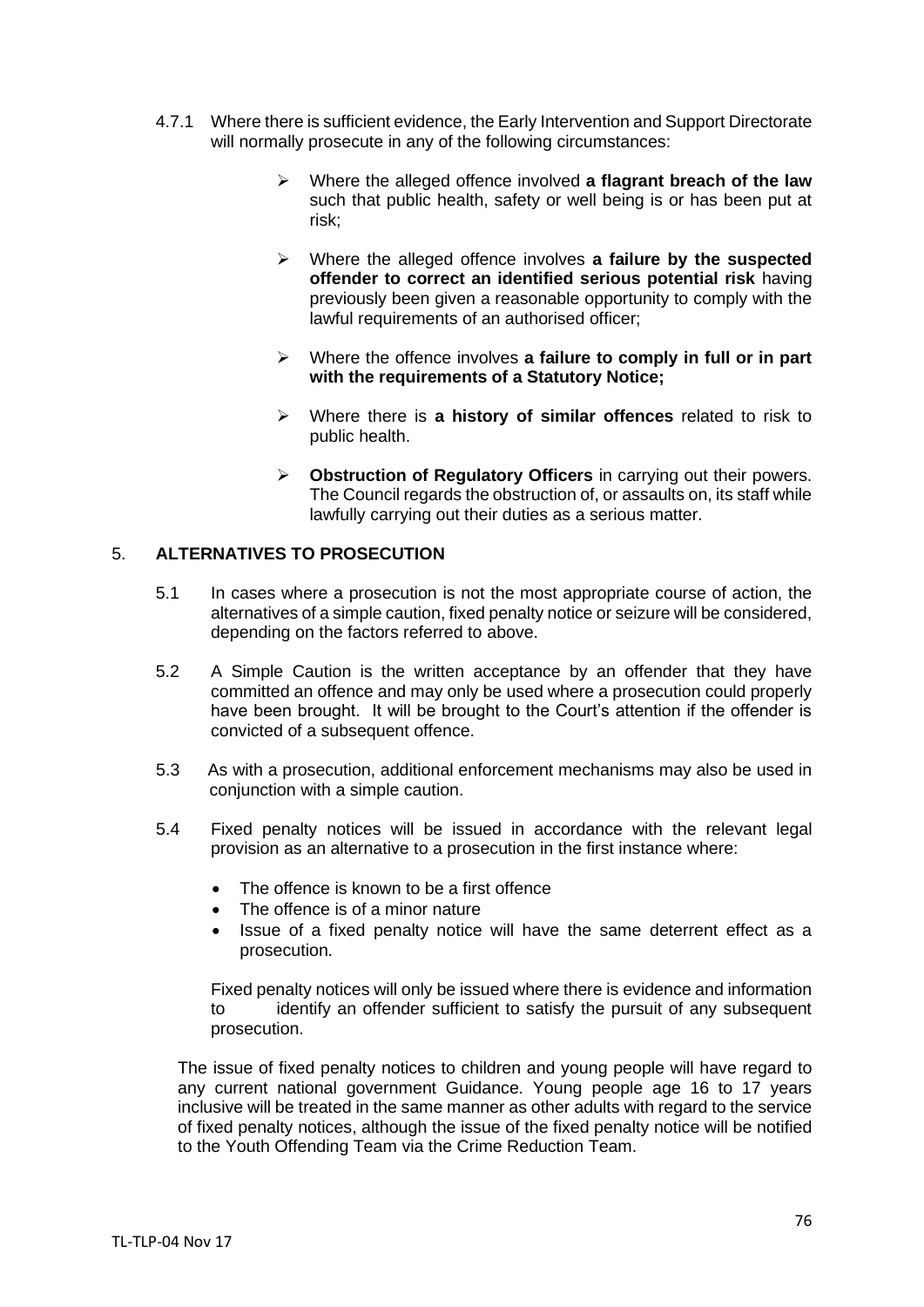4.7.1 Where there is sufficient evidence, the Early Intervention and Support Directorate will normally prosecute in any of the following circumstances:

- Where the alleged offence involved **a flagrant breach of the law** such that public health, safety or well being is or has been put at risk;
- Where the alleged offence involves **a failure by the suspected offender to correct an identified serious potential risk** having previously been given a reasonable opportunity to comply with the lawful requirements of an authorised officer;
- Where the offence involves **a failure to comply in full or in part with the requirements of a Statutory Notice;**
- Where there is **a history of similar offences** related to risk to public health.
- **Obstruction of Regulatory Officers** in carrying out their powers. The Council regards the obstruction of, or assaults on, its staff while lawfully carrying out their duties as a serious matter.

## 5. ALTERNATIVES TO PROSECUTION

5.1 In cases where a prosecution is not the most appropriate course of action, the alternatives of a simple caution, fixed penalty notice or seizure will be considered, depending on the factors referred to above.

5.2 A Simple Caution is the written acceptance by an offender that they have committed an offence and may only be used where a prosecution could properly have been brought. It will be brought to the Court's attention if the offender is convicted of a subsequent offence.

5.3 As with a prosecution, additional enforcement mechanisms may also be used in conjunction with a simple caution.

5.4 Fixed penalty notices will be issued in accordance with the relevant legal provision as an alternative to a prosecution in the first instance where:

- The offence is known to be a first offence
- The offence is of a minor nature
- Issue of a fixed penalty notice will have the same deterrent effect as a prosecution.

Fixed penalty notices will only be issued where there is evidence and information to identify an offender sufficient to satisfy the pursuit of any subsequent prosecution.

The issue of fixed penalty notices to children and young people will have regard to any current national government Guidance. Young people age 16 to 17 years inclusive will be treated in the same manner as other adults with regard to the service of fixed penalty notices, although the issue of the fixed penalty notice will be notified to the Youth Offending Team via the Crime Reduction Team.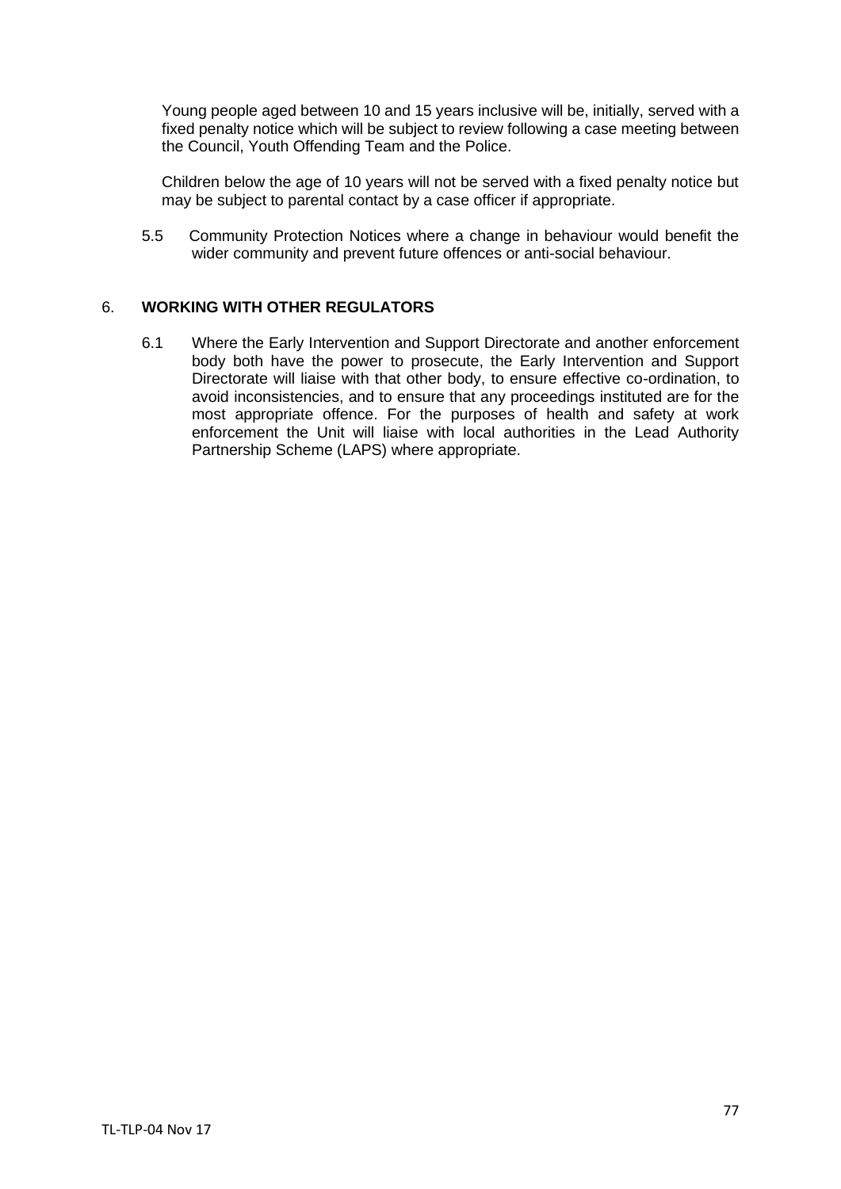Young people aged between 10 and 15 years inclusive will be, initially, served with a fixed penalty notice which will be subject to review following a case meeting between the Council, Youth Offending Team and the Police.

Children below the age of 10 years will not be served with a fixed penalty notice but may be subject to parental contact by a case officer if appropriate.

5.5 Community Protection Notices where a change in behaviour would benefit the wider community and prevent future offences or anti-social behaviour.

## 6. **WORKING WITH OTHER REGULATORS**

6.1 Where the Early Intervention and Support Directorate and another enforcement body both have the power to prosecute, the Early Intervention and Support Directorate will liaise with that other body, to ensure effective co-ordination, to avoid inconsistencies, and to ensure that any proceedings instituted are for the most appropriate offence. For the purposes of health and safety at work enforcement the Unit will liaise with local authorities in the Lead Authority Partnership Scheme (LAPS) where appropriate.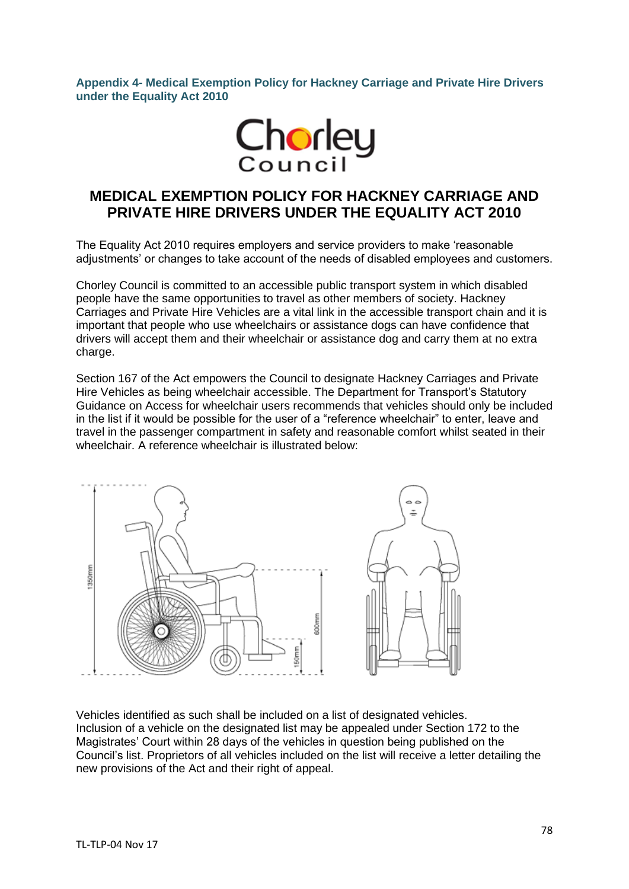**Appendix 4- Medical Exemption Policy for Hackney Carriage and Private Hire Drivers under the Equality Act 2010**

Chorley Council

# MEDICAL EXEMPTION POLICY FOR HACKNEY CARRIAGE AND PRIVATE HIRE DRIVERS UNDER THE EQUALITY ACT 2010

The Equality Act 2010 requires employers and service providers to make 'reasonable adjustments' or changes to take account of the needs of disabled employees and customers.

Chorley Council is committed to an accessible public transport system in which disabled people have the same opportunities to travel as other members of society. Hackney Carriages and Private Hire Vehicles are a vital link in the accessible transport chain and it is important that people who use wheelchairs or assistance dogs can have confidence that drivers will accept them and their wheelchair or assistance dog and carry them at no extra charge.

Section 167 of the Act empowers the Council to designate Hackney Carriages and Private Hire Vehicles as being wheelchair accessible. The Department for Transport's Statutory Guidance on Access for wheelchair users recommends that vehicles should only be included in the list if it would be possible for the user of a "reference wheelchair" to enter, leave and travel in the passenger compartment in safety and reasonable comfort whilst seated in their wheelchair. A reference wheelchair is illustrated below:

Vehicles identified as such shall be included on a list of designated vehicles. Inclusion of a vehicle on the designated list may be appealed under Section 172 to the Magistrates' Court within 28 days of the vehicles in question being published on the Council's list. Proprietors of all vehicles included on the list will receive a letter detailing the new provisions of the Act and their right of appeal.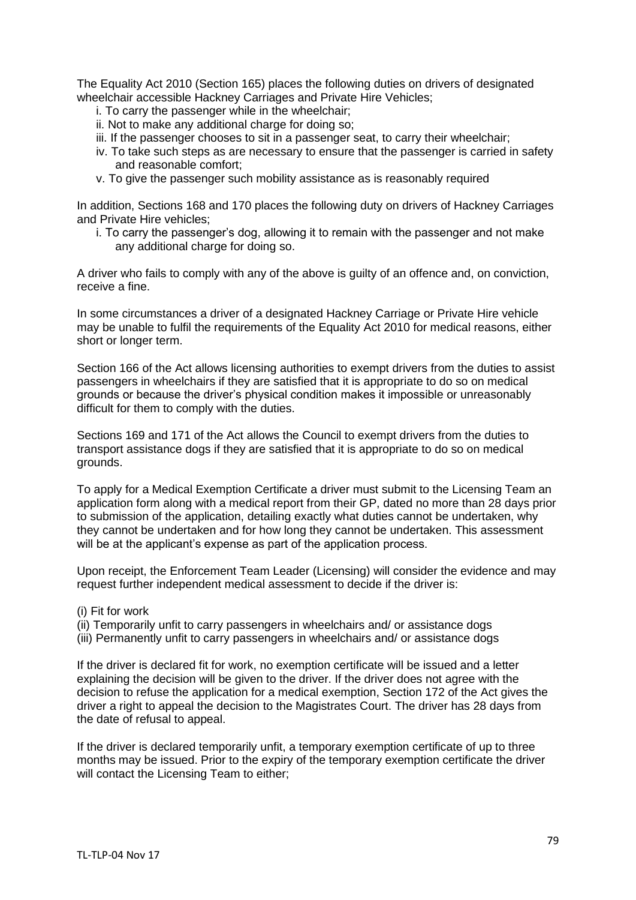The Equality Act 2010 (Section 165) places the following duties on drivers of designated wheelchair accessible Hackney Carriages and Private Hire Vehicles;

- i. To carry the passenger while in the wheelchair;
- ii. Not to make any additional charge for doing so;
- iii. If the passenger chooses to sit in a passenger seat, to carry their wheelchair;
- iv. To take such steps as are necessary to ensure that the passenger is carried in safety and reasonable comfort;
- v. To give the passenger such mobility assistance as is reasonably required

In addition, Sections 168 and 170 places the following duty on drivers of Hackney Carriages and Private Hire vehicles;

- i. To carry the passenger's dog, allowing it to remain with the passenger and not make any additional charge for doing so.

A driver who fails to comply with any of the above is guilty of an offence and, on conviction, receive a fine.

In some circumstances a driver of a designated Hackney Carriage or Private Hire vehicle may be unable to fulfil the requirements of the Equality Act 2010 for medical reasons, either short or longer term.

Section 166 of the Act allows licensing authorities to exempt drivers from the duties to assist passengers in wheelchairs if they are satisfied that it is appropriate to do so on medical grounds or because the driver's physical condition makes it impossible or unreasonably difficult for them to comply with the duties.

Sections 169 and 171 of the Act allows the Council to exempt drivers from the duties to transport assistance dogs if they are satisfied that it is appropriate to do so on medical grounds.

To apply for a Medical Exemption Certificate a driver must submit to the Licensing Team an application form along with a medical report from their GP, dated no more than 28 days prior to submission of the application, detailing exactly what duties cannot be undertaken, why they cannot be undertaken and for how long they cannot be undertaken. This assessment will be at the applicant's expense as part of the application process.

Upon receipt, the Enforcement Team Leader (Licensing) will consider the evidence and may request further independent medical assessment to decide if the driver is:

(i) Fit for work
(ii) Temporarily unfit to carry passengers in wheelchairs and/ or assistance dogs
(iii) Permanently unfit to carry passengers in wheelchairs and/ or assistance dogs

If the driver is declared fit for work, no exemption certificate will be issued and a letter explaining the decision will be given to the driver. If the driver does not agree with the decision to refuse the application for a medical exemption, Section 172 of the Act gives the driver a right to appeal the decision to the Magistrates Court. The driver has 28 days from the date of refusal to appeal.

If the driver is declared temporarily unfit, a temporary exemption certificate of up to three months may be issued. Prior to the expiry of the temporary exemption certificate the driver will contact the Licensing Team to either;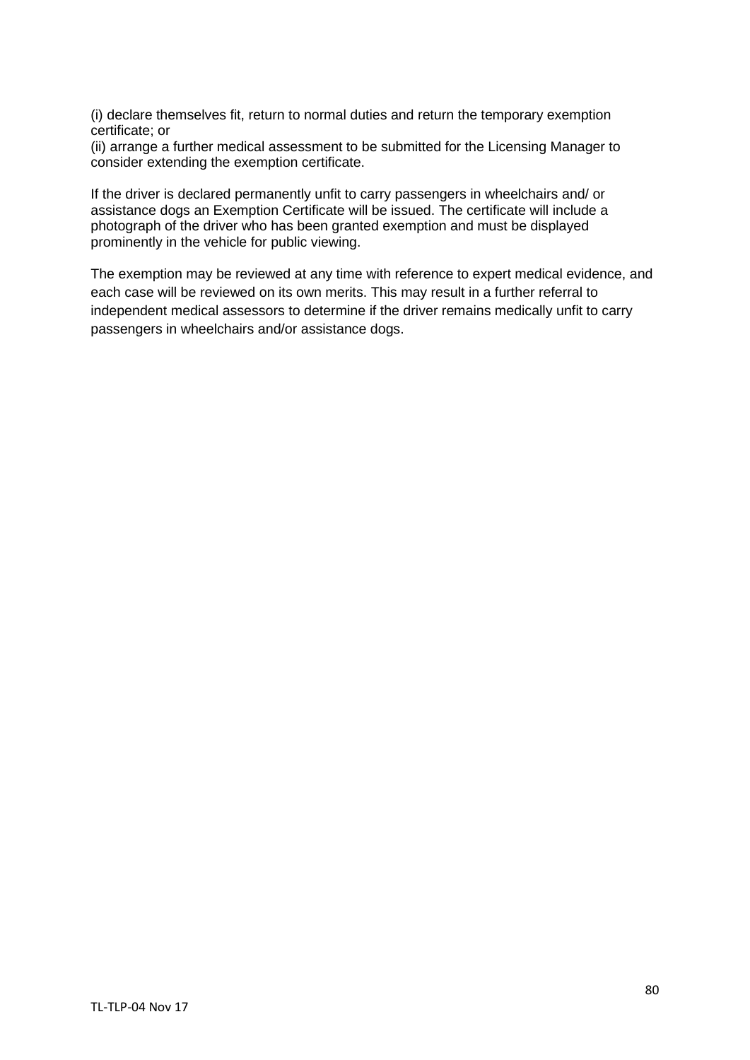(i) declare themselves fit, return to normal duties and return the temporary exemption certificate; or
(ii) arrange a further medical assessment to be submitted for the Licensing Manager to consider extending the exemption certificate.

If the driver is declared permanently unfit to carry passengers in wheelchairs and/ or assistance dogs an Exemption Certificate will be issued. The certificate will include a photograph of the driver who has been granted exemption and must be displayed prominently in the vehicle for public viewing.

The exemption may be reviewed at any time with reference to expert medical evidence, and each case will be reviewed on its own merits. This may result in a further referral to independent medical assessors to determine if the driver remains medically unfit to carry passengers in wheelchairs and/or assistance dogs.